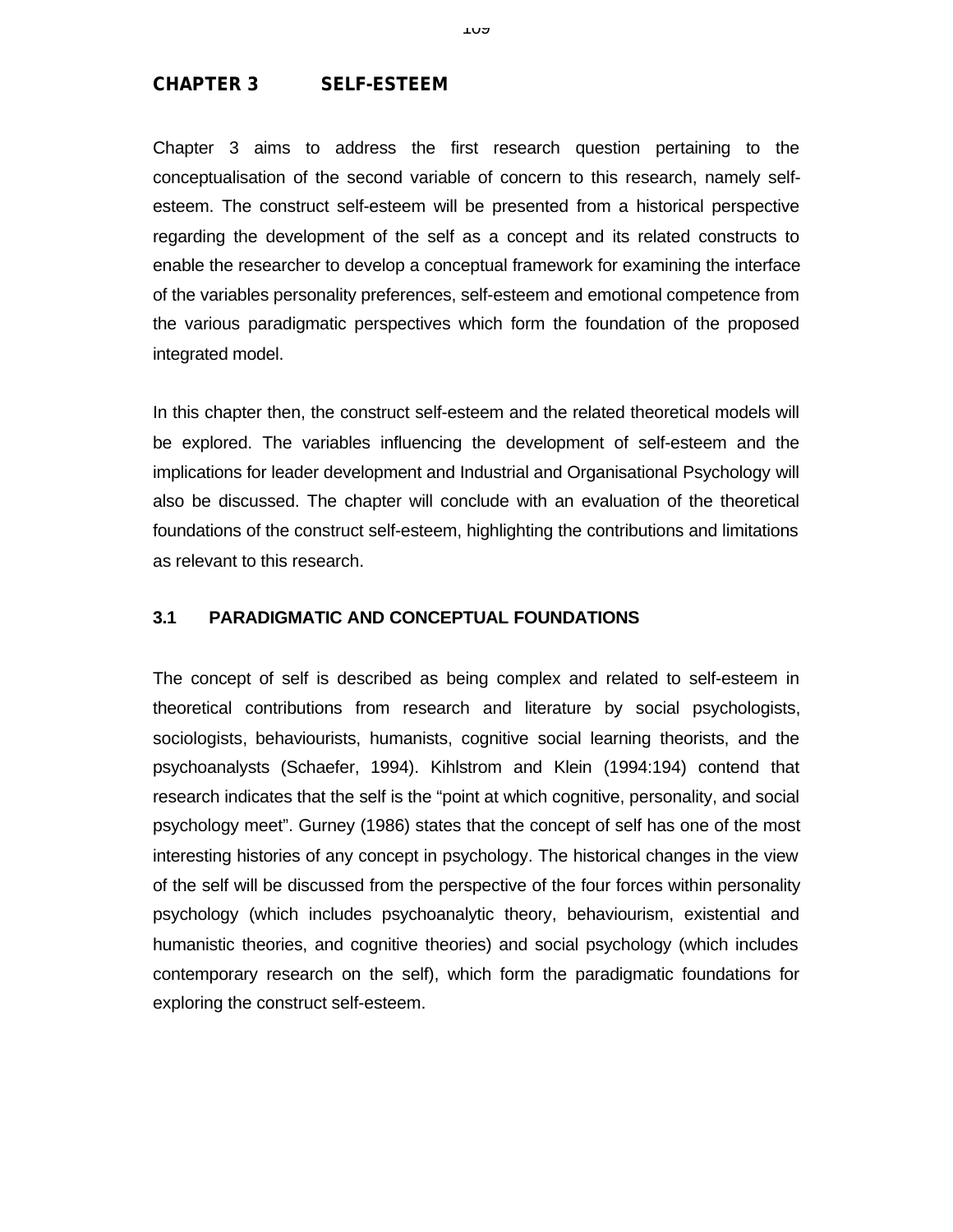# CHAPTER 3 SELF-ESTEEM

Chapter 3 aims to address the first research question pertaining to the conceptualisation of the second variable of concern to this research, namely self-esteem. The construct self-esteem will be presented from a historical perspective regarding the development of the self as a concept and its related constructs to enable the researcher to develop a conceptual framework for examining the interface of the variables personality preferences, self-esteem and emotional competence from the various paradigmatic perspectives which form the foundation of the proposed integrated model.

In this chapter then, the construct self-esteem and the related theoretical models will be explored. The variables influencing the development of self-esteem and the implications for leader development and Industrial and Organisational Psychology will also be discussed. The chapter will conclude with an evaluation of the theoretical foundations of the construct self-esteem, highlighting the contributions and limitations as relevant to this research.

## 3.1 PARADIGMATIC AND CONCEPTUAL FOUNDATIONS

The concept of self is described as being complex and related to self-esteem in theoretical contributions from research and literature by social psychologists, sociologists, behaviourists, humanists, cognitive social learning theorists, and the psychoanalysts (Schaefer, 1994). Kihlstrom and Klein (1994:194) contend that research indicates that the self is the "point at which cognitive, personality, and social psychology meet". Gurney (1986) states that the concept of self has one of the most interesting histories of any concept in psychology. The historical changes in the view of the self will be discussed from the perspective of the four forces within personality psychology (which includes psychoanalytic theory, behaviourism, existential and humanistic theories, and cognitive theories) and social psychology (which includes contemporary research on the self), which form the paradigmatic foundations for exploring the construct self-esteem.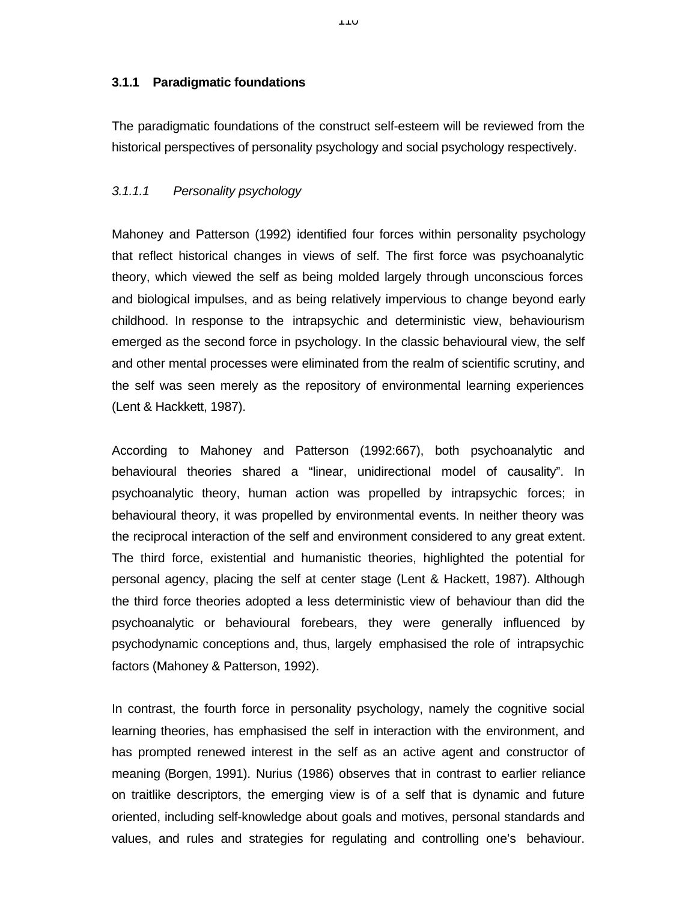### 3.1.1 Paradigmatic foundations

The paradigmatic foundations of the construct self-esteem will be reviewed from the historical perspectives of personality psychology and social psychology respectively.

#### *3.1.1.1 Personality psychology*

Mahoney and Patterson (1992) identified four forces within personality psychology that reflect historical changes in views of self. The first force was psychoanalytic theory, which viewed the self as being molded largely through unconscious forces and biological impulses, and as being relatively impervious to change beyond early childhood. In response to the intrapsychic and deterministic view, behaviourism emerged as the second force in psychology. In the classic behavioural view, the self and other mental processes were eliminated from the realm of scientific scrutiny, and the self was seen merely as the repository of environmental learning experiences (Lent & Hackkett, 1987).

According to Mahoney and Patterson (1992:667), both psychoanalytic and behavioural theories shared a "linear, unidirectional model of causality". In psychoanalytic theory, human action was propelled by intrapsychic forces; in behavioural theory, it was propelled by environmental events. In neither theory was the reciprocal interaction of the self and environment considered to any great extent. The third force, existential and humanistic theories, highlighted the potential for personal agency, placing the self at center stage (Lent & Hackett, 1987). Although the third force theories adopted a less deterministic view of behaviour than did the psychoanalytic or behavioural forebears, they were generally influenced by psychodynamic conceptions and, thus, largely emphasised the role of intrapsychic factors (Mahoney & Patterson, 1992).

In contrast, the fourth force in personality psychology, namely the cognitive social learning theories, has emphasised the self in interaction with the environment, and has prompted renewed interest in the self as an active agent and constructor of meaning (Borgen, 1991). Nurius (1986) observes that in contrast to earlier reliance on traitlike descriptors, the emerging view is of a self that is dynamic and future oriented, including self-knowledge about goals and motives, personal standards and values, and rules and strategies for regulating and controlling one's behaviour.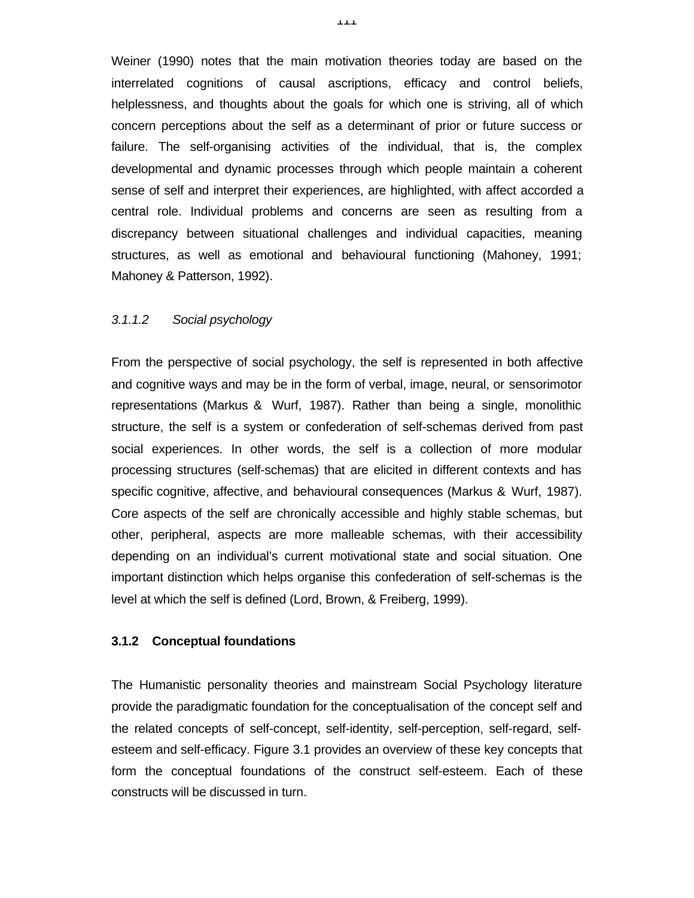Weiner (1990) notes that the main motivation theories today are based on the interrelated cognitions of causal ascriptions, efficacy and control beliefs, helplessness, and thoughts about the goals for which one is striving, all of which concern perceptions about the self as a determinant of prior or future success or failure. The self-organising activities of the individual, that is, the complex developmental and dynamic processes through which people maintain a coherent sense of self and interpret their experiences, are highlighted, with affect accorded a central role. Individual problems and concerns are seen as resulting from a discrepancy between situational challenges and individual capacities, meaning structures, as well as emotional and behavioural functioning (Mahoney, 1991; Mahoney & Patterson, 1992).

#### *3.1.1.2 Social psychology*

From the perspective of social psychology, the self is represented in both affective and cognitive ways and may be in the form of verbal, image, neural, or sensorimotor representations (Markus & Wurf, 1987). Rather than being a single, monolithic structure, the self is a system or confederation of self-schemas derived from past social experiences. In other words, the self is a collection of more modular processing structures (self-schemas) that are elicited in different contexts and has specific cognitive, affective, and behavioural consequences (Markus & Wurf, 1987). Core aspects of the self are chronically accessible and highly stable schemas, but other, peripheral, aspects are more malleable schemas, with their accessibility depending on an individual's current motivational state and social situation. One important distinction which helps organise this confederation of self-schemas is the level at which the self is defined (Lord, Brown, & Freiberg, 1999).

### **3.1.2 Conceptual foundations**

The Humanistic personality theories and mainstream Social Psychology literature provide the paradigmatic foundation for the conceptualisation of the concept self and the related concepts of self-concept, self-identity, self-perception, self-regard, self-esteem and self-efficacy. Figure 3.1 provides an overview of these key concepts that form the conceptual foundations of the construct self-esteem. Each of these constructs will be discussed in turn.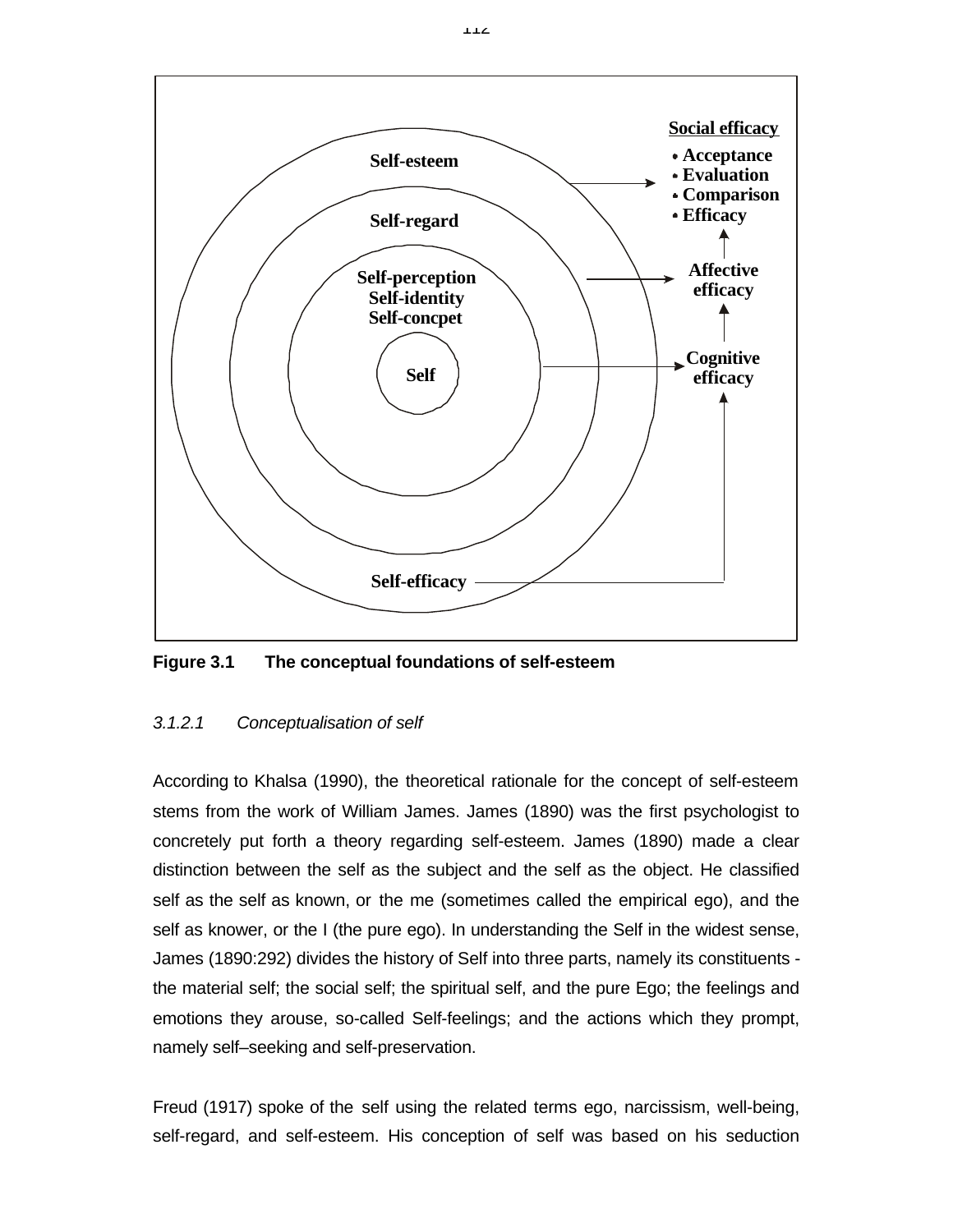Social efficacy

- Acceptance
- Evaluation
- Comparison
- Efficacy

Self-esteem

Self-regard

Self-perception
Self-identity
Self-concpet

Self

Affective efficacy

Cognitive efficacy

Self-efficacy

**Figure 3.1 The conceptual foundations of self-esteem**

*3.1.2.1 Conceptualisation of self*

According to Khalsa (1990), the theoretical rationale for the concept of self-esteem stems from the work of William James. James (1890) was the first psychologist to concretely put forth a theory regarding self-esteem. James (1890) made a clear distinction between the self as the subject and the self as the object. He classified self as the self as known, or the me (sometimes called the empirical ego), and the self as knower, or the I (the pure ego). In understanding the Self in the widest sense, James (1890:292) divides the history of Self into three parts, namely its constituents - the material self; the social self; the spiritual self, and the pure Ego; the feelings and emotions they arouse, so-called Self-feelings; and the actions which they prompt, namely self–seeking and self-preservation.

Freud (1917) spoke of the self using the related terms ego, narcissism, well-being, self-regard, and self-esteem. His conception of self was based on his seduction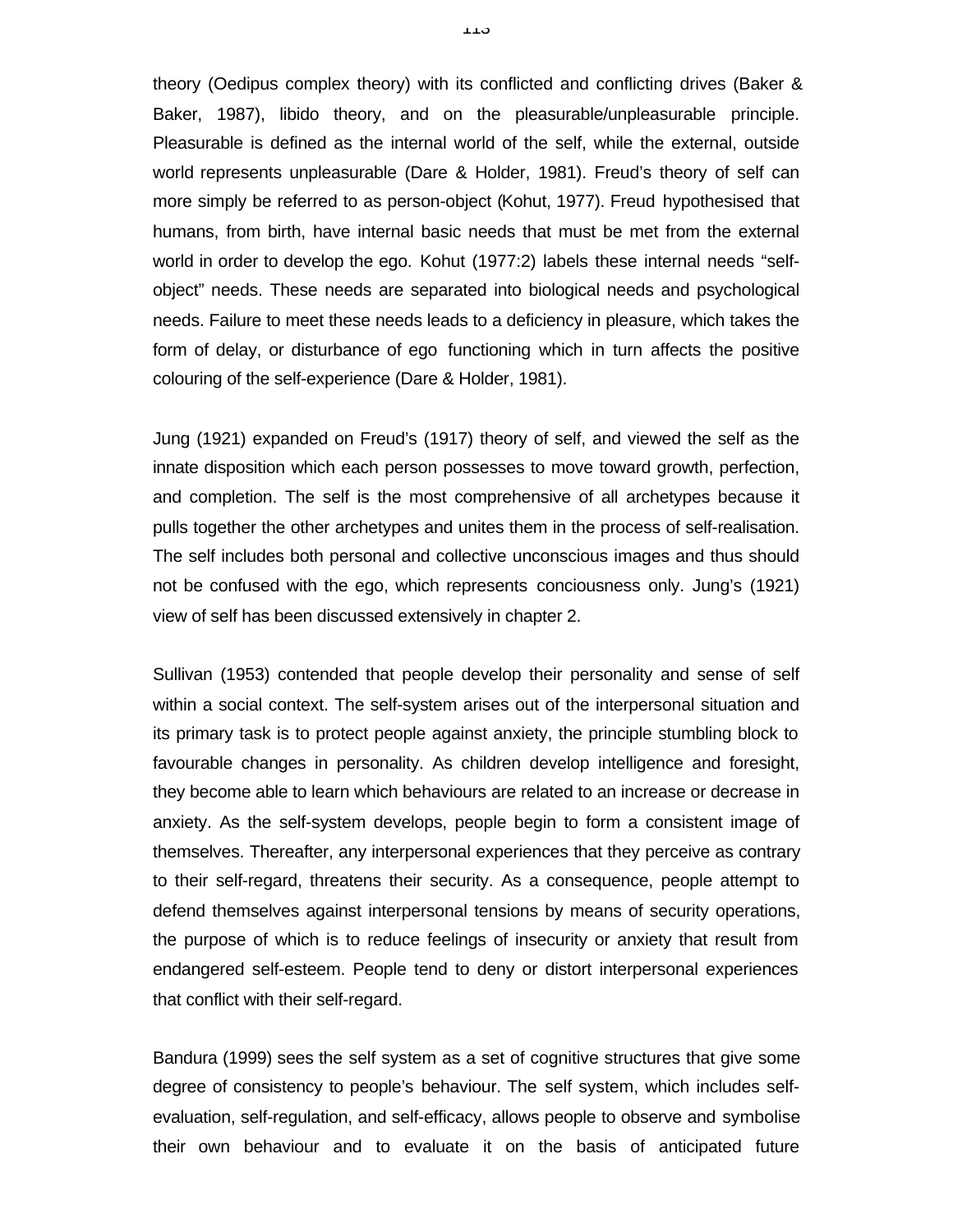theory (Oedipus complex theory) with its conflicted and conflicting drives (Baker & Baker, 1987), libido theory, and on the pleasurable/unpleasurable principle. Pleasurable is defined as the internal world of the self, while the external, outside world represents unpleasurable (Dare & Holder, 1981). Freud's theory of self can more simply be referred to as person-object (Kohut, 1977). Freud hypothesised that humans, from birth, have internal basic needs that must be met from the external world in order to develop the ego. Kohut (1977:2) labels these internal needs "self-object" needs. These needs are separated into biological needs and psychological needs. Failure to meet these needs leads to a deficiency in pleasure, which takes the form of delay, or disturbance of ego functioning which in turn affects the positive colouring of the self-experience (Dare & Holder, 1981).

Jung (1921) expanded on Freud's (1917) theory of self, and viewed the self as the innate disposition which each person possesses to move toward growth, perfection, and completion. The self is the most comprehensive of all archetypes because it pulls together the other archetypes and unites them in the process of self-realisation. The self includes both personal and collective unconscious images and thus should not be confused with the ego, which represents conciousness only. Jung's (1921) view of self has been discussed extensively in chapter 2.

Sullivan (1953) contended that people develop their personality and sense of self within a social context. The self-system arises out of the interpersonal situation and its primary task is to protect people against anxiety, the principle stumbling block to favourable changes in personality. As children develop intelligence and foresight, they become able to learn which behaviours are related to an increase or decrease in anxiety. As the self-system develops, people begin to form a consistent image of themselves. Thereafter, any interpersonal experiences that they perceive as contrary to their self-regard, threatens their security. As a consequence, people attempt to defend themselves against interpersonal tensions by means of security operations, the purpose of which is to reduce feelings of insecurity or anxiety that result from endangered self-esteem. People tend to deny or distort interpersonal experiences that conflict with their self-regard.

Bandura (1999) sees the self system as a set of cognitive structures that give some degree of consistency to people's behaviour. The self system, which includes self-evaluation, self-regulation, and self-efficacy, allows people to observe and symbolise their own behaviour and to evaluate it on the basis of anticipated future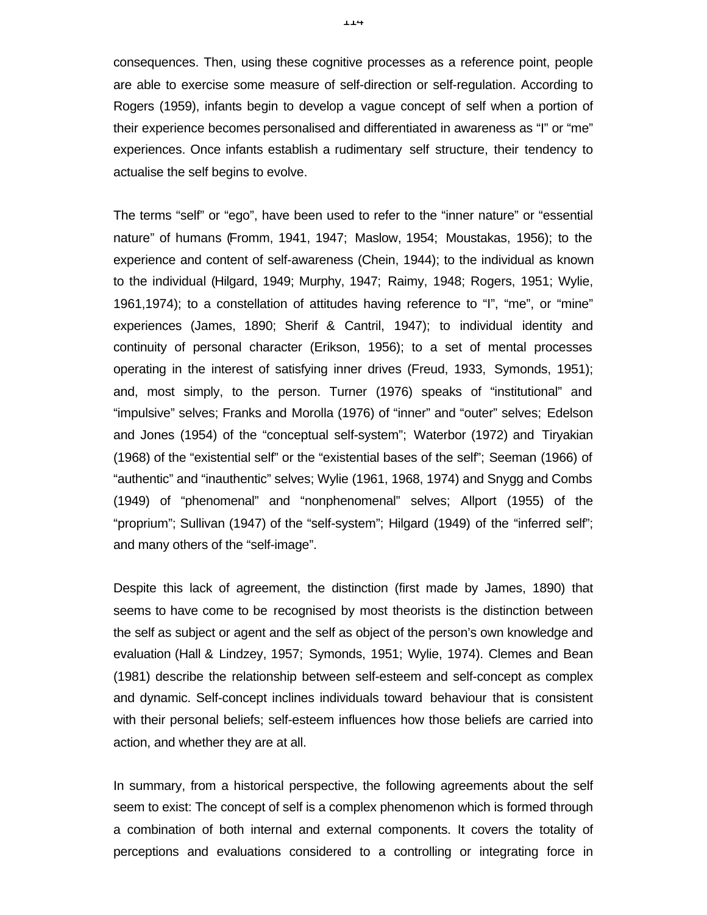consequences. Then, using these cognitive processes as a reference point, people are able to exercise some measure of self-direction or self-regulation. According to Rogers (1959), infants begin to develop a vague concept of self when a portion of their experience becomes personalised and differentiated in awareness as “I” or “me” experiences. Once infants establish a rudimentary self structure, their tendency to actualise the self begins to evolve.

The terms “self” or “ego”, have been used to refer to the “inner nature” or “essential nature” of humans (Fromm, 1941, 1947; Maslow, 1954; Moustakas, 1956); to the experience and content of self-awareness (Chein, 1944); to the individual as known to the individual (Hilgard, 1949; Murphy, 1947; Raimy, 1948; Rogers, 1951; Wylie, 1961,1974); to a constellation of attitudes having reference to “I”, “me”, or “mine” experiences (James, 1890; Sherif & Cantril, 1947); to individual identity and continuity of personal character (Erikson, 1956); to a set of mental processes operating in the interest of satisfying inner drives (Freud, 1933, Symonds, 1951); and, most simply, to the person. Turner (1976) speaks of “institutional” and “impulsive” selves; Franks and Morolla (1976) of “inner” and “outer” selves; Edelson and Jones (1954) of the “conceptual self-system”; Waterbor (1972) and Tiryakian (1968) of the “existential self” or the “existential bases of the self”; Seeman (1966) of “authentic” and “inauthentic” selves; Wylie (1961, 1968, 1974) and Snygg and Combs (1949) of “phenomenal” and “nonphenomenal” selves; Allport (1955) of the “proprium”; Sullivan (1947) of the “self-system”; Hilgard (1949) of the “inferred self”; and many others of the “self-image”.

Despite this lack of agreement, the distinction (first made by James, 1890) that seems to have come to be recognised by most theorists is the distinction between the self as subject or agent and the self as object of the person’s own knowledge and evaluation (Hall & Lindzey, 1957; Symonds, 1951; Wylie, 1974). Clemes and Bean (1981) describe the relationship between self-esteem and self-concept as complex and dynamic. Self-concept inclines individuals toward behaviour that is consistent with their personal beliefs; self-esteem influences how those beliefs are carried into action, and whether they are at all.

In summary, from a historical perspective, the following agreements about the self seem to exist: The concept of self is a complex phenomenon which is formed through a combination of both internal and external components. It covers the totality of perceptions and evaluations considered to a controlling or integrating force in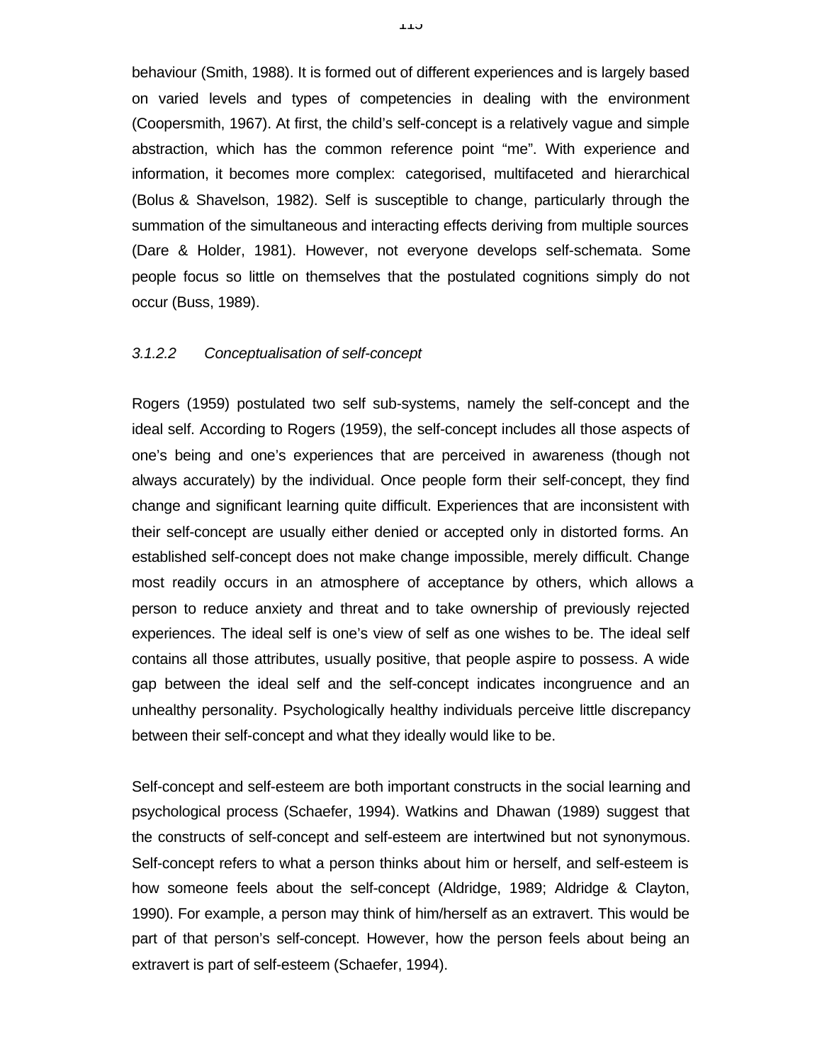behaviour (Smith, 1988). It is formed out of different experiences and is largely based on varied levels and types of competencies in dealing with the environment (Coopersmith, 1967). At first, the child's self-concept is a relatively vague and simple abstraction, which has the common reference point "me". With experience and information, it becomes more complex: categorised, multifaceted and hierarchical (Bolus & Shavelson, 1982). Self is susceptible to change, particularly through the summation of the simultaneous and interacting effects deriving from multiple sources (Dare & Holder, 1981). However, not everyone develops self-schemata. Some people focus so little on themselves that the postulated cognitions simply do not occur (Buss, 1989).

#### *3.1.2.2 Conceptualisation of self-concept*

Rogers (1959) postulated two self sub-systems, namely the self-concept and the ideal self. According to Rogers (1959), the self-concept includes all those aspects of one's being and one's experiences that are perceived in awareness (though not always accurately) by the individual. Once people form their self-concept, they find change and significant learning quite difficult. Experiences that are inconsistent with their self-concept are usually either denied or accepted only in distorted forms. An established self-concept does not make change impossible, merely difficult. Change most readily occurs in an atmosphere of acceptance by others, which allows a person to reduce anxiety and threat and to take ownership of previously rejected experiences. The ideal self is one's view of self as one wishes to be. The ideal self contains all those attributes, usually positive, that people aspire to possess. A wide gap between the ideal self and the self-concept indicates incongruence and an unhealthy personality. Psychologically healthy individuals perceive little discrepancy between their self-concept and what they ideally would like to be.

Self-concept and self-esteem are both important constructs in the social learning and psychological process (Schaefer, 1994). Watkins and Dhawan (1989) suggest that the constructs of self-concept and self-esteem are intertwined but not synonymous. Self-concept refers to what a person thinks about him or herself, and self-esteem is how someone feels about the self-concept (Aldridge, 1989; Aldridge & Clayton, 1990). For example, a person may think of him/herself as an extravert. This would be part of that person's self-concept. However, how the person feels about being an extravert is part of self-esteem (Schaefer, 1994).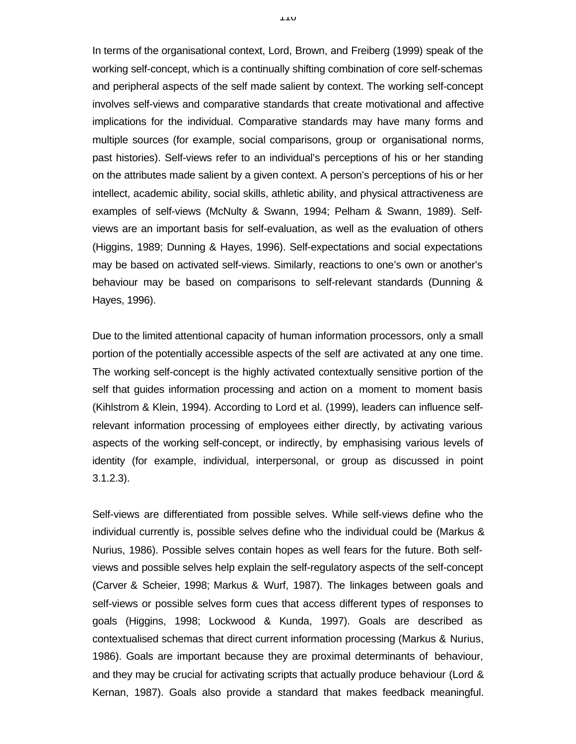In terms of the organisational context, Lord, Brown, and Freiberg (1999) speak of the working self-concept, which is a continually shifting combination of core self-schemas and peripheral aspects of the self made salient by context. The working self-concept involves self-views and comparative standards that create motivational and affective implications for the individual. Comparative standards may have many forms and multiple sources (for example, social comparisons, group or organisational norms, past histories). Self-views refer to an individual's perceptions of his or her standing on the attributes made salient by a given context. A person's perceptions of his or her intellect, academic ability, social skills, athletic ability, and physical attractiveness are examples of self-views (McNulty & Swann, 1994; Pelham & Swann, 1989). Self-views are an important basis for self-evaluation, as well as the evaluation of others (Higgins, 1989; Dunning & Hayes, 1996). Self-expectations and social expectations may be based on activated self-views. Similarly, reactions to one's own or another's behaviour may be based on comparisons to self-relevant standards (Dunning & Hayes, 1996).

Due to the limited attentional capacity of human information processors, only a small portion of the potentially accessible aspects of the self are activated at any one time. The working self-concept is the highly activated contextually sensitive portion of the self that guides information processing and action on a moment to moment basis (Kihlstrom & Klein, 1994). According to Lord et al. (1999), leaders can influence self-relevant information processing of employees either directly, by activating various aspects of the working self-concept, or indirectly, by emphasising various levels of identity (for example, individual, interpersonal, or group as discussed in point 3.1.2.3).

Self-views are differentiated from possible selves. While self-views define who the individual currently is, possible selves define who the individual could be (Markus & Nurius, 1986). Possible selves contain hopes as well fears for the future. Both self-views and possible selves help explain the self-regulatory aspects of the self-concept (Carver & Scheier, 1998; Markus & Wurf, 1987). The linkages between goals and self-views or possible selves form cues that access different types of responses to goals (Higgins, 1998; Lockwood & Kunda, 1997). Goals are described as contextualised schemas that direct current information processing (Markus & Nurius, 1986). Goals are important because they are proximal determinants of behaviour, and they may be crucial for activating scripts that actually produce behaviour (Lord & Kernan, 1987). Goals also provide a standard that makes feedback meaningful.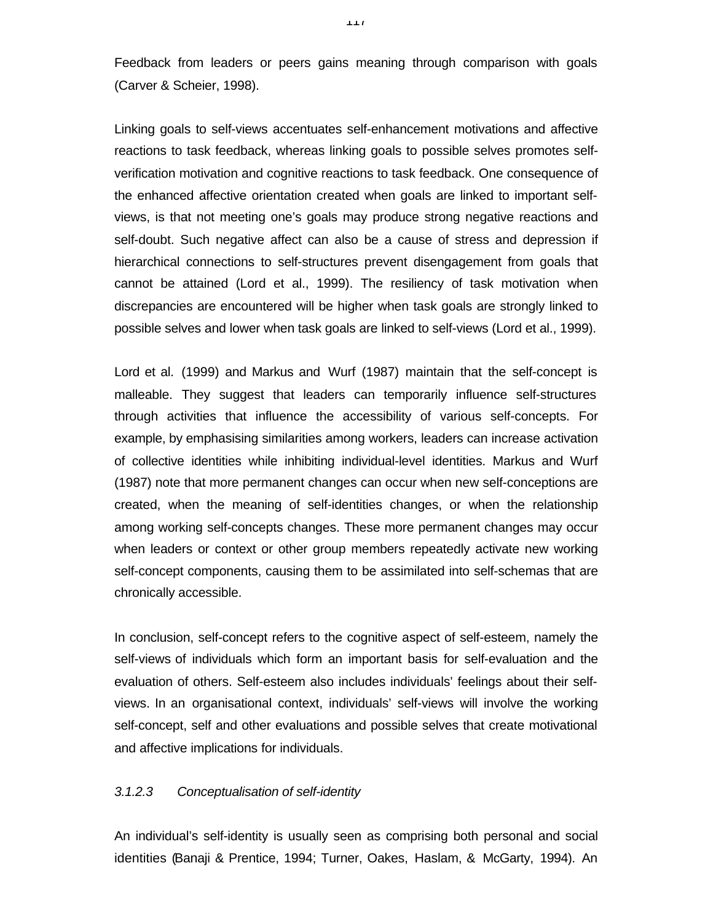Feedback from leaders or peers gains meaning through comparison with goals (Carver & Scheier, 1998).

Linking goals to self-views accentuates self-enhancement motivations and affective reactions to task feedback, whereas linking goals to possible selves promotes self-verification motivation and cognitive reactions to task feedback. One consequence of the enhanced affective orientation created when goals are linked to important self-views, is that not meeting one's goals may produce strong negative reactions and self-doubt. Such negative affect can also be a cause of stress and depression if hierarchical connections to self-structures prevent disengagement from goals that cannot be attained (Lord et al., 1999). The resiliency of task motivation when discrepancies are encountered will be higher when task goals are strongly linked to possible selves and lower when task goals are linked to self-views (Lord et al., 1999).

Lord et al. (1999) and Markus and Wurf (1987) maintain that the self-concept is malleable. They suggest that leaders can temporarily influence self-structures through activities that influence the accessibility of various self-concepts. For example, by emphasising similarities among workers, leaders can increase activation of collective identities while inhibiting individual-level identities. Markus and Wurf (1987) note that more permanent changes can occur when new self-conceptions are created, when the meaning of self-identities changes, or when the relationship among working self-concepts changes. These more permanent changes may occur when leaders or context or other group members repeatedly activate new working self-concept components, causing them to be assimilated into self-schemas that are chronically accessible.

In conclusion, self-concept refers to the cognitive aspect of self-esteem, namely the self-views of individuals which form an important basis for self-evaluation and the evaluation of others. Self-esteem also includes individuals' feelings about their self-views. In an organisational context, individuals' self-views will involve the working self-concept, self and other evaluations and possible selves that create motivational and affective implications for individuals.

#### *3.1.2.3 Conceptualisation of self-identity*

An individual's self-identity is usually seen as comprising both personal and social identities (Banaji & Prentice, 1994; Turner, Oakes, Haslam, & McGarty, 1994). An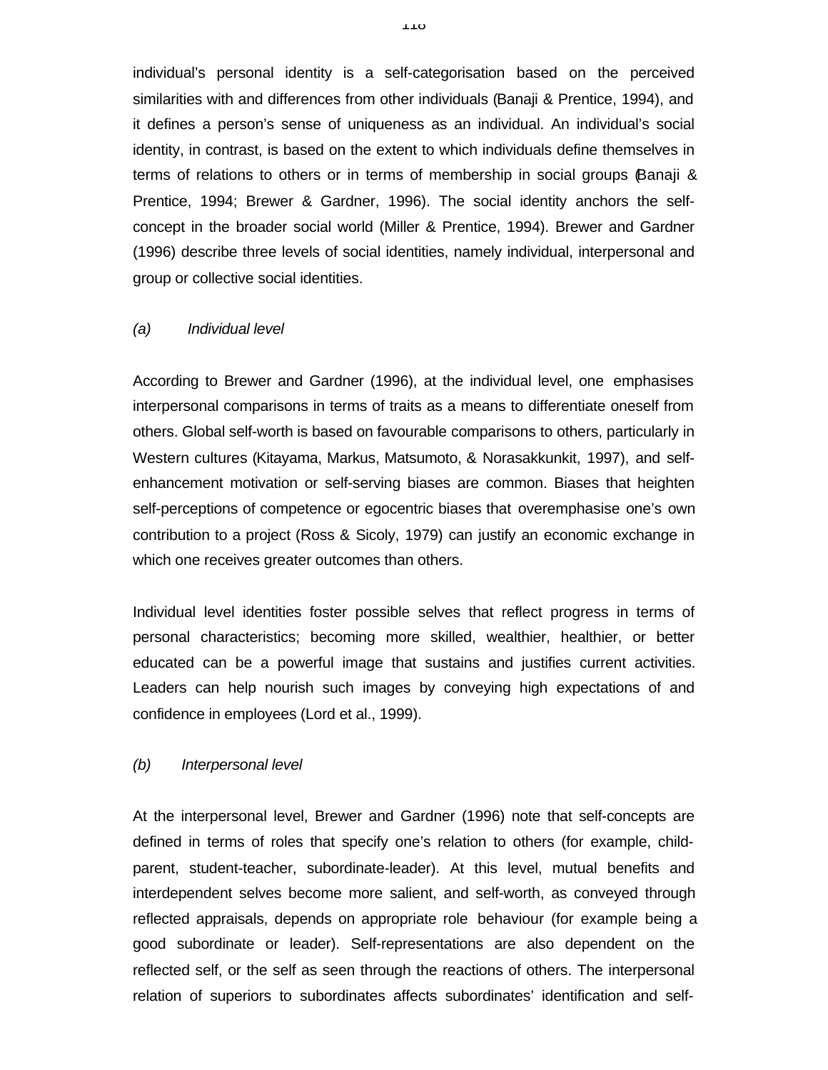individual's personal identity is a self-categorisation based on the perceived similarities with and differences from other individuals (Banaji & Prentice, 1994), and it defines a person's sense of uniqueness as an individual. An individual's social identity, in contrast, is based on the extent to which individuals define themselves in terms of relations to others or in terms of membership in social groups (Banaji & Prentice, 1994; Brewer & Gardner, 1996). The social identity anchors the self-concept in the broader social world (Miller & Prentice, 1994). Brewer and Gardner (1996) describe three levels of social identities, namely individual, interpersonal and group or collective social identities.

*(a) Individual level*

According to Brewer and Gardner (1996), at the individual level, one emphasises interpersonal comparisons in terms of traits as a means to differentiate oneself from others. Global self-worth is based on favourable comparisons to others, particularly in Western cultures (Kitayama, Markus, Matsumoto, & Norasakkunkit, 1997), and self-enhancement motivation or self-serving biases are common. Biases that heighten self-perceptions of competence or egocentric biases that overemphasise one's own contribution to a project (Ross & Sicoly, 1979) can justify an economic exchange in which one receives greater outcomes than others.

Individual level identities foster possible selves that reflect progress in terms of personal characteristics; becoming more skilled, wealthier, healthier, or better educated can be a powerful image that sustains and justifies current activities. Leaders can help nourish such images by conveying high expectations of and confidence in employees (Lord et al., 1999).

*(b) Interpersonal level*

At the interpersonal level, Brewer and Gardner (1996) note that self-concepts are defined in terms of roles that specify one's relation to others (for example, child-parent, student-teacher, subordinate-leader). At this level, mutual benefits and interdependent selves become more salient, and self-worth, as conveyed through reflected appraisals, depends on appropriate role behaviour (for example being a good subordinate or leader). Self-representations are also dependent on the reflected self, or the self as seen through the reactions of others. The interpersonal relation of superiors to subordinates affects subordinates' identification and self-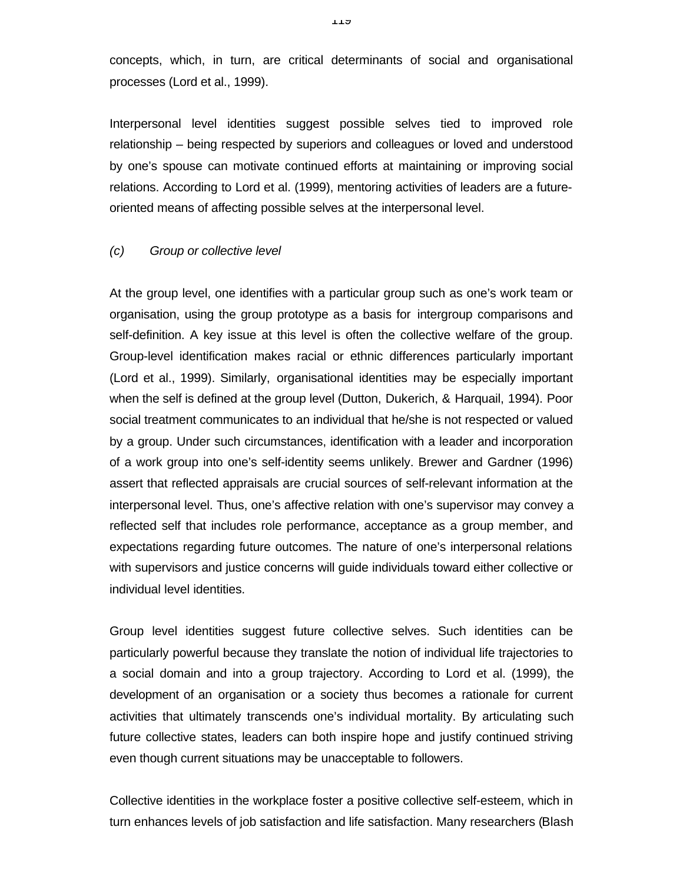concepts, which, in turn, are critical determinants of social and organisational processes (Lord et al., 1999).

Interpersonal level identities suggest possible selves tied to improved role relationship – being respected by superiors and colleagues or loved and understood by one's spouse can motivate continued efforts at maintaining or improving social relations. According to Lord et al. (1999), mentoring activities of leaders are a future-oriented means of affecting possible selves at the interpersonal level.

*(c) Group or collective level*

At the group level, one identifies with a particular group such as one's work team or organisation, using the group prototype as a basis for intergroup comparisons and self-definition. A key issue at this level is often the collective welfare of the group. Group-level identification makes racial or ethnic differences particularly important (Lord et al., 1999). Similarly, organisational identities may be especially important when the self is defined at the group level (Dutton, Dukerich, & Harquail, 1994). Poor social treatment communicates to an individual that he/she is not respected or valued by a group. Under such circumstances, identification with a leader and incorporation of a work group into one's self-identity seems unlikely. Brewer and Gardner (1996) assert that reflected appraisals are crucial sources of self-relevant information at the interpersonal level. Thus, one's affective relation with one's supervisor may convey a reflected self that includes role performance, acceptance as a group member, and expectations regarding future outcomes. The nature of one's interpersonal relations with supervisors and justice concerns will guide individuals toward either collective or individual level identities.

Group level identities suggest future collective selves. Such identities can be particularly powerful because they translate the notion of individual life trajectories to a social domain and into a group trajectory. According to Lord et al. (1999), the development of an organisation or a society thus becomes a rationale for current activities that ultimately transcends one's individual mortality. By articulating such future collective states, leaders can both inspire hope and justify continued striving even though current situations may be unacceptable to followers.

Collective identities in the workplace foster a positive collective self-esteem, which in turn enhances levels of job satisfaction and life satisfaction. Many researchers (Blash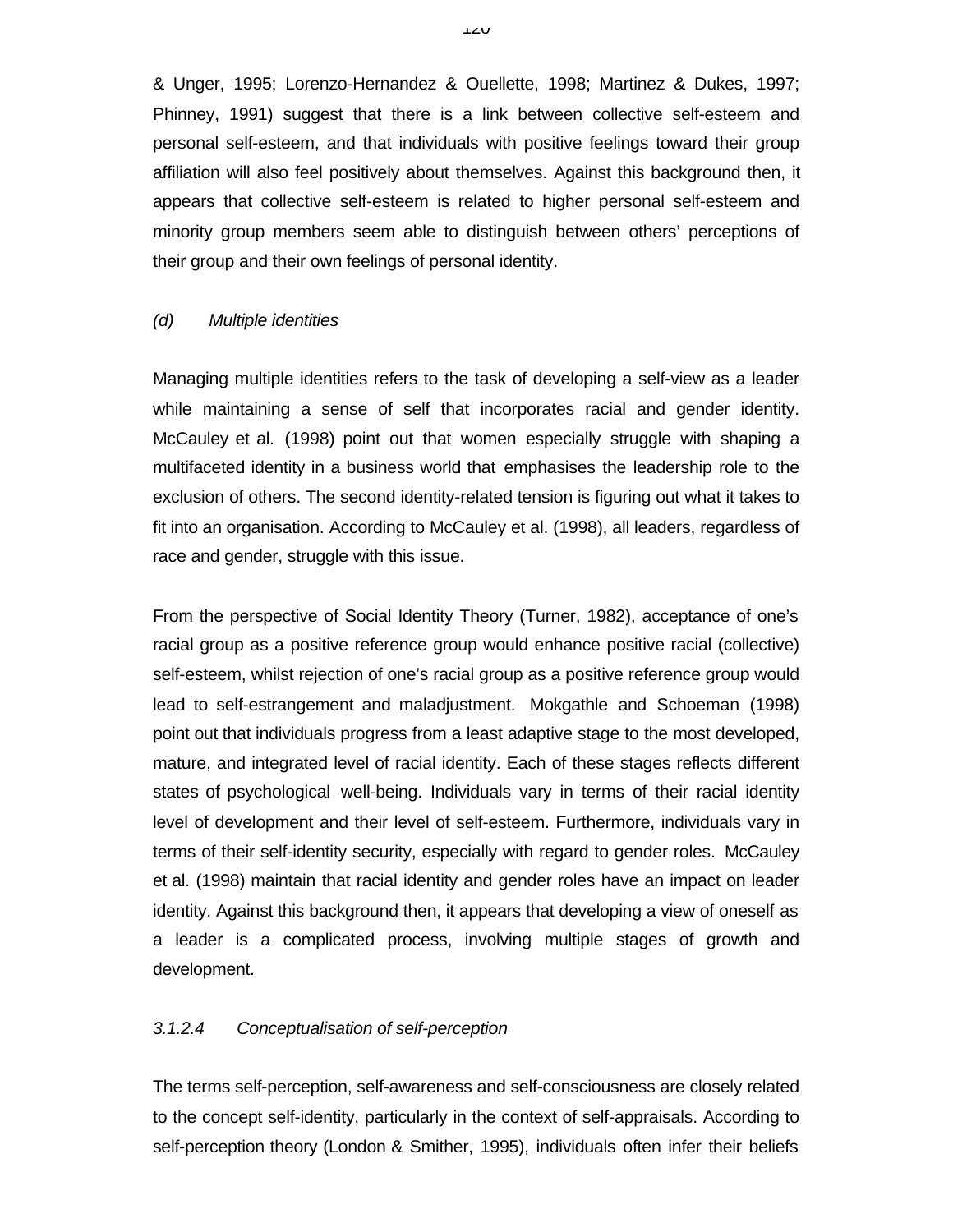& Unger, 1995; Lorenzo-Hernandez & Ouellette, 1998; Martinez & Dukes, 1997; Phinney, 1991) suggest that there is a link between collective self-esteem and personal self-esteem, and that individuals with positive feelings toward their group affiliation will also feel positively about themselves. Against this background then, it appears that collective self-esteem is related to higher personal self-esteem and minority group members seem able to distinguish between others' perceptions of their group and their own feelings of personal identity.

*(d) Multiple identities*

Managing multiple identities refers to the task of developing a self-view as a leader while maintaining a sense of self that incorporates racial and gender identity. McCauley et al. (1998) point out that women especially struggle with shaping a multifaceted identity in a business world that emphasises the leadership role to the exclusion of others. The second identity-related tension is figuring out what it takes to fit into an organisation. According to McCauley et al. (1998), all leaders, regardless of race and gender, struggle with this issue.

From the perspective of Social Identity Theory (Turner, 1982), acceptance of one's racial group as a positive reference group would enhance positive racial (collective) self-esteem, whilst rejection of one's racial group as a positive reference group would lead to self-estrangement and maladjustment. Mokgathle and Schoeman (1998) point out that individuals progress from a least adaptive stage to the most developed, mature, and integrated level of racial identity. Each of these stages reflects different states of psychological well-being. Individuals vary in terms of their racial identity level of development and their level of self-esteem. Furthermore, individuals vary in terms of their self-identity security, especially with regard to gender roles. McCauley et al. (1998) maintain that racial identity and gender roles have an impact on leader identity. Against this background then, it appears that developing a view of oneself as a leader is a complicated process, involving multiple stages of growth and development.

*3.1.2.4 Conceptualisation of self-perception*

The terms self-perception, self-awareness and self-consciousness are closely related to the concept self-identity, particularly in the context of self-appraisals. According to self-perception theory (London & Smither, 1995), individuals often infer their beliefs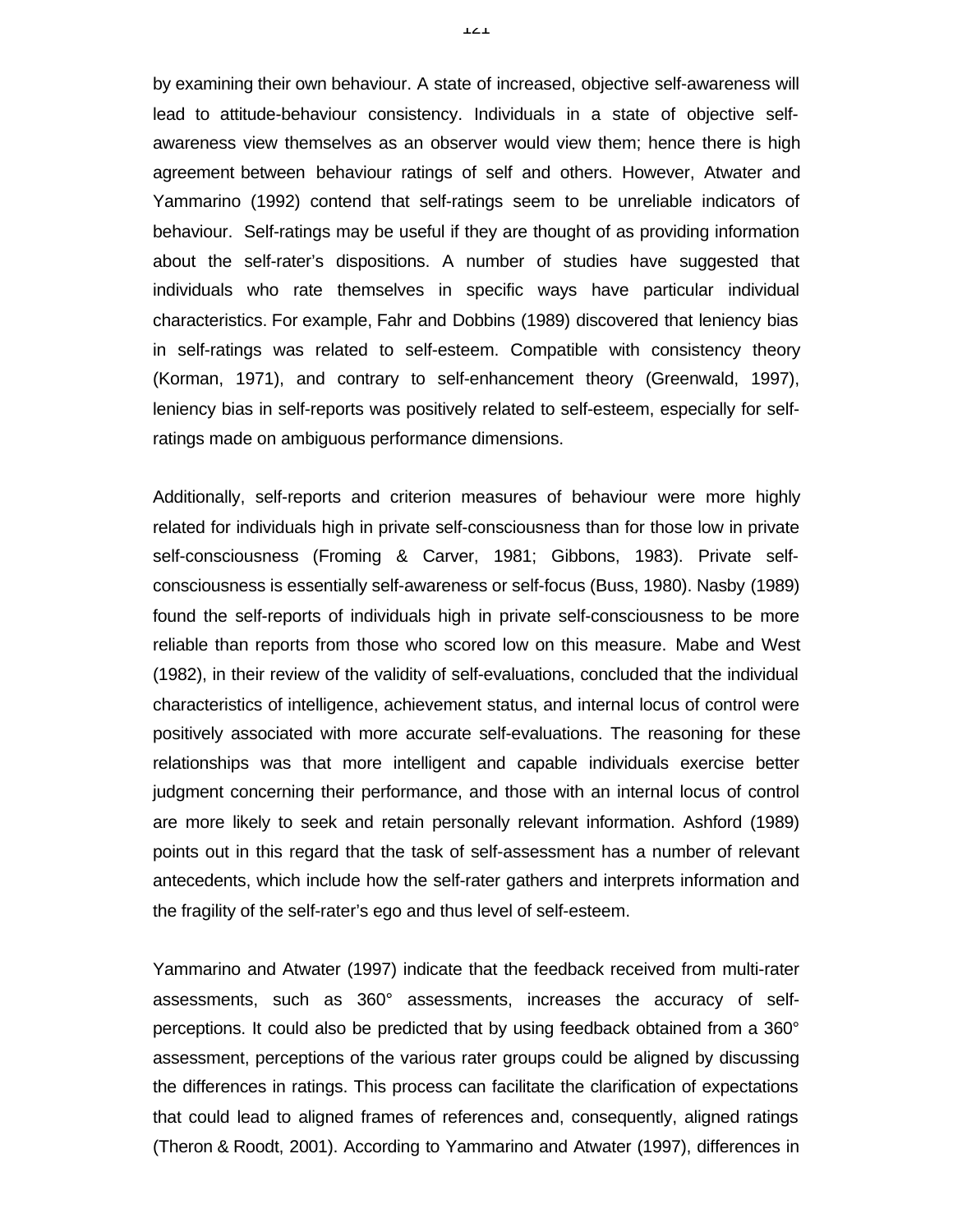by examining their own behaviour. A state of increased, objective self-awareness will lead to attitude-behaviour consistency. Individuals in a state of objective self-awareness view themselves as an observer would view them; hence there is high agreement between behaviour ratings of self and others. However, Atwater and Yammarino (1992) contend that self-ratings seem to be unreliable indicators of behaviour. Self-ratings may be useful if they are thought of as providing information about the self-rater's dispositions. A number of studies have suggested that individuals who rate themselves in specific ways have particular individual characteristics. For example, Fahr and Dobbins (1989) discovered that leniency bias in self-ratings was related to self-esteem. Compatible with consistency theory (Korman, 1971), and contrary to self-enhancement theory (Greenwald, 1997), leniency bias in self-reports was positively related to self-esteem, especially for self-ratings made on ambiguous performance dimensions.

Additionally, self-reports and criterion measures of behaviour were more highly related for individuals high in private self-consciousness than for those low in private self-consciousness (Froming & Carver, 1981; Gibbons, 1983). Private self-consciousness is essentially self-awareness or self-focus (Buss, 1980). Nasby (1989) found the self-reports of individuals high in private self-consciousness to be more reliable than reports from those who scored low on this measure. Mabe and West (1982), in their review of the validity of self-evaluations, concluded that the individual characteristics of intelligence, achievement status, and internal locus of control were positively associated with more accurate self-evaluations. The reasoning for these relationships was that more intelligent and capable individuals exercise better judgment concerning their performance, and those with an internal locus of control are more likely to seek and retain personally relevant information. Ashford (1989) points out in this regard that the task of self-assessment has a number of relevant antecedents, which include how the self-rater gathers and interprets information and the fragility of the self-rater's ego and thus level of self-esteem.

Yammarino and Atwater (1997) indicate that the feedback received from multi-rater assessments, such as 360° assessments, increases the accuracy of self-perceptions. It could also be predicted that by using feedback obtained from a 360° assessment, perceptions of the various rater groups could be aligned by discussing the differences in ratings. This process can facilitate the clarification of expectations that could lead to aligned frames of references and, consequently, aligned ratings (Theron & Roodt, 2001). According to Yammarino and Atwater (1997), differences in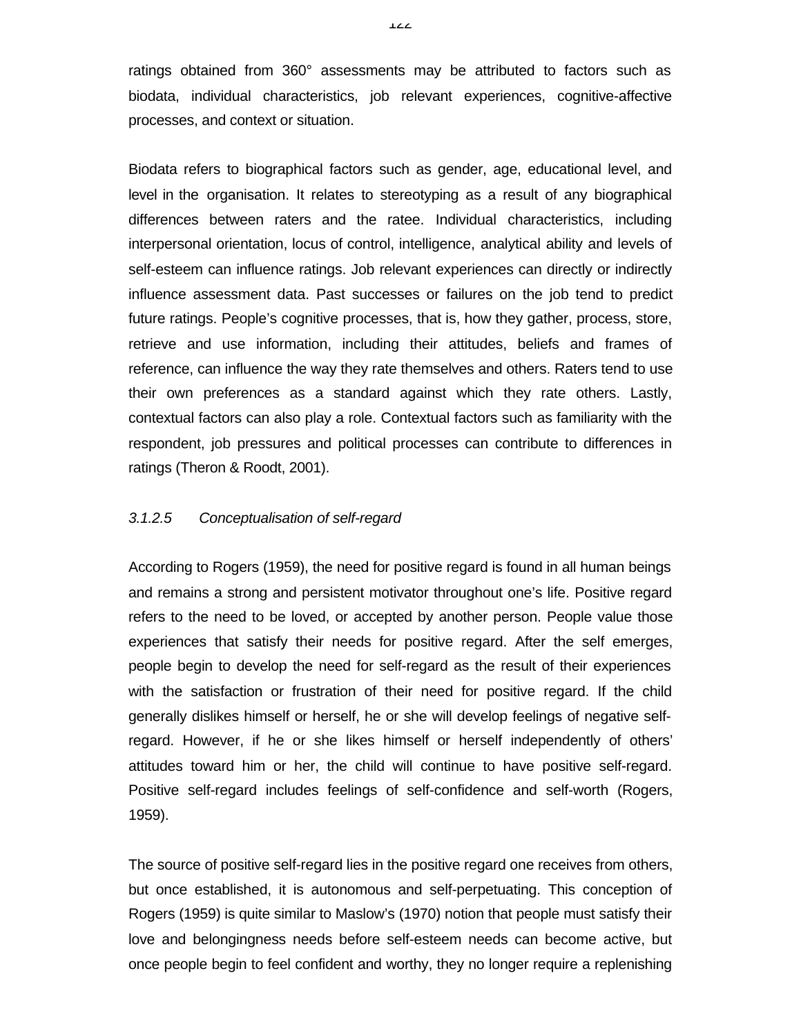ratings obtained from 360° assessments may be attributed to factors such as biodata, individual characteristics, job relevant experiences, cognitive-affective processes, and context or situation.

Biodata refers to biographical factors such as gender, age, educational level, and level in the organisation. It relates to stereotyping as a result of any biographical differences between raters and the ratee. Individual characteristics, including interpersonal orientation, locus of control, intelligence, analytical ability and levels of self-esteem can influence ratings. Job relevant experiences can directly or indirectly influence assessment data. Past successes or failures on the job tend to predict future ratings. People's cognitive processes, that is, how they gather, process, store, retrieve and use information, including their attitudes, beliefs and frames of reference, can influence the way they rate themselves and others. Raters tend to use their own preferences as a standard against which they rate others. Lastly, contextual factors can also play a role. Contextual factors such as familiarity with the respondent, job pressures and political processes can contribute to differences in ratings (Theron & Roodt, 2001).

#### *3.1.2.5 Conceptualisation of self-regard*

According to Rogers (1959), the need for positive regard is found in all human beings and remains a strong and persistent motivator throughout one's life. Positive regard refers to the need to be loved, or accepted by another person. People value those experiences that satisfy their needs for positive regard. After the self emerges, people begin to develop the need for self-regard as the result of their experiences with the satisfaction or frustration of their need for positive regard. If the child generally dislikes himself or herself, he or she will develop feelings of negative self-regard. However, if he or she likes himself or herself independently of others' attitudes toward him or her, the child will continue to have positive self-regard. Positive self-regard includes feelings of self-confidence and self-worth (Rogers, 1959).

The source of positive self-regard lies in the positive regard one receives from others, but once established, it is autonomous and self-perpetuating. This conception of Rogers (1959) is quite similar to Maslow's (1970) notion that people must satisfy their love and belongingness needs before self-esteem needs can become active, but once people begin to feel confident and worthy, they no longer require a replenishing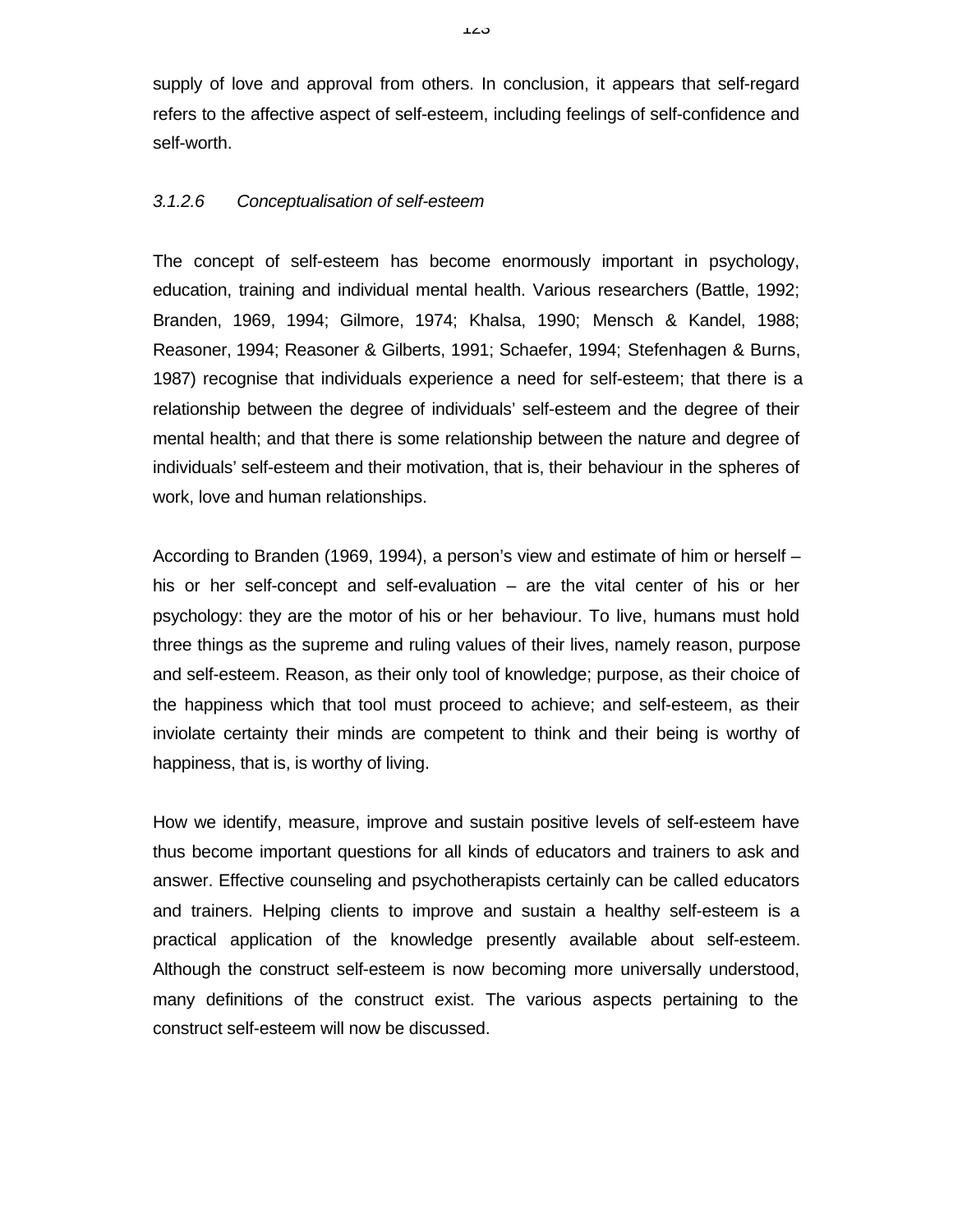supply of love and approval from others. In conclusion, it appears that self-regard refers to the affective aspect of self-esteem, including feelings of self-confidence and self-worth.

#### *3.1.2.6 Conceptualisation of self-esteem*

The concept of self-esteem has become enormously important in psychology, education, training and individual mental health. Various researchers (Battle, 1992; Branden, 1969, 1994; Gilmore, 1974; Khalsa, 1990; Mensch & Kandel, 1988; Reasoner, 1994; Reasoner & Gilberts, 1991; Schaefer, 1994; Stefenhagen & Burns, 1987) recognise that individuals experience a need for self-esteem; that there is a relationship between the degree of individuals' self-esteem and the degree of their mental health; and that there is some relationship between the nature and degree of individuals' self-esteem and their motivation, that is, their behaviour in the spheres of work, love and human relationships.

According to Branden (1969, 1994), a person's view and estimate of him or herself – his or her self-concept and self-evaluation – are the vital center of his or her psychology: they are the motor of his or her behaviour. To live, humans must hold three things as the supreme and ruling values of their lives, namely reason, purpose and self-esteem. Reason, as their only tool of knowledge; purpose, as their choice of the happiness which that tool must proceed to achieve; and self-esteem, as their inviolate certainty their minds are competent to think and their being is worthy of happiness, that is, is worthy of living.

How we identify, measure, improve and sustain positive levels of self-esteem have thus become important questions for all kinds of educators and trainers to ask and answer. Effective counseling and psychotherapists certainly can be called educators and trainers. Helping clients to improve and sustain a healthy self-esteem is a practical application of the knowledge presently available about self-esteem. Although the construct self-esteem is now becoming more universally understood, many definitions of the construct exist. The various aspects pertaining to the construct self-esteem will now be discussed.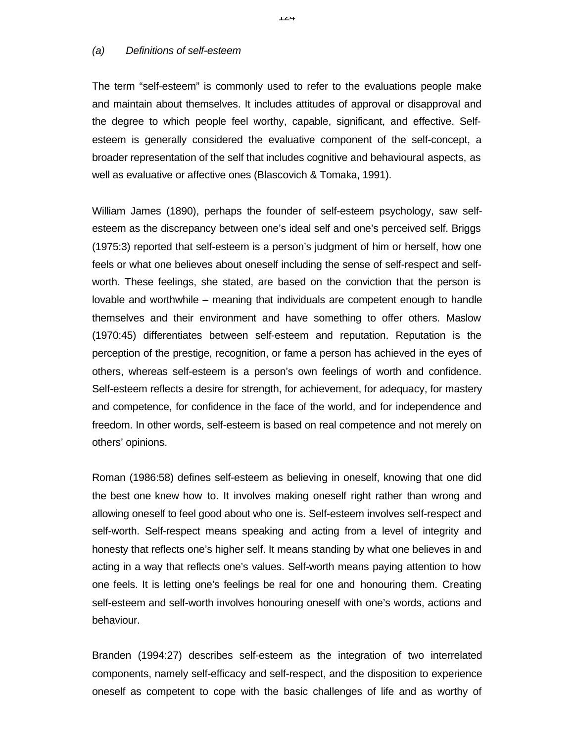*(a) Definitions of self-esteem*

The term "self-esteem" is commonly used to refer to the evaluations people make and maintain about themselves. It includes attitudes of approval or disapproval and the degree to which people feel worthy, capable, significant, and effective. Self-esteem is generally considered the evaluative component of the self-concept, a broader representation of the self that includes cognitive and behavioural aspects, as well as evaluative or affective ones (Blascovich & Tomaka, 1991).

William James (1890), perhaps the founder of self-esteem psychology, saw self-esteem as the discrepancy between one's ideal self and one's perceived self. Briggs (1975:3) reported that self-esteem is a person's judgment of him or herself, how one feels or what one believes about oneself including the sense of self-respect and self-worth. These feelings, she stated, are based on the conviction that the person is lovable and worthwhile – meaning that individuals are competent enough to handle themselves and their environment and have something to offer others. Maslow (1970:45) differentiates between self-esteem and reputation. Reputation is the perception of the prestige, recognition, or fame a person has achieved in the eyes of others, whereas self-esteem is a person's own feelings of worth and confidence. Self-esteem reflects a desire for strength, for achievement, for adequacy, for mastery and competence, for confidence in the face of the world, and for independence and freedom. In other words, self-esteem is based on real competence and not merely on others' opinions.

Roman (1986:58) defines self-esteem as believing in oneself, knowing that one did the best one knew how to. It involves making oneself right rather than wrong and allowing oneself to feel good about who one is. Self-esteem involves self-respect and self-worth. Self-respect means speaking and acting from a level of integrity and honesty that reflects one's higher self. It means standing by what one believes in and acting in a way that reflects one's values. Self-worth means paying attention to how one feels. It is letting one's feelings be real for one and honouring them. Creating self-esteem and self-worth involves honouring oneself with one's words, actions and behaviour.

Branden (1994:27) describes self-esteem as the integration of two interrelated components, namely self-efficacy and self-respect, and the disposition to experience oneself as competent to cope with the basic challenges of life and as worthy of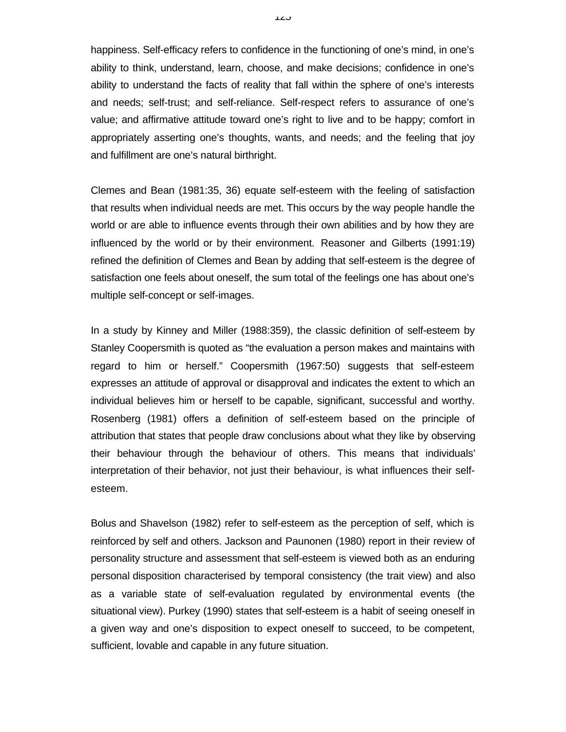happiness. Self-efficacy refers to confidence in the functioning of one's mind, in one's ability to think, understand, learn, choose, and make decisions; confidence in one's ability to understand the facts of reality that fall within the sphere of one's interests and needs; self-trust; and self-reliance. Self-respect refers to assurance of one's value; and affirmative attitude toward one's right to live and to be happy; comfort in appropriately asserting one's thoughts, wants, and needs; and the feeling that joy and fulfillment are one's natural birthright.

Clemes and Bean (1981:35, 36) equate self-esteem with the feeling of satisfaction that results when individual needs are met. This occurs by the way people handle the world or are able to influence events through their own abilities and by how they are influenced by the world or by their environment. Reasoner and Gilberts (1991:19) refined the definition of Clemes and Bean by adding that self-esteem is the degree of satisfaction one feels about oneself, the sum total of the feelings one has about one's multiple self-concept or self-images.

In a study by Kinney and Miller (1988:359), the classic definition of self-esteem by Stanley Coopersmith is quoted as "the evaluation a person makes and maintains with regard to him or herself." Coopersmith (1967:50) suggests that self-esteem expresses an attitude of approval or disapproval and indicates the extent to which an individual believes him or herself to be capable, significant, successful and worthy. Rosenberg (1981) offers a definition of self-esteem based on the principle of attribution that states that people draw conclusions about what they like by observing their behaviour through the behaviour of others. This means that individuals' interpretation of their behavior, not just their behaviour, is what influences their self-esteem.

Bolus and Shavelson (1982) refer to self-esteem as the perception of self, which is reinforced by self and others. Jackson and Paunonen (1980) report in their review of personality structure and assessment that self-esteem is viewed both as an enduring personal disposition characterised by temporal consistency (the trait view) and also as a variable state of self-evaluation regulated by environmental events (the situational view). Purkey (1990) states that self-esteem is a habit of seeing oneself in a given way and one's disposition to expect oneself to succeed, to be competent, sufficient, lovable and capable in any future situation.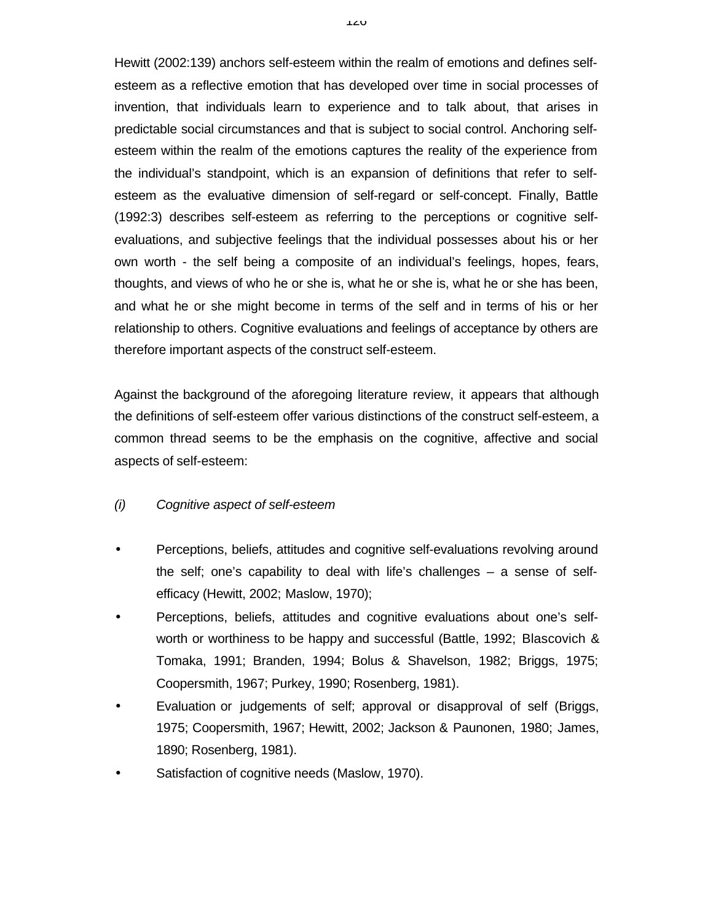Hewitt (2002:139) anchors self-esteem within the realm of emotions and defines self-esteem as a reflective emotion that has developed over time in social processes of invention, that individuals learn to experience and to talk about, that arises in predictable social circumstances and that is subject to social control. Anchoring self-esteem within the realm of the emotions captures the reality of the experience from the individual's standpoint, which is an expansion of definitions that refer to self-esteem as the evaluative dimension of self-regard or self-concept. Finally, Battle (1992:3) describes self-esteem as referring to the perceptions or cognitive self-evaluations, and subjective feelings that the individual possesses about his or her own worth - the self being a composite of an individual's feelings, hopes, fears, thoughts, and views of who he or she is, what he or she is, what he or she has been, and what he or she might become in terms of the self and in terms of his or her relationship to others. Cognitive evaluations and feelings of acceptance by others are therefore important aspects of the construct self-esteem.

Against the background of the aforegoing literature review, it appears that although the definitions of self-esteem offer various distinctions of the construct self-esteem, a common thread seems to be the emphasis on the cognitive, affective and social aspects of self-esteem:

*(i) Cognitive aspect of self-esteem*

- Perceptions, beliefs, attitudes and cognitive self-evaluations revolving around the self; one's capability to deal with life's challenges – a sense of self-efficacy (Hewitt, 2002; Maslow, 1970);
- Perceptions, beliefs, attitudes and cognitive evaluations about one's self-worth or worthiness to be happy and successful (Battle, 1992; Blascovich & Tomaka, 1991; Branden, 1994; Bolus & Shavelson, 1982; Briggs, 1975; Coopersmith, 1967; Purkey, 1990; Rosenberg, 1981).
- Evaluation or judgements of self; approval or disapproval of self (Briggs, 1975; Coopersmith, 1967; Hewitt, 2002; Jackson & Paunonen, 1980; James, 1890; Rosenberg, 1981).
- Satisfaction of cognitive needs (Maslow, 1970).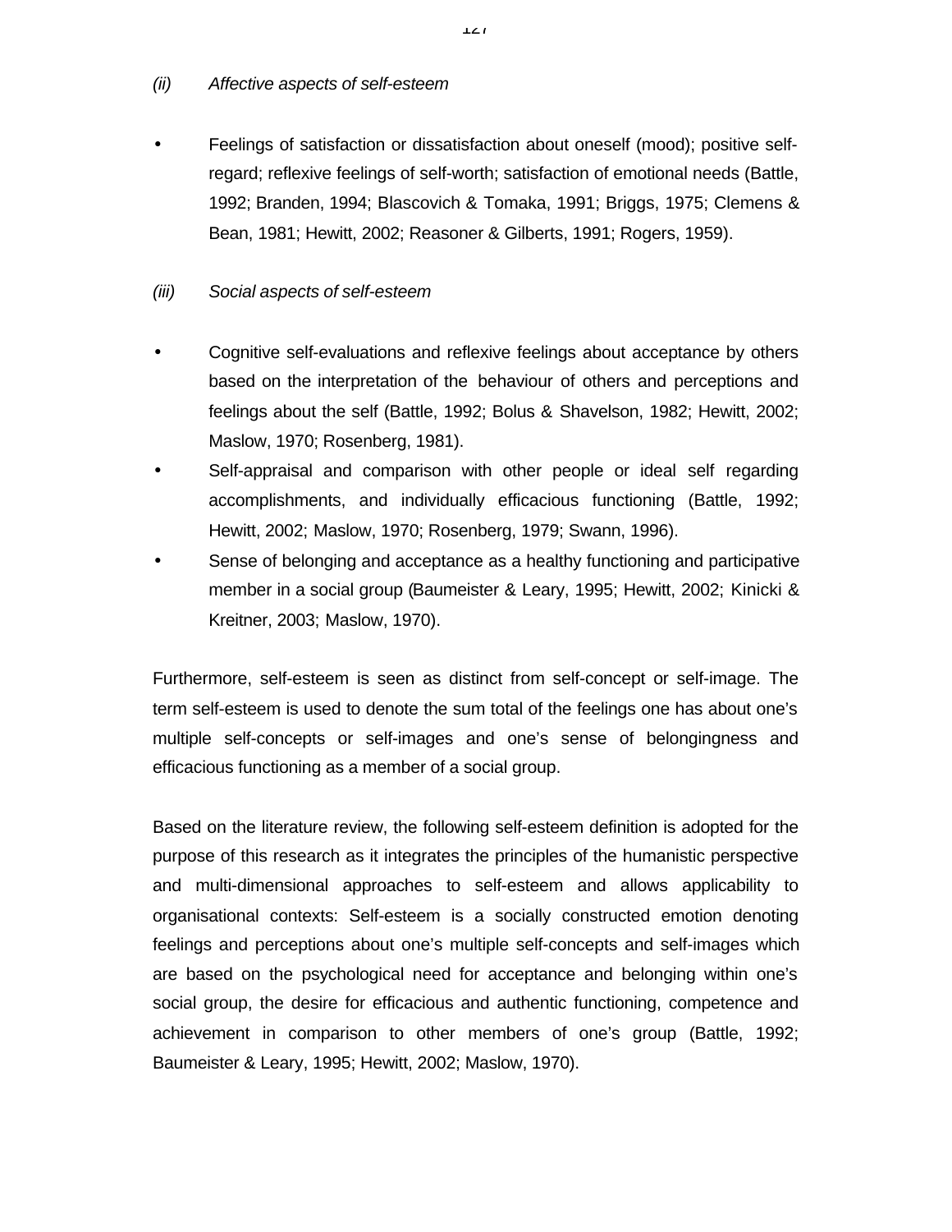*(ii) Affective aspects of self-esteem*

- Feelings of satisfaction or dissatisfaction about oneself (mood); positive self-regard; reflexive feelings of self-worth; satisfaction of emotional needs (Battle, 1992; Branden, 1994; Blascovich & Tomaka, 1991; Briggs, 1975; Clemens & Bean, 1981; Hewitt, 2002; Reasoner & Gilberts, 1991; Rogers, 1959).

*(iii) Social aspects of self-esteem*

- Cognitive self-evaluations and reflexive feelings about acceptance by others based on the interpretation of the behaviour of others and perceptions and feelings about the self (Battle, 1992; Bolus & Shavelson, 1982; Hewitt, 2002; Maslow, 1970; Rosenberg, 1981).
- Self-appraisal and comparison with other people or ideal self regarding accomplishments, and individually efficacious functioning (Battle, 1992; Hewitt, 2002; Maslow, 1970; Rosenberg, 1979; Swann, 1996).
- Sense of belonging and acceptance as a healthy functioning and participative member in a social group (Baumeister & Leary, 1995; Hewitt, 2002; Kinicki & Kreitner, 2003; Maslow, 1970).

Furthermore, self-esteem is seen as distinct from self-concept or self-image. The term self-esteem is used to denote the sum total of the feelings one has about one's multiple self-concepts or self-images and one's sense of belongingness and efficacious functioning as a member of a social group.

Based on the literature review, the following self-esteem definition is adopted for the purpose of this research as it integrates the principles of the humanistic perspective and multi-dimensional approaches to self-esteem and allows applicability to organisational contexts: Self-esteem is a socially constructed emotion denoting feelings and perceptions about one's multiple self-concepts and self-images which are based on the psychological need for acceptance and belonging within one's social group, the desire for efficacious and authentic functioning, competence and achievement in comparison to other members of one's group (Battle, 1992; Baumeister & Leary, 1995; Hewitt, 2002; Maslow, 1970).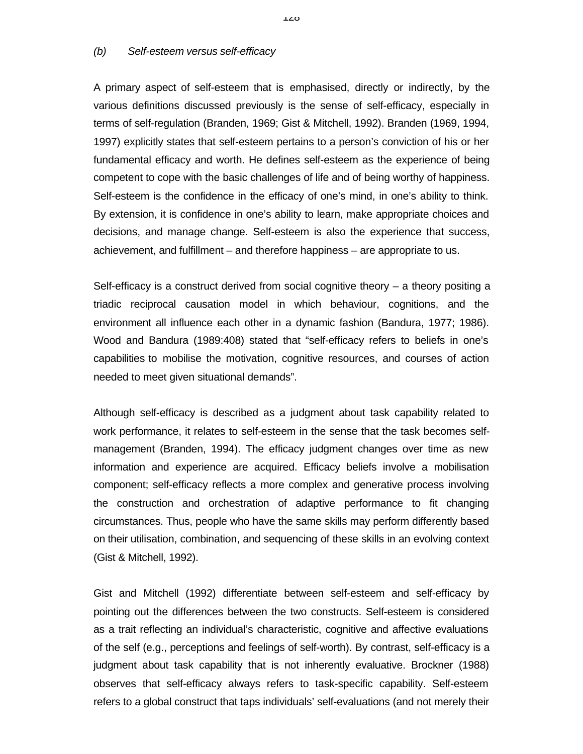*(b) Self-esteem versus self-efficacy*

A primary aspect of self-esteem that is emphasised, directly or indirectly, by the various definitions discussed previously is the sense of self-efficacy, especially in terms of self-regulation (Branden, 1969; Gist & Mitchell, 1992). Branden (1969, 1994, 1997) explicitly states that self-esteem pertains to a person's conviction of his or her fundamental efficacy and worth. He defines self-esteem as the experience of being competent to cope with the basic challenges of life and of being worthy of happiness. Self-esteem is the confidence in the efficacy of one's mind, in one's ability to think. By extension, it is confidence in one's ability to learn, make appropriate choices and decisions, and manage change. Self-esteem is also the experience that success, achievement, and fulfillment – and therefore happiness – are appropriate to us.

Self-efficacy is a construct derived from social cognitive theory – a theory positing a triadic reciprocal causation model in which behaviour, cognitions, and the environment all influence each other in a dynamic fashion (Bandura, 1977; 1986). Wood and Bandura (1989:408) stated that "self-efficacy refers to beliefs in one's capabilities to mobilise the motivation, cognitive resources, and courses of action needed to meet given situational demands".

Although self-efficacy is described as a judgment about task capability related to work performance, it relates to self-esteem in the sense that the task becomes self-management (Branden, 1994). The efficacy judgment changes over time as new information and experience are acquired. Efficacy beliefs involve a mobilisation component; self-efficacy reflects a more complex and generative process involving the construction and orchestration of adaptive performance to fit changing circumstances. Thus, people who have the same skills may perform differently based on their utilisation, combination, and sequencing of these skills in an evolving context (Gist & Mitchell, 1992).

Gist and Mitchell (1992) differentiate between self-esteem and self-efficacy by pointing out the differences between the two constructs. Self-esteem is considered as a trait reflecting an individual's characteristic, cognitive and affective evaluations of the self (e.g., perceptions and feelings of self-worth). By contrast, self-efficacy is a judgment about task capability that is not inherently evaluative. Brockner (1988) observes that self-efficacy always refers to task-specific capability. Self-esteem refers to a global construct that taps individuals' self-evaluations (and not merely their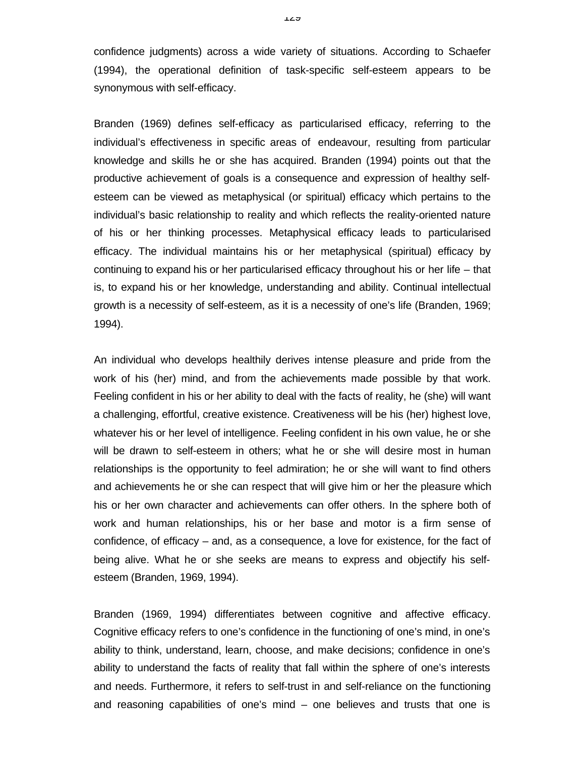confidence judgments) across a wide variety of situations. According to Schaefer (1994), the operational definition of task-specific self-esteem appears to be synonymous with self-efficacy.

Branden (1969) defines self-efficacy as particularised efficacy, referring to the individual's effectiveness in specific areas of endeavour, resulting from particular knowledge and skills he or she has acquired. Branden (1994) points out that the productive achievement of goals is a consequence and expression of healthy self-esteem can be viewed as metaphysical (or spiritual) efficacy which pertains to the individual's basic relationship to reality and which reflects the reality-oriented nature of his or her thinking processes. Metaphysical efficacy leads to particularised efficacy. The individual maintains his or her metaphysical (spiritual) efficacy by continuing to expand his or her particularised efficacy throughout his or her life – that is, to expand his or her knowledge, understanding and ability. Continual intellectual growth is a necessity of self-esteem, as it is a necessity of one's life (Branden, 1969; 1994).

An individual who develops healthily derives intense pleasure and pride from the work of his (her) mind, and from the achievements made possible by that work. Feeling confident in his or her ability to deal with the facts of reality, he (she) will want a challenging, effortful, creative existence. Creativeness will be his (her) highest love, whatever his or her level of intelligence. Feeling confident in his own value, he or she will be drawn to self-esteem in others; what he or she will desire most in human relationships is the opportunity to feel admiration; he or she will want to find others and achievements he or she can respect that will give him or her the pleasure which his or her own character and achievements can offer others. In the sphere both of work and human relationships, his or her base and motor is a firm sense of confidence, of efficacy – and, as a consequence, a love for existence, for the fact of being alive. What he or she seeks are means to express and objectify his self-esteem (Branden, 1969, 1994).

Branden (1969, 1994) differentiates between cognitive and affective efficacy. Cognitive efficacy refers to one's confidence in the functioning of one's mind, in one's ability to think, understand, learn, choose, and make decisions; confidence in one's ability to understand the facts of reality that fall within the sphere of one's interests and needs. Furthermore, it refers to self-trust in and self-reliance on the functioning and reasoning capabilities of one's mind – one believes and trusts that one is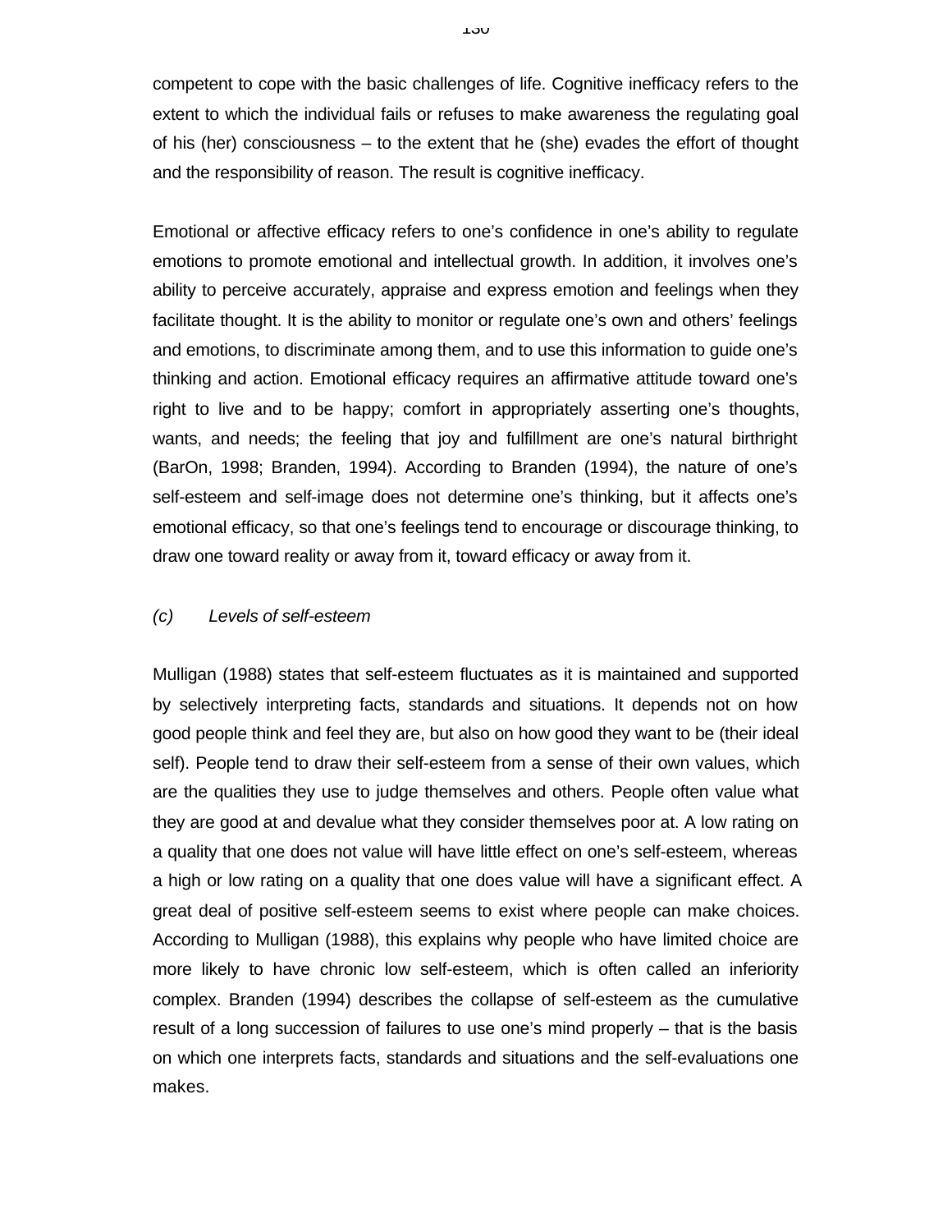competent to cope with the basic challenges of life. Cognitive inefficacy refers to the extent to which the individual fails or refuses to make awareness the regulating goal of his (her) consciousness – to the extent that he (she) evades the effort of thought and the responsibility of reason. The result is cognitive inefficacy.

Emotional or affective efficacy refers to one's confidence in one's ability to regulate emotions to promote emotional and intellectual growth. In addition, it involves one's ability to perceive accurately, appraise and express emotion and feelings when they facilitate thought. It is the ability to monitor or regulate one's own and others' feelings and emotions, to discriminate among them, and to use this information to guide one's thinking and action. Emotional efficacy requires an affirmative attitude toward one's right to live and to be happy; comfort in appropriately asserting one's thoughts, wants, and needs; the feeling that joy and fulfillment are one's natural birthright (BarOn, 1998; Branden, 1994). According to Branden (1994), the nature of one's self-esteem and self-image does not determine one's thinking, but it affects one's emotional efficacy, so that one's feelings tend to encourage or discourage thinking, to draw one toward reality or away from it, toward efficacy or away from it.

*(c)  Levels of self-esteem*

Mulligan (1988) states that self-esteem fluctuates as it is maintained and supported by selectively interpreting facts, standards and situations. It depends not on how good people think and feel they are, but also on how good they want to be (their ideal self). People tend to draw their self-esteem from a sense of their own values, which are the qualities they use to judge themselves and others. People often value what they are good at and devalue what they consider themselves poor at. A low rating on a quality that one does not value will have little effect on one's self-esteem, whereas a high or low rating on a quality that one does value will have a significant effect. A great deal of positive self-esteem seems to exist where people can make choices. According to Mulligan (1988), this explains why people who have limited choice are more likely to have chronic low self-esteem, which is often called an inferiority complex. Branden (1994) describes the collapse of self-esteem as the cumulative result of a long succession of failures to use one's mind properly – that is the basis on which one interprets facts, standards and situations and the self-evaluations one makes.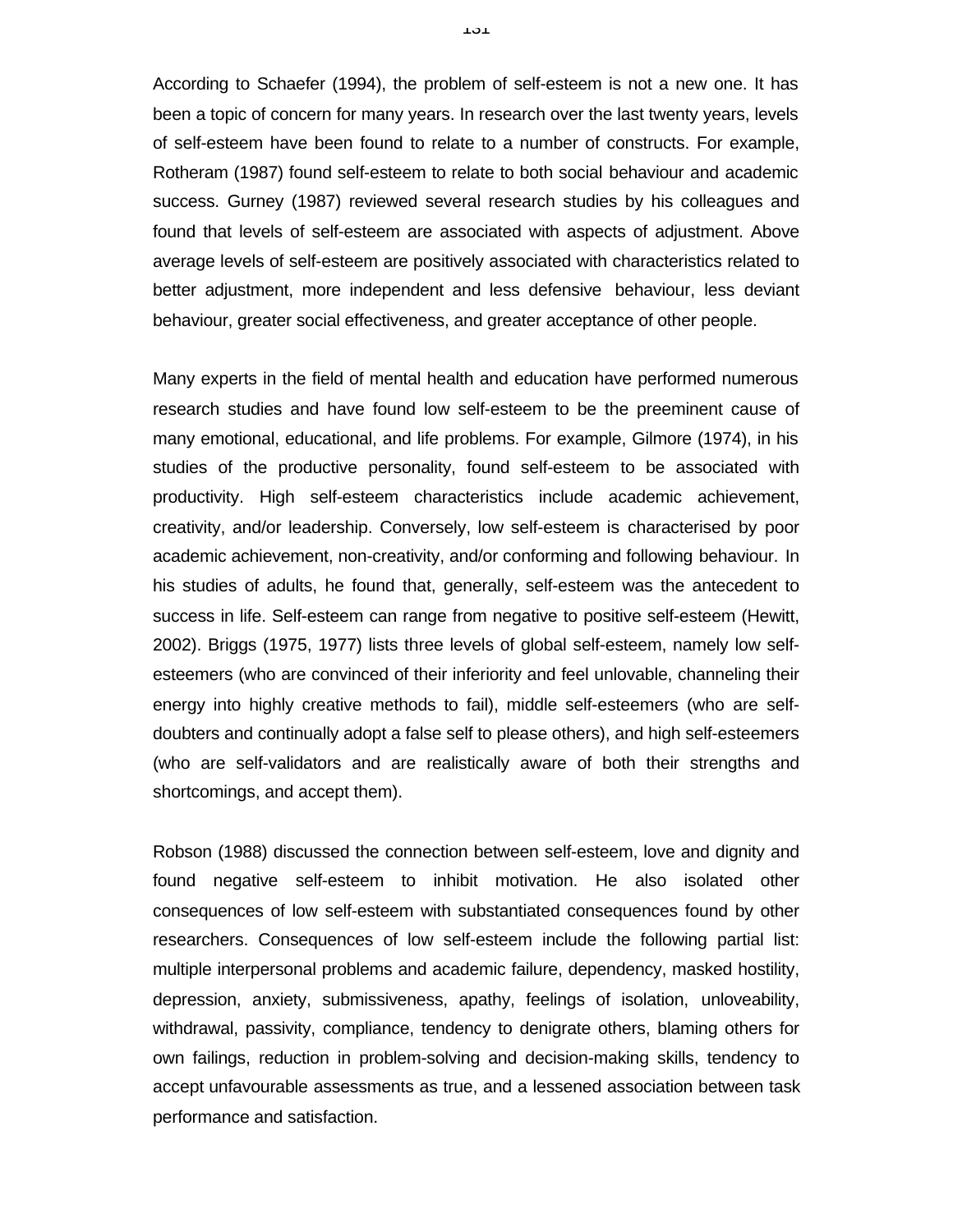According to Schaefer (1994), the problem of self-esteem is not a new one. It has been a topic of concern for many years. In research over the last twenty years, levels of self-esteem have been found to relate to a number of constructs. For example, Rotheram (1987) found self-esteem to relate to both social behaviour and academic success. Gurney (1987) reviewed several research studies by his colleagues and found that levels of self-esteem are associated with aspects of adjustment. Above average levels of self-esteem are positively associated with characteristics related to better adjustment, more independent and less defensive behaviour, less deviant behaviour, greater social effectiveness, and greater acceptance of other people.

Many experts in the field of mental health and education have performed numerous research studies and have found low self-esteem to be the preeminent cause of many emotional, educational, and life problems. For example, Gilmore (1974), in his studies of the productive personality, found self-esteem to be associated with productivity. High self-esteem characteristics include academic achievement, creativity, and/or leadership. Conversely, low self-esteem is characterised by poor academic achievement, non-creativity, and/or conforming and following behaviour. In his studies of adults, he found that, generally, self-esteem was the antecedent to success in life. Self-esteem can range from negative to positive self-esteem (Hewitt, 2002). Briggs (1975, 1977) lists three levels of global self-esteem, namely low self-esteemers (who are convinced of their inferiority and feel unlovable, channeling their energy into highly creative methods to fail), middle self-esteemers (who are self-doubters and continually adopt a false self to please others), and high self-esteemers (who are self-validators and are realistically aware of both their strengths and shortcomings, and accept them).

Robson (1988) discussed the connection between self-esteem, love and dignity and found negative self-esteem to inhibit motivation. He also isolated other consequences of low self-esteem with substantiated consequences found by other researchers. Consequences of low self-esteem include the following partial list: multiple interpersonal problems and academic failure, dependency, masked hostility, depression, anxiety, submissiveness, apathy, feelings of isolation, unloveability, withdrawal, passivity, compliance, tendency to denigrate others, blaming others for own failings, reduction in problem-solving and decision-making skills, tendency to accept unfavourable assessments as true, and a lessened association between task performance and satisfaction.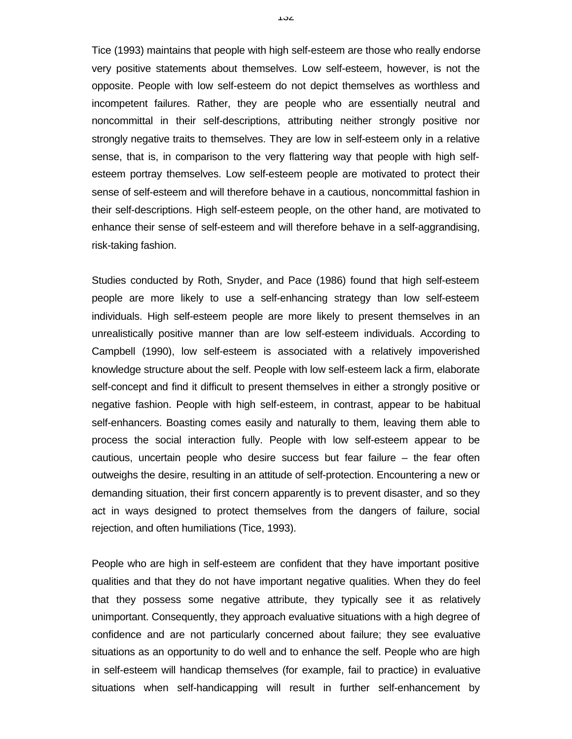Tice (1993) maintains that people with high self-esteem are those who really endorse very positive statements about themselves. Low self-esteem, however, is not the opposite. People with low self-esteem do not depict themselves as worthless and incompetent failures. Rather, they are people who are essentially neutral and noncommittal in their self-descriptions, attributing neither strongly positive nor strongly negative traits to themselves. They are low in self-esteem only in a relative sense, that is, in comparison to the very flattering way that people with high self-esteem portray themselves. Low self-esteem people are motivated to protect their sense of self-esteem and will therefore behave in a cautious, noncommittal fashion in their self-descriptions. High self-esteem people, on the other hand, are motivated to enhance their sense of self-esteem and will therefore behave in a self-aggrandising, risk-taking fashion.

Studies conducted by Roth, Snyder, and Pace (1986) found that high self-esteem people are more likely to use a self-enhancing strategy than low self-esteem individuals. High self-esteem people are more likely to present themselves in an unrealistically positive manner than are low self-esteem individuals. According to Campbell (1990), low self-esteem is associated with a relatively impoverished knowledge structure about the self. People with low self-esteem lack a firm, elaborate self-concept and find it difficult to present themselves in either a strongly positive or negative fashion. People with high self-esteem, in contrast, appear to be habitual self-enhancers. Boasting comes easily and naturally to them, leaving them able to process the social interaction fully. People with low self-esteem appear to be cautious, uncertain people who desire success but fear failure – the fear often outweighs the desire, resulting in an attitude of self-protection. Encountering a new or demanding situation, their first concern apparently is to prevent disaster, and so they act in ways designed to protect themselves from the dangers of failure, social rejection, and often humiliations (Tice, 1993).

People who are high in self-esteem are confident that they have important positive qualities and that they do not have important negative qualities. When they do feel that they possess some negative attribute, they typically see it as relatively unimportant. Consequently, they approach evaluative situations with a high degree of confidence and are not particularly concerned about failure; they see evaluative situations as an opportunity to do well and to enhance the self. People who are high in self-esteem will handicap themselves (for example, fail to practice) in evaluative situations when self-handicapping will result in further self-enhancement by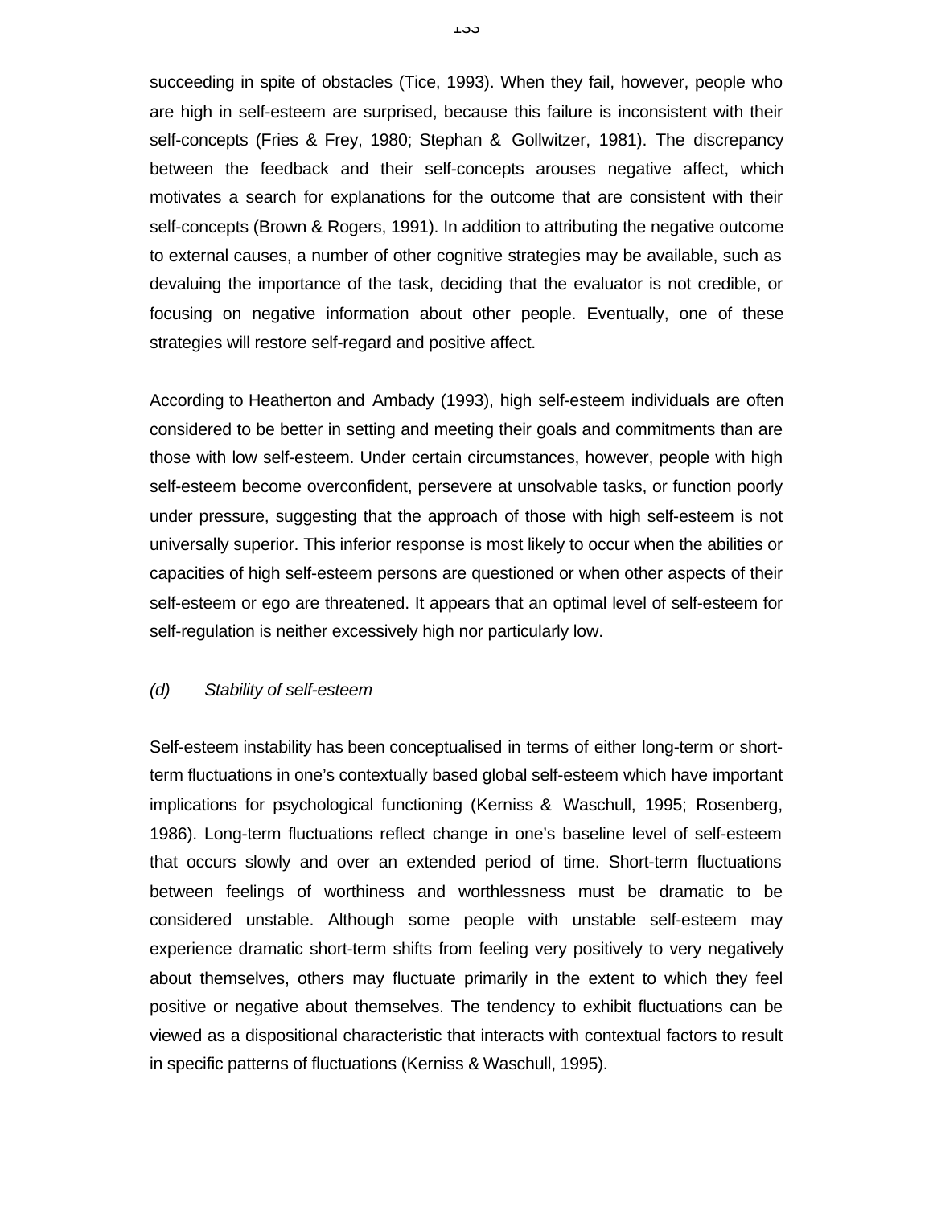succeeding in spite of obstacles (Tice, 1993). When they fail, however, people who are high in self-esteem are surprised, because this failure is inconsistent with their self-concepts (Fries & Frey, 1980; Stephan & Gollwitzer, 1981). The discrepancy between the feedback and their self-concepts arouses negative affect, which motivates a search for explanations for the outcome that are consistent with their self-concepts (Brown & Rogers, 1991). In addition to attributing the negative outcome to external causes, a number of other cognitive strategies may be available, such as devaluing the importance of the task, deciding that the evaluator is not credible, or focusing on negative information about other people. Eventually, one of these strategies will restore self-regard and positive affect.

According to Heatherton and Ambady (1993), high self-esteem individuals are often considered to be better in setting and meeting their goals and commitments than are those with low self-esteem. Under certain circumstances, however, people with high self-esteem become overconfident, persevere at unsolvable tasks, or function poorly under pressure, suggesting that the approach of those with high self-esteem is not universally superior. This inferior response is most likely to occur when the abilities or capacities of high self-esteem persons are questioned or when other aspects of their self-esteem or ego are threatened. It appears that an optimal level of self-esteem for self-regulation is neither excessively high nor particularly low.

*(d) Stability of self-esteem*

Self-esteem instability has been conceptualised in terms of either long-term or short-term fluctuations in one's contextually based global self-esteem which have important implications for psychological functioning (Kerniss & Waschull, 1995; Rosenberg, 1986). Long-term fluctuations reflect change in one's baseline level of self-esteem that occurs slowly and over an extended period of time. Short-term fluctuations between feelings of worthiness and worthlessness must be dramatic to be considered unstable. Although some people with unstable self-esteem may experience dramatic short-term shifts from feeling very positively to very negatively about themselves, others may fluctuate primarily in the extent to which they feel positive or negative about themselves. The tendency to exhibit fluctuations can be viewed as a dispositional characteristic that interacts with contextual factors to result in specific patterns of fluctuations (Kerniss & Waschull, 1995).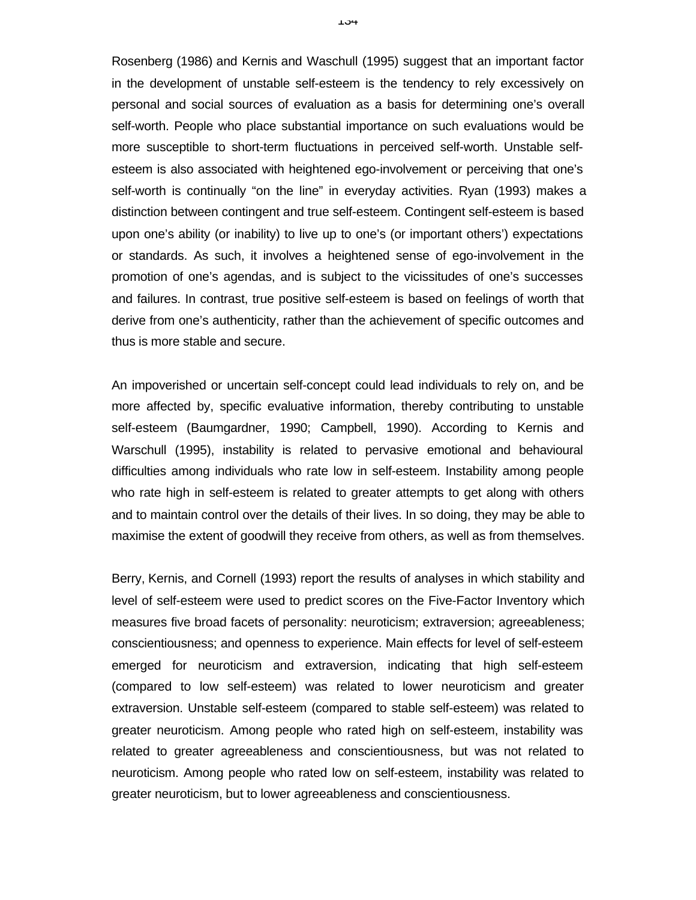Rosenberg (1986) and Kernis and Waschull (1995) suggest that an important factor in the development of unstable self-esteem is the tendency to rely excessively on personal and social sources of evaluation as a basis for determining one's overall self-worth. People who place substantial importance on such evaluations would be more susceptible to short-term fluctuations in perceived self-worth. Unstable self-esteem is also associated with heightened ego-involvement or perceiving that one's self-worth is continually "on the line" in everyday activities. Ryan (1993) makes a distinction between contingent and true self-esteem. Contingent self-esteem is based upon one's ability (or inability) to live up to one's (or important others') expectations or standards. As such, it involves a heightened sense of ego-involvement in the promotion of one's agendas, and is subject to the vicissitudes of one's successes and failures. In contrast, true positive self-esteem is based on feelings of worth that derive from one's authenticity, rather than the achievement of specific outcomes and thus is more stable and secure.

An impoverished or uncertain self-concept could lead individuals to rely on, and be more affected by, specific evaluative information, thereby contributing to unstable self-esteem (Baumgardner, 1990; Campbell, 1990). According to Kernis and Warschull (1995), instability is related to pervasive emotional and behavioural difficulties among individuals who rate low in self-esteem. Instability among people who rate high in self-esteem is related to greater attempts to get along with others and to maintain control over the details of their lives. In so doing, they may be able to maximise the extent of goodwill they receive from others, as well as from themselves.

Berry, Kernis, and Cornell (1993) report the results of analyses in which stability and level of self-esteem were used to predict scores on the Five-Factor Inventory which measures five broad facets of personality: neuroticism; extraversion; agreeableness; conscientiousness; and openness to experience. Main effects for level of self-esteem emerged for neuroticism and extraversion, indicating that high self-esteem (compared to low self-esteem) was related to lower neuroticism and greater extraversion. Unstable self-esteem (compared to stable self-esteem) was related to greater neuroticism. Among people who rated high on self-esteem, instability was related to greater agreeableness and conscientiousness, but was not related to neuroticism. Among people who rated low on self-esteem, instability was related to greater neuroticism, but to lower agreeableness and conscientiousness.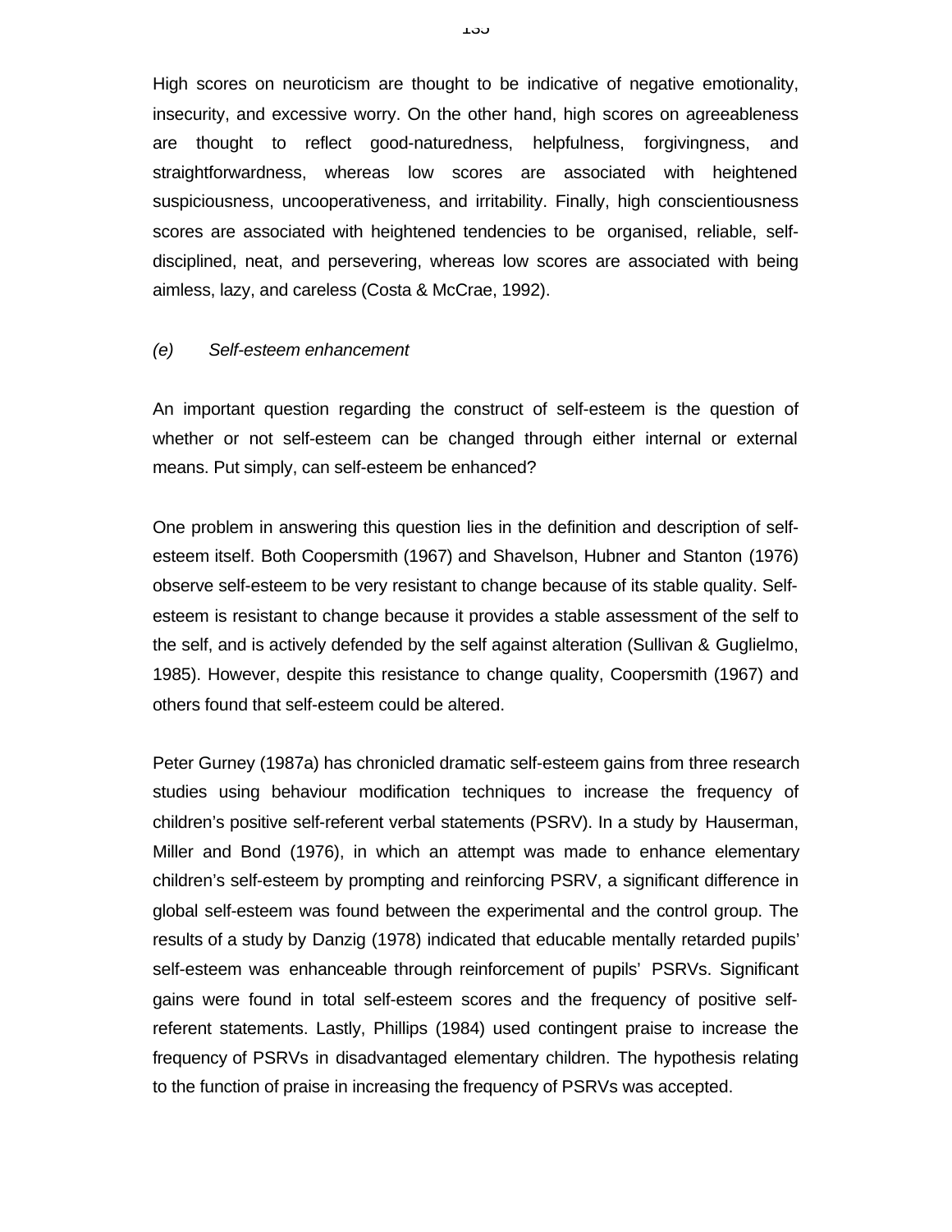High scores on neuroticism are thought to be indicative of negative emotionality, insecurity, and excessive worry. On the other hand, high scores on agreeableness are thought to reflect good-naturedness, helpfulness, forgivingness, and straightforwardness, whereas low scores are associated with heightened suspiciousness, uncooperativeness, and irritability. Finally, high conscientiousness scores are associated with heightened tendencies to be organised, reliable, self-disciplined, neat, and persevering, whereas low scores are associated with being aimless, lazy, and careless (Costa & McCrae, 1992).

*(e) Self-esteem enhancement*

An important question regarding the construct of self-esteem is the question of whether or not self-esteem can be changed through either internal or external means. Put simply, can self-esteem be enhanced?

One problem in answering this question lies in the definition and description of self-esteem itself. Both Coopersmith (1967) and Shavelson, Hubner and Stanton (1976) observe self-esteem to be very resistant to change because of its stable quality. Self-esteem is resistant to change because it provides a stable assessment of the self to the self, and is actively defended by the self against alteration (Sullivan & Guglielmo, 1985). However, despite this resistance to change quality, Coopersmith (1967) and others found that self-esteem could be altered.

Peter Gurney (1987a) has chronicled dramatic self-esteem gains from three research studies using behaviour modification techniques to increase the frequency of children's positive self-referent verbal statements (PSRV). In a study by Hauserman, Miller and Bond (1976), in which an attempt was made to enhance elementary children's self-esteem by prompting and reinforcing PSRV, a significant difference in global self-esteem was found between the experimental and the control group. The results of a study by Danzig (1978) indicated that educable mentally retarded pupils' self-esteem was enhanceable through reinforcement of pupils' PSRVs. Significant gains were found in total self-esteem scores and the frequency of positive self-referent statements. Lastly, Phillips (1984) used contingent praise to increase the frequency of PSRVs in disadvantaged elementary children. The hypothesis relating to the function of praise in increasing the frequency of PSRVs was accepted.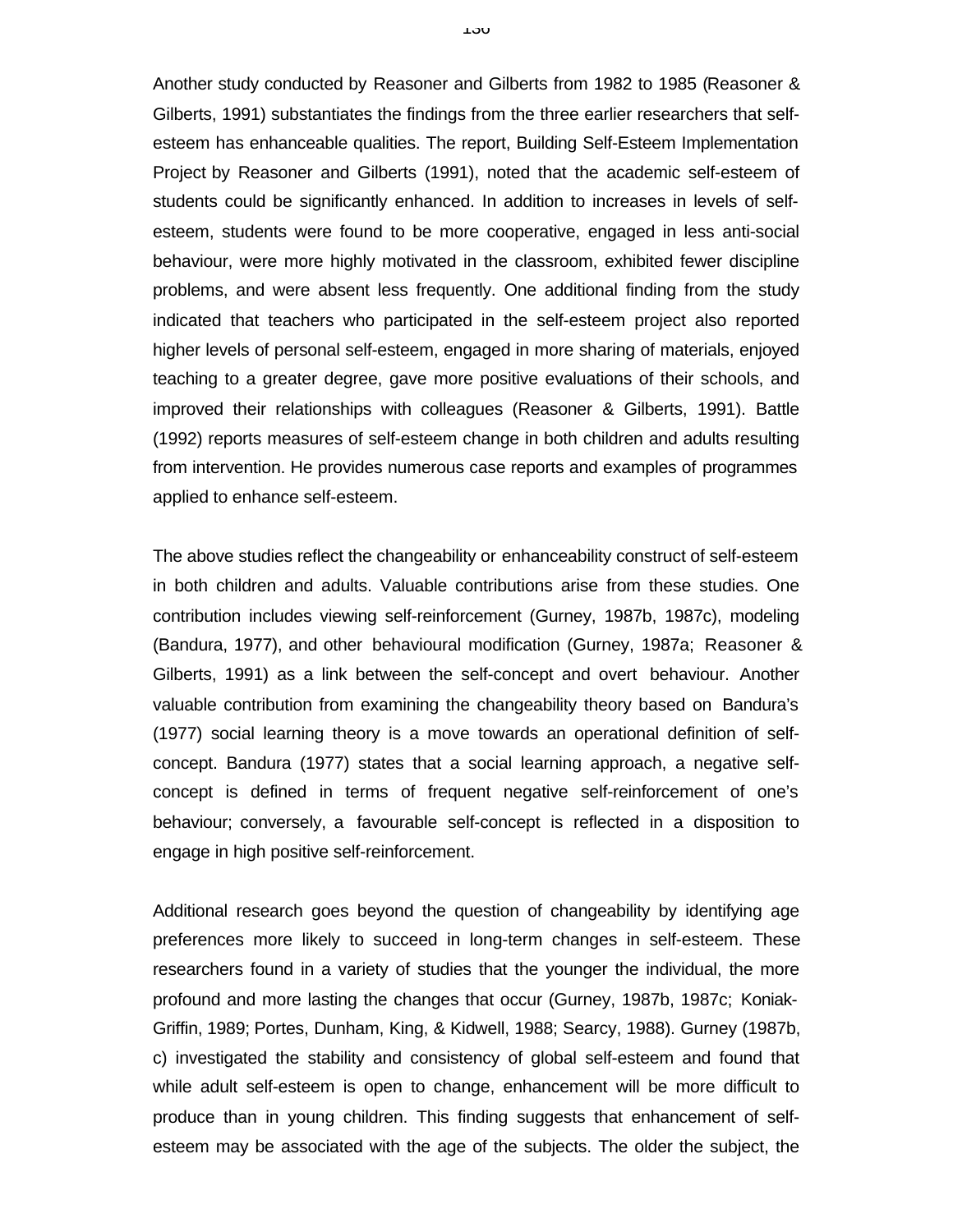Another study conducted by Reasoner and Gilberts from 1982 to 1985 (Reasoner & Gilberts, 1991) substantiates the findings from the three earlier researchers that self-esteem has enhanceable qualities. The report, Building Self-Esteem Implementation Project by Reasoner and Gilberts (1991), noted that the academic self-esteem of students could be significantly enhanced. In addition to increases in levels of self-esteem, students were found to be more cooperative, engaged in less anti-social behaviour, were more highly motivated in the classroom, exhibited fewer discipline problems, and were absent less frequently. One additional finding from the study indicated that teachers who participated in the self-esteem project also reported higher levels of personal self-esteem, engaged in more sharing of materials, enjoyed teaching to a greater degree, gave more positive evaluations of their schools, and improved their relationships with colleagues (Reasoner & Gilberts, 1991). Battle (1992) reports measures of self-esteem change in both children and adults resulting from intervention. He provides numerous case reports and examples of programmes applied to enhance self-esteem.

The above studies reflect the changeability or enhanceability construct of self-esteem in both children and adults. Valuable contributions arise from these studies. One contribution includes viewing self-reinforcement (Gurney, 1987b, 1987c), modeling (Bandura, 1977), and other behavioural modification (Gurney, 1987a; Reasoner & Gilberts, 1991) as a link between the self-concept and overt behaviour. Another valuable contribution from examining the changeability theory based on Bandura's (1977) social learning theory is a move towards an operational definition of self-concept. Bandura (1977) states that a social learning approach, a negative self-concept is defined in terms of frequent negative self-reinforcement of one's behaviour; conversely, a favourable self-concept is reflected in a disposition to engage in high positive self-reinforcement.

Additional research goes beyond the question of changeability by identifying age preferences more likely to succeed in long-term changes in self-esteem. These researchers found in a variety of studies that the younger the individual, the more profound and more lasting the changes that occur (Gurney, 1987b, 1987c; Koniak-Griffin, 1989; Portes, Dunham, King, & Kidwell, 1988; Searcy, 1988). Gurney (1987b, c) investigated the stability and consistency of global self-esteem and found that while adult self-esteem is open to change, enhancement will be more difficult to produce than in young children. This finding suggests that enhancement of self-esteem may be associated with the age of the subjects. The older the subject, the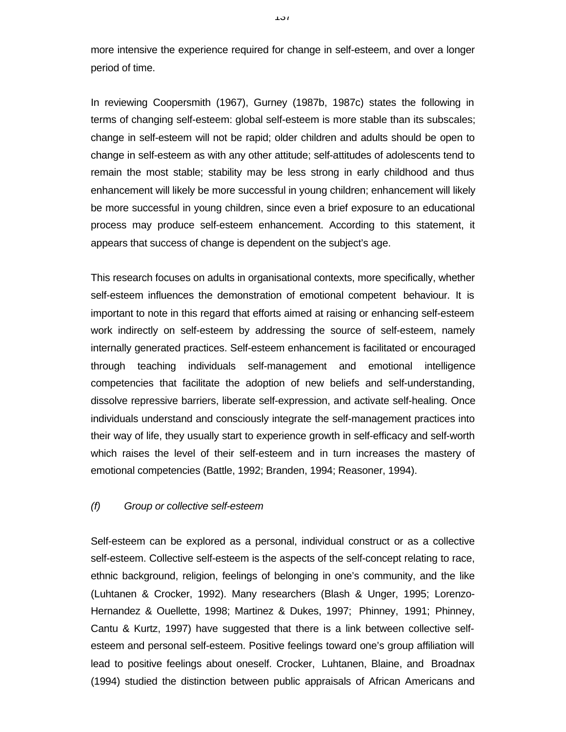more intensive the experience required for change in self-esteem, and over a longer period of time.

In reviewing Coopersmith (1967), Gurney (1987b, 1987c) states the following in terms of changing self-esteem: global self-esteem is more stable than its subscales; change in self-esteem will not be rapid; older children and adults should be open to change in self-esteem as with any other attitude; self-attitudes of adolescents tend to remain the most stable; stability may be less strong in early childhood and thus enhancement will likely be more successful in young children; enhancement will likely be more successful in young children, since even a brief exposure to an educational process may produce self-esteem enhancement. According to this statement, it appears that success of change is dependent on the subject's age.

This research focuses on adults in organisational contexts, more specifically, whether self-esteem influences the demonstration of emotional competent behaviour. It is important to note in this regard that efforts aimed at raising or enhancing self-esteem work indirectly on self-esteem by addressing the source of self-esteem, namely internally generated practices. Self-esteem enhancement is facilitated or encouraged through teaching individuals self-management and emotional intelligence competencies that facilitate the adoption of new beliefs and self-understanding, dissolve repressive barriers, liberate self-expression, and activate self-healing. Once individuals understand and consciously integrate the self-management practices into their way of life, they usually start to experience growth in self-efficacy and self-worth which raises the level of their self-esteem and in turn increases the mastery of emotional competencies (Battle, 1992; Branden, 1994; Reasoner, 1994).

*(f) Group or collective self-esteem*

Self-esteem can be explored as a personal, individual construct or as a collective self-esteem. Collective self-esteem is the aspects of the self-concept relating to race, ethnic background, religion, feelings of belonging in one's community, and the like (Luhtanen & Crocker, 1992). Many researchers (Blash & Unger, 1995; Lorenzo-Hernandez & Ouellette, 1998; Martinez & Dukes, 1997; Phinney, 1991; Phinney, Cantu & Kurtz, 1997) have suggested that there is a link between collective self-esteem and personal self-esteem. Positive feelings toward one's group affiliation will lead to positive feelings about oneself. Crocker, Luhtanen, Blaine, and Broadnax (1994) studied the distinction between public appraisals of African Americans and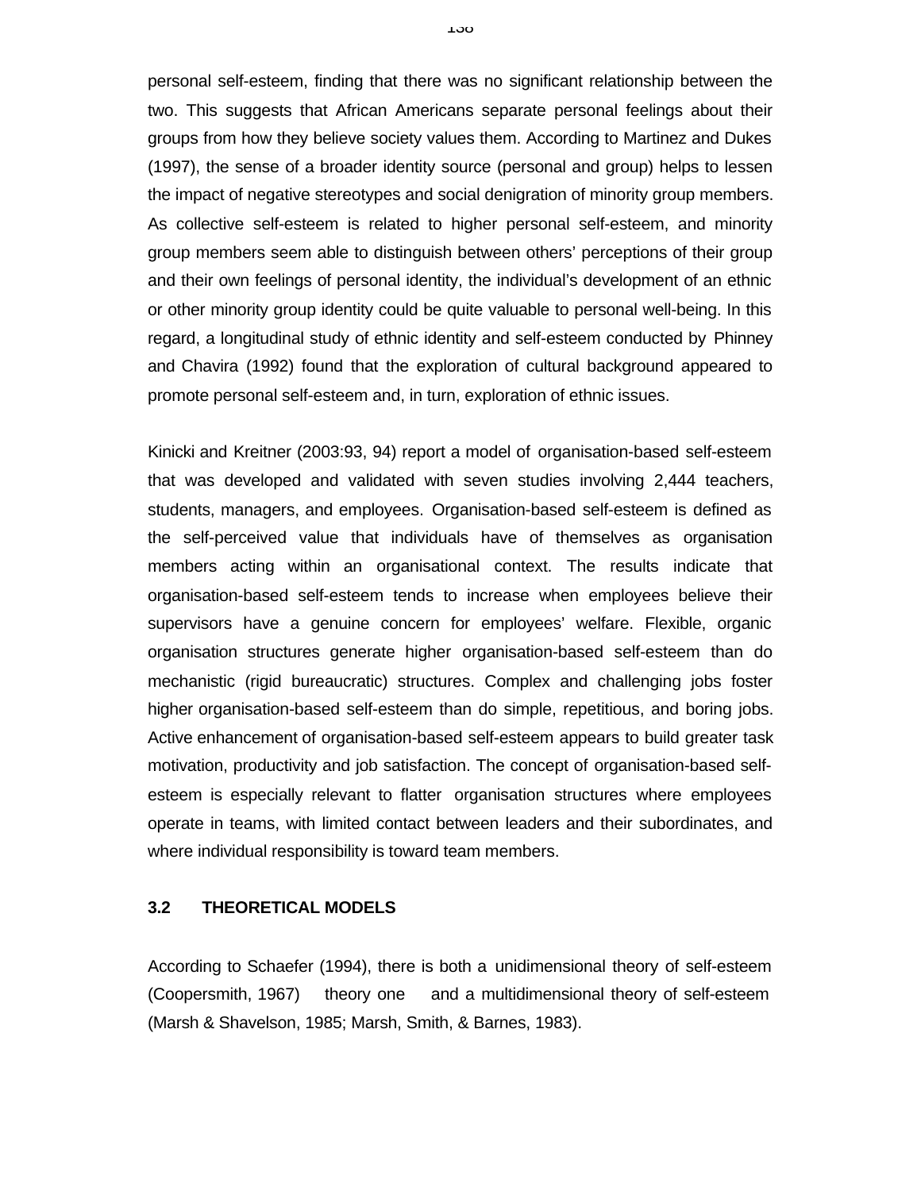personal self-esteem, finding that there was no significant relationship between the two. This suggests that African Americans separate personal feelings about their groups from how they believe society values them. According to Martinez and Dukes (1997), the sense of a broader identity source (personal and group) helps to lessen the impact of negative stereotypes and social denigration of minority group members. As collective self-esteem is related to higher personal self-esteem, and minority group members seem able to distinguish between others' perceptions of their group and their own feelings of personal identity, the individual's development of an ethnic or other minority group identity could be quite valuable to personal well-being. In this regard, a longitudinal study of ethnic identity and self-esteem conducted by Phinney and Chavira (1992) found that the exploration of cultural background appeared to promote personal self-esteem and, in turn, exploration of ethnic issues.

Kinicki and Kreitner (2003:93, 94) report a model of organisation-based self-esteem that was developed and validated with seven studies involving 2,444 teachers, students, managers, and employees. Organisation-based self-esteem is defined as the self-perceived value that individuals have of themselves as organisation members acting within an organisational context. The results indicate that organisation-based self-esteem tends to increase when employees believe their supervisors have a genuine concern for employees' welfare. Flexible, organic organisation structures generate higher organisation-based self-esteem than do mechanistic (rigid bureaucratic) structures. Complex and challenging jobs foster higher organisation-based self-esteem than do simple, repetitious, and boring jobs. Active enhancement of organisation-based self-esteem appears to build greater task motivation, productivity and job satisfaction. The concept of organisation-based self-esteem is especially relevant to flatter organisation structures where employees operate in teams, with limited contact between leaders and their subordinates, and where individual responsibility is toward team members.

## 3.2 THEORETICAL MODELS

According to Schaefer (1994), there is both a unidimensional theory of self-esteem (Coopersmith, 1967) theory one and a multidimensional theory of self-esteem (Marsh & Shavelson, 1985; Marsh, Smith, & Barnes, 1983).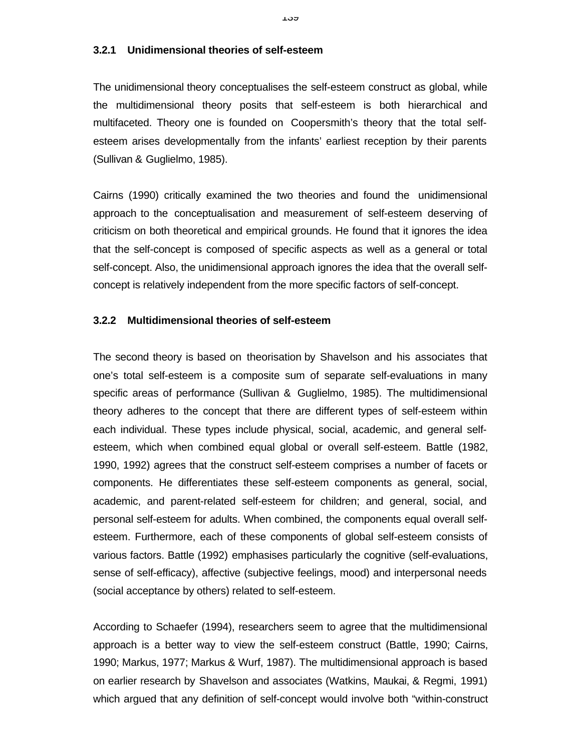### 3.2.1 Unidimensional theories of self-esteem

The unidimensional theory conceptualises the self-esteem construct as global, while the multidimensional theory posits that self-esteem is both hierarchical and multifaceted. Theory one is founded on Coopersmith's theory that the total self-esteem arises developmentally from the infants' earliest reception by their parents (Sullivan & Guglielmo, 1985).

Cairns (1990) critically examined the two theories and found the unidimensional approach to the conceptualisation and measurement of self-esteem deserving of criticism on both theoretical and empirical grounds. He found that it ignores the idea that the self-concept is composed of specific aspects as well as a general or total self-concept. Also, the unidimensional approach ignores the idea that the overall self-concept is relatively independent from the more specific factors of self-concept.

### 3.2.2 Multidimensional theories of self-esteem

The second theory is based on theorisation by Shavelson and his associates that one's total self-esteem is a composite sum of separate self-evaluations in many specific areas of performance (Sullivan & Guglielmo, 1985). The multidimensional theory adheres to the concept that there are different types of self-esteem within each individual. These types include physical, social, academic, and general self-esteem, which when combined equal global or overall self-esteem. Battle (1982, 1990, 1992) agrees that the construct self-esteem comprises a number of facets or components. He differentiates these self-esteem components as general, social, academic, and parent-related self-esteem for children; and general, social, and personal self-esteem for adults. When combined, the components equal overall self-esteem. Furthermore, each of these components of global self-esteem consists of various factors. Battle (1992) emphasises particularly the cognitive (self-evaluations, sense of self-efficacy), affective (subjective feelings, mood) and interpersonal needs (social acceptance by others) related to self-esteem.

According to Schaefer (1994), researchers seem to agree that the multidimensional approach is a better way to view the self-esteem construct (Battle, 1990; Cairns, 1990; Markus, 1977; Markus & Wurf, 1987). The multidimensional approach is based on earlier research by Shavelson and associates (Watkins, Maukai, & Regmi, 1991) which argued that any definition of self-concept would involve both "within-construct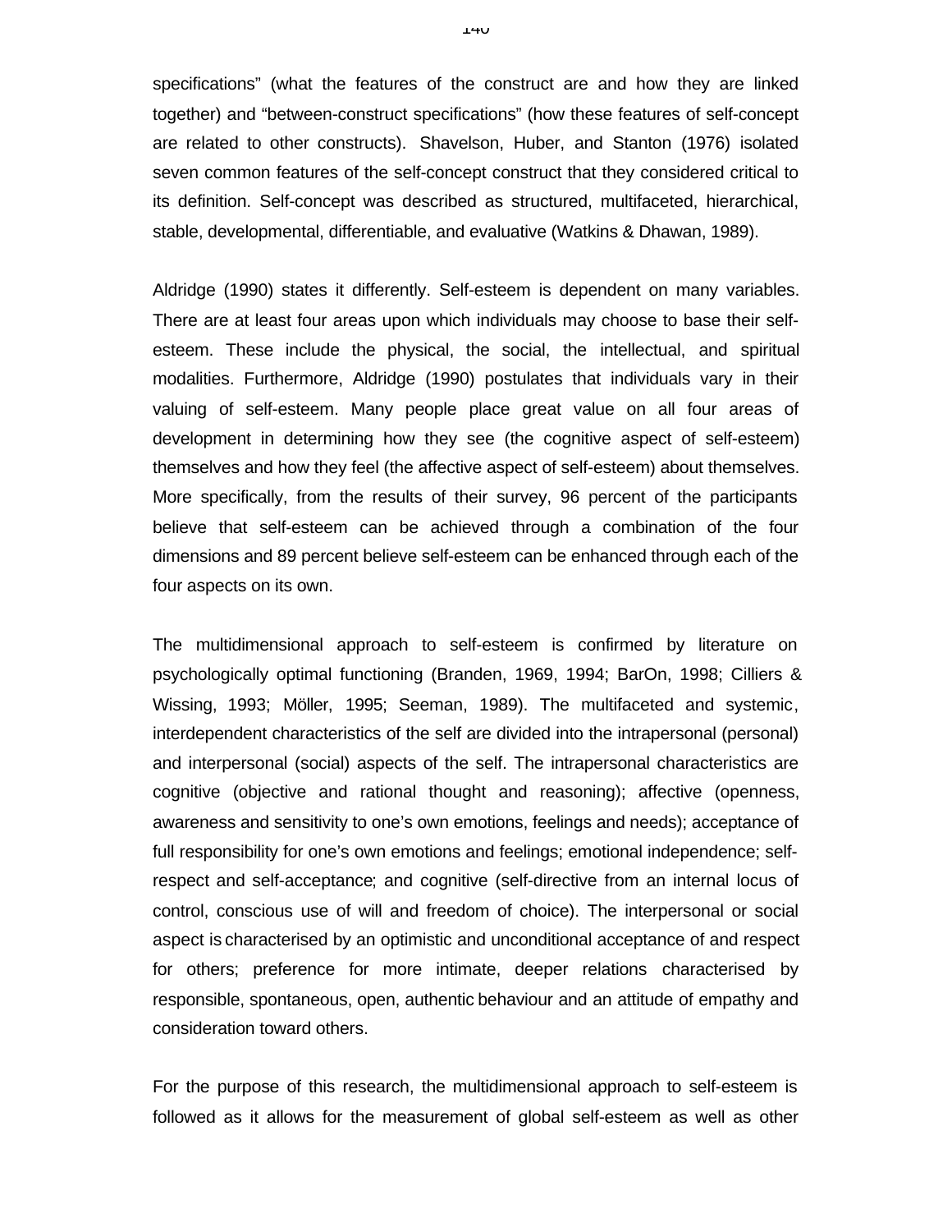specifications" (what the features of the construct are and how they are linked together) and "between-construct specifications" (how these features of self-concept are related to other constructs). Shavelson, Huber, and Stanton (1976) isolated seven common features of the self-concept construct that they considered critical to its definition. Self-concept was described as structured, multifaceted, hierarchical, stable, developmental, differentiable, and evaluative (Watkins & Dhawan, 1989).

Aldridge (1990) states it differently. Self-esteem is dependent on many variables. There are at least four areas upon which individuals may choose to base their self-esteem. These include the physical, the social, the intellectual, and spiritual modalities. Furthermore, Aldridge (1990) postulates that individuals vary in their valuing of self-esteem. Many people place great value on all four areas of development in determining how they see (the cognitive aspect of self-esteem) themselves and how they feel (the affective aspect of self-esteem) about themselves. More specifically, from the results of their survey, 96 percent of the participants believe that self-esteem can be achieved through a combination of the four dimensions and 89 percent believe self-esteem can be enhanced through each of the four aspects on its own.

The multidimensional approach to self-esteem is confirmed by literature on psychologically optimal functioning (Branden, 1969, 1994; BarOn, 1998; Cilliers & Wissing, 1993; Möller, 1995; Seeman, 1989). The multifaceted and systemic, interdependent characteristics of the self are divided into the intrapersonal (personal) and interpersonal (social) aspects of the self. The intrapersonal characteristics are cognitive (objective and rational thought and reasoning); affective (openness, awareness and sensitivity to one's own emotions, feelings and needs); acceptance of full responsibility for one's own emotions and feelings; emotional independence; self-respect and self-acceptance; and cognitive (self-directive from an internal locus of control, conscious use of will and freedom of choice). The interpersonal or social aspect is characterised by an optimistic and unconditional acceptance of and respect for others; preference for more intimate, deeper relations characterised by responsible, spontaneous, open, authentic behaviour and an attitude of empathy and consideration toward others.

For the purpose of this research, the multidimensional approach to self-esteem is followed as it allows for the measurement of global self-esteem as well as other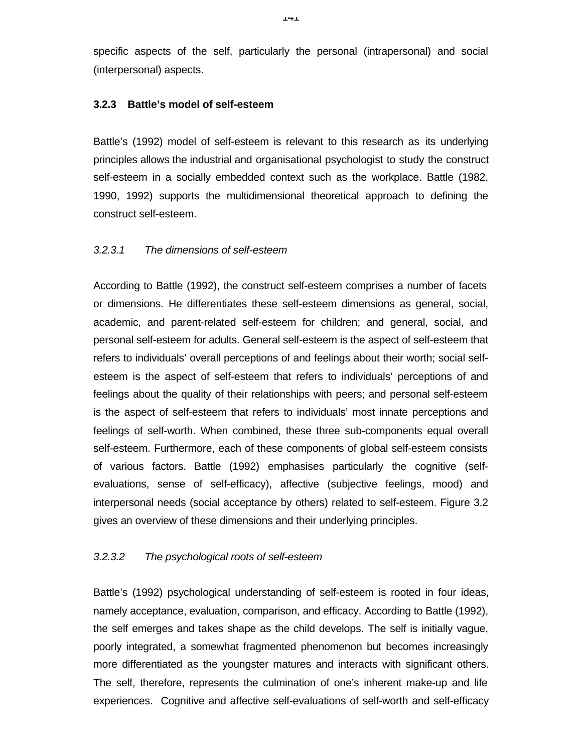specific aspects of the self, particularly the personal (intrapersonal) and social (interpersonal) aspects.

### 3.2.3 Battle's model of self-esteem

Battle's (1992) model of self-esteem is relevant to this research as its underlying principles allows the industrial and organisational psychologist to study the construct self-esteem in a socially embedded context such as the workplace. Battle (1982, 1990, 1992) supports the multidimensional theoretical approach to defining the construct self-esteem.

#### *3.2.3.1 The dimensions of self-esteem*

According to Battle (1992), the construct self-esteem comprises a number of facets or dimensions. He differentiates these self-esteem dimensions as general, social, academic, and parent-related self-esteem for children; and general, social, and personal self-esteem for adults. General self-esteem is the aspect of self-esteem that refers to individuals' overall perceptions of and feelings about their worth; social self-esteem is the aspect of self-esteem that refers to individuals' perceptions of and feelings about the quality of their relationships with peers; and personal self-esteem is the aspect of self-esteem that refers to individuals' most innate perceptions and feelings of self-worth. When combined, these three sub-components equal overall self-esteem. Furthermore, each of these components of global self-esteem consists of various factors. Battle (1992) emphasises particularly the cognitive (self-evaluations, sense of self-efficacy), affective (subjective feelings, mood) and interpersonal needs (social acceptance by others) related to self-esteem. Figure 3.2 gives an overview of these dimensions and their underlying principles.

#### *3.2.3.2 The psychological roots of self-esteem*

Battle's (1992) psychological understanding of self-esteem is rooted in four ideas, namely acceptance, evaluation, comparison, and efficacy. According to Battle (1992), the self emerges and takes shape as the child develops. The self is initially vague, poorly integrated, a somewhat fragmented phenomenon but becomes increasingly more differentiated as the youngster matures and interacts with significant others. The self, therefore, represents the culmination of one's inherent make-up and life experiences. Cognitive and affective self-evaluations of self-worth and self-efficacy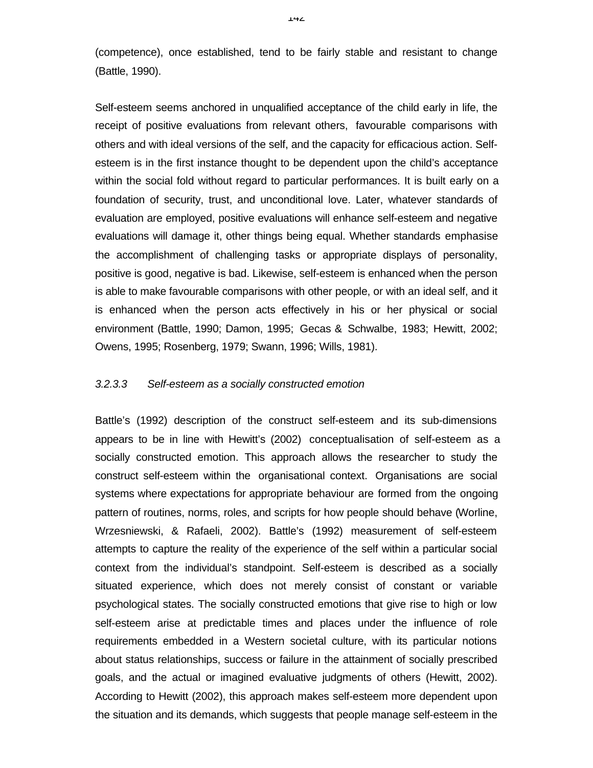(competence), once established, tend to be fairly stable and resistant to change (Battle, 1990).

Self-esteem seems anchored in unqualified acceptance of the child early in life, the receipt of positive evaluations from relevant others, favourable comparisons with others and with ideal versions of the self, and the capacity for efficacious action. Self-esteem is in the first instance thought to be dependent upon the child's acceptance within the social fold without regard to particular performances. It is built early on a foundation of security, trust, and unconditional love. Later, whatever standards of evaluation are employed, positive evaluations will enhance self-esteem and negative evaluations will damage it, other things being equal. Whether standards emphasise the accomplishment of challenging tasks or appropriate displays of personality, positive is good, negative is bad. Likewise, self-esteem is enhanced when the person is able to make favourable comparisons with other people, or with an ideal self, and it is enhanced when the person acts effectively in his or her physical or social environment (Battle, 1990; Damon, 1995; Gecas & Schwalbe, 1983; Hewitt, 2002; Owens, 1995; Rosenberg, 1979; Swann, 1996; Wills, 1981).

#### *3.2.3.3 Self-esteem as a socially constructed emotion*

Battle's (1992) description of the construct self-esteem and its sub-dimensions appears to be in line with Hewitt's (2002) conceptualisation of self-esteem as a socially constructed emotion. This approach allows the researcher to study the construct self-esteem within the organisational context. Organisations are social systems where expectations for appropriate behaviour are formed from the ongoing pattern of routines, norms, roles, and scripts for how people should behave (Worline, Wrzesniewski, & Rafaeli, 2002). Battle's (1992) measurement of self-esteem attempts to capture the reality of the experience of the self within a particular social context from the individual's standpoint. Self-esteem is described as a socially situated experience, which does not merely consist of constant or variable psychological states. The socially constructed emotions that give rise to high or low self-esteem arise at predictable times and places under the influence of role requirements embedded in a Western societal culture, with its particular notions about status relationships, success or failure in the attainment of socially prescribed goals, and the actual or imagined evaluative judgments of others (Hewitt, 2002). According to Hewitt (2002), this approach makes self-esteem more dependent upon the situation and its demands, which suggests that people manage self-esteem in the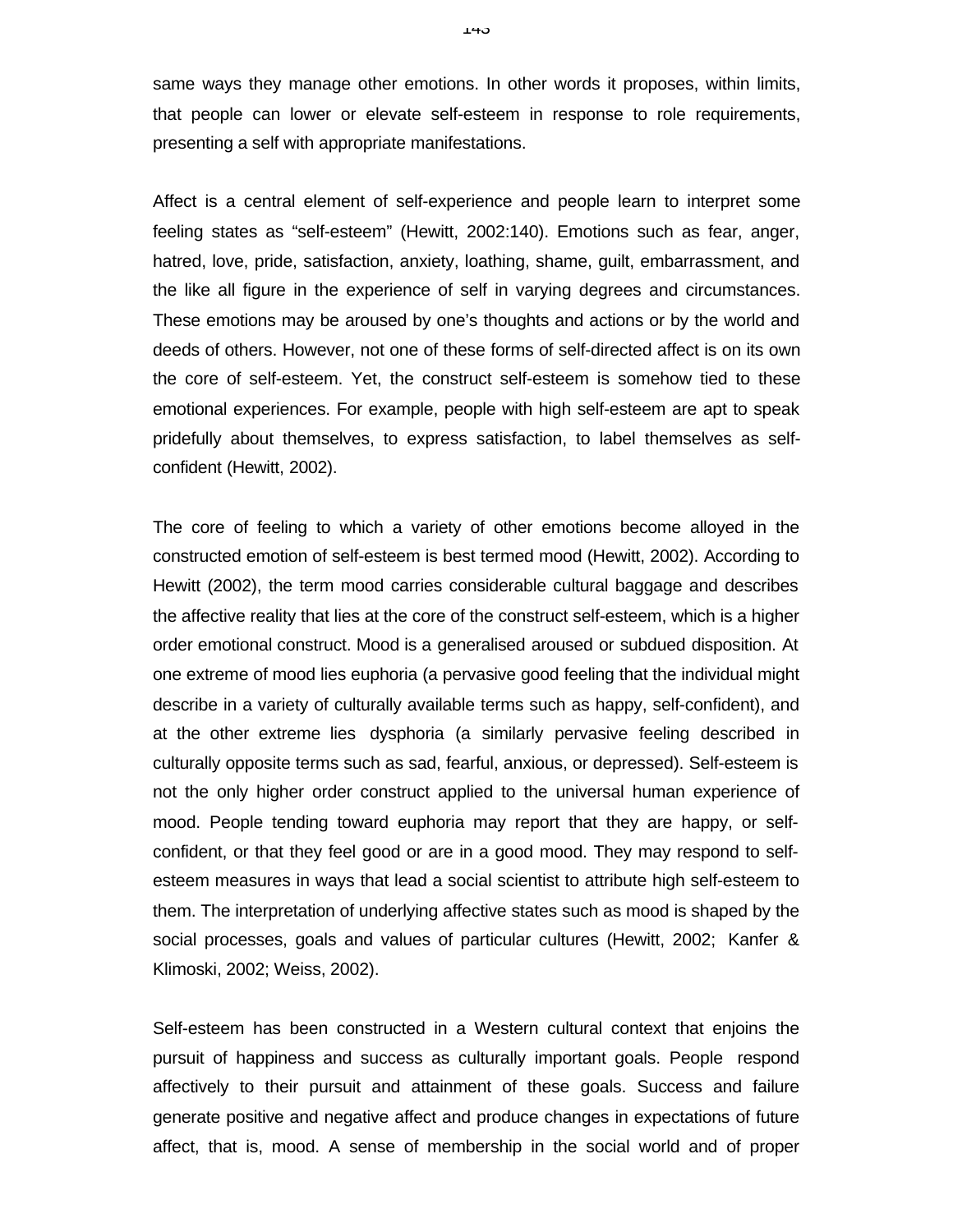same ways they manage other emotions. In other words it proposes, within limits, that people can lower or elevate self-esteem in response to role requirements, presenting a self with appropriate manifestations.

Affect is a central element of self-experience and people learn to interpret some feeling states as “self-esteem” (Hewitt, 2002:140). Emotions such as fear, anger, hatred, love, pride, satisfaction, anxiety, loathing, shame, guilt, embarrassment, and the like all figure in the experience of self in varying degrees and circumstances. These emotions may be aroused by one’s thoughts and actions or by the world and deeds of others. However, not one of these forms of self-directed affect is on its own the core of self-esteem. Yet, the construct self-esteem is somehow tied to these emotional experiences. For example, people with high self-esteem are apt to speak pridefully about themselves, to express satisfaction, to label themselves as self-confident (Hewitt, 2002).

The core of feeling to which a variety of other emotions become alloyed in the constructed emotion of self-esteem is best termed mood (Hewitt, 2002). According to Hewitt (2002), the term mood carries considerable cultural baggage and describes the affective reality that lies at the core of the construct self-esteem, which is a higher order emotional construct. Mood is a generalised aroused or subdued disposition. At one extreme of mood lies euphoria (a pervasive good feeling that the individual might describe in a variety of culturally available terms such as happy, self-confident), and at the other extreme lies dysphoria (a similarly pervasive feeling described in culturally opposite terms such as sad, fearful, anxious, or depressed). Self-esteem is not the only higher order construct applied to the universal human experience of mood. People tending toward euphoria may report that they are happy, or self-confident, or that they feel good or are in a good mood. They may respond to self-esteem measures in ways that lead a social scientist to attribute high self-esteem to them. The interpretation of underlying affective states such as mood is shaped by the social processes, goals and values of particular cultures (Hewitt, 2002; Kanfer & Klimoski, 2002; Weiss, 2002).

Self-esteem has been constructed in a Western cultural context that enjoins the pursuit of happiness and success as culturally important goals. People respond affectively to their pursuit and attainment of these goals. Success and failure generate positive and negative affect and produce changes in expectations of future affect, that is, mood. A sense of membership in the social world and of proper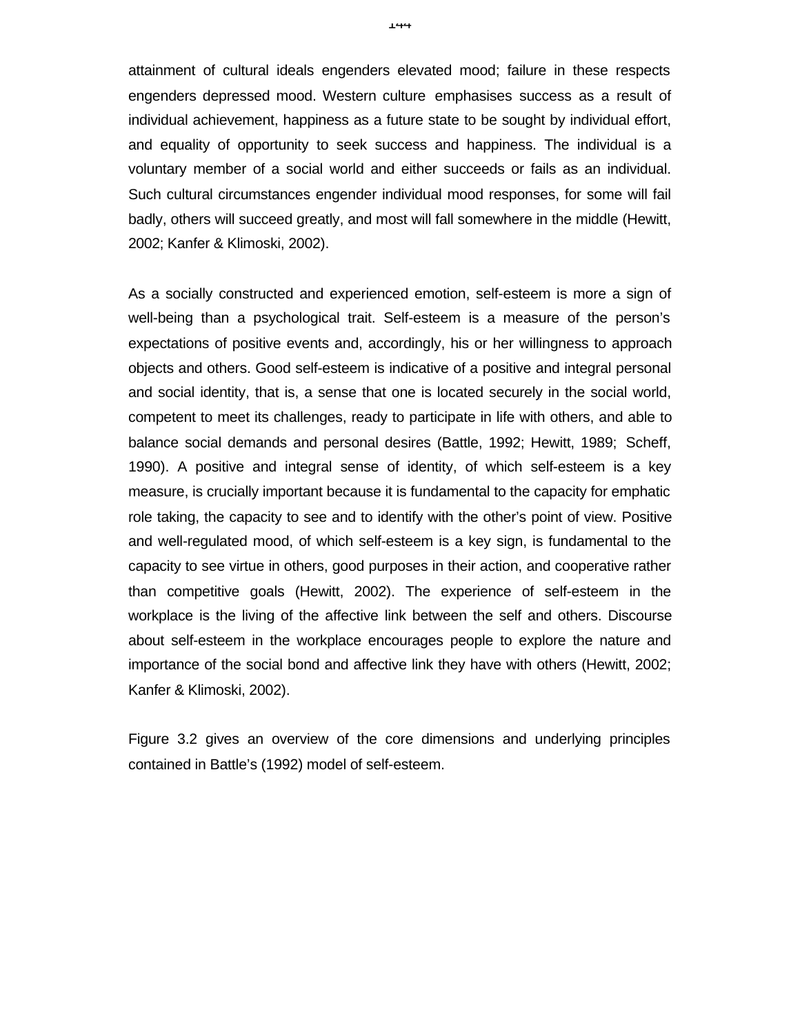attainment of cultural ideals engenders elevated mood; failure in these respects engenders depressed mood. Western culture emphasises success as a result of individual achievement, happiness as a future state to be sought by individual effort, and equality of opportunity to seek success and happiness. The individual is a voluntary member of a social world and either succeeds or fails as an individual. Such cultural circumstances engender individual mood responses, for some will fail badly, others will succeed greatly, and most will fall somewhere in the middle (Hewitt, 2002; Kanfer & Klimoski, 2002).

As a socially constructed and experienced emotion, self-esteem is more a sign of well-being than a psychological trait. Self-esteem is a measure of the person's expectations of positive events and, accordingly, his or her willingness to approach objects and others. Good self-esteem is indicative of a positive and integral personal and social identity, that is, a sense that one is located securely in the social world, competent to meet its challenges, ready to participate in life with others, and able to balance social demands and personal desires (Battle, 1992; Hewitt, 1989; Scheff, 1990). A positive and integral sense of identity, of which self-esteem is a key measure, is crucially important because it is fundamental to the capacity for emphatic role taking, the capacity to see and to identify with the other's point of view. Positive and well-regulated mood, of which self-esteem is a key sign, is fundamental to the capacity to see virtue in others, good purposes in their action, and cooperative rather than competitive goals (Hewitt, 2002). The experience of self-esteem in the workplace is the living of the affective link between the self and others. Discourse about self-esteem in the workplace encourages people to explore the nature and importance of the social bond and affective link they have with others (Hewitt, 2002; Kanfer & Klimoski, 2002).

Figure 3.2 gives an overview of the core dimensions and underlying principles contained in Battle's (1992) model of self-esteem.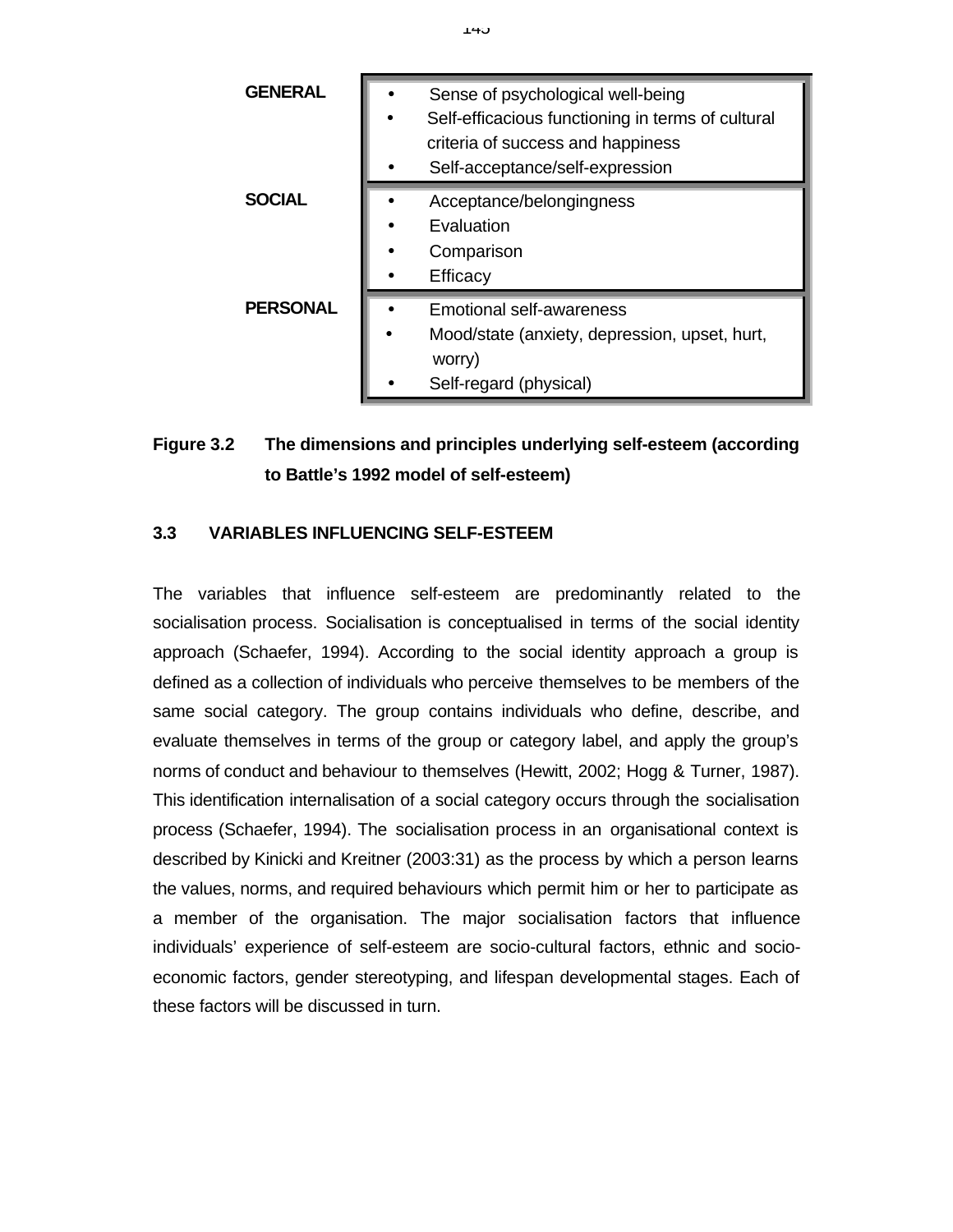| | |
|---|---|
| **GENERAL** | • Sense of psychological well-being<br>• Self-efficacious functioning in terms of cultural criteria of success and happiness<br>• Self-acceptance/self-expression |
| **SOCIAL** | • Acceptance/belongingness<br>• Evaluation<br>• Comparison<br>• Efficacy |
| **PERSONAL** | • Emotional self-awareness<br>• Mood/state (anxiety, depression, upset, hurt, worry)<br>• Self-regard (physical) |

**Figure 3.2 The dimensions and principles underlying self-esteem (according to Battle's 1992 model of self-esteem)**

### 3.3 VARIABLES INFLUENCING SELF-ESTEEM

The variables that influence self-esteem are predominantly related to the socialisation process. Socialisation is conceptualised in terms of the social identity approach (Schaefer, 1994). According to the social identity approach a group is defined as a collection of individuals who perceive themselves to be members of the same social category. The group contains individuals who define, describe, and evaluate themselves in terms of the group or category label, and apply the group's norms of conduct and behaviour to themselves (Hewitt, 2002; Hogg & Turner, 1987). This identification internalisation of a social category occurs through the socialisation process (Schaefer, 1994). The socialisation process in an organisational context is described by Kinicki and Kreitner (2003:31) as the process by which a person learns the values, norms, and required behaviours which permit him or her to participate as a member of the organisation. The major socialisation factors that influence individuals' experience of self-esteem are socio-cultural factors, ethnic and socio-economic factors, gender stereotyping, and lifespan developmental stages. Each of these factors will be discussed in turn.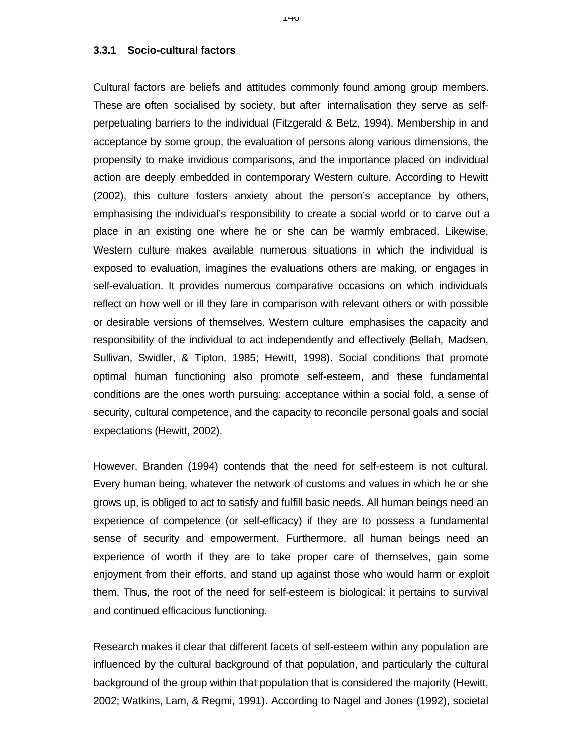### 3.3.1 Socio-cultural factors

Cultural factors are beliefs and attitudes commonly found among group members. These are often socialised by society, but after internalisation they serve as self-perpetuating barriers to the individual (Fitzgerald & Betz, 1994). Membership in and acceptance by some group, the evaluation of persons along various dimensions, the propensity to make invidious comparisons, and the importance placed on individual action are deeply embedded in contemporary Western culture. According to Hewitt (2002), this culture fosters anxiety about the person's acceptance by others, emphasising the individual's responsibility to create a social world or to carve out a place in an existing one where he or she can be warmly embraced. Likewise, Western culture makes available numerous situations in which the individual is exposed to evaluation, imagines the evaluations others are making, or engages in self-evaluation. It provides numerous comparative occasions on which individuals reflect on how well or ill they fare in comparison with relevant others or with possible or desirable versions of themselves. Western culture emphasises the capacity and responsibility of the individual to act independently and effectively (Bellah, Madsen, Sullivan, Swidler, & Tipton, 1985; Hewitt, 1998). Social conditions that promote optimal human functioning also promote self-esteem, and these fundamental conditions are the ones worth pursuing: acceptance within a social fold, a sense of security, cultural competence, and the capacity to reconcile personal goals and social expectations (Hewitt, 2002).

However, Branden (1994) contends that the need for self-esteem is not cultural. Every human being, whatever the network of customs and values in which he or she grows up, is obliged to act to satisfy and fulfill basic needs. All human beings need an experience of competence (or self-efficacy) if they are to possess a fundamental sense of security and empowerment. Furthermore, all human beings need an experience of worth if they are to take proper care of themselves, gain some enjoyment from their efforts, and stand up against those who would harm or exploit them. Thus, the root of the need for self-esteem is biological: it pertains to survival and continued efficacious functioning.

Research makes it clear that different facets of self-esteem within any population are influenced by the cultural background of that population, and particularly the cultural background of the group within that population that is considered the majority (Hewitt, 2002; Watkins, Lam, & Regmi, 1991). According to Nagel and Jones (1992), societal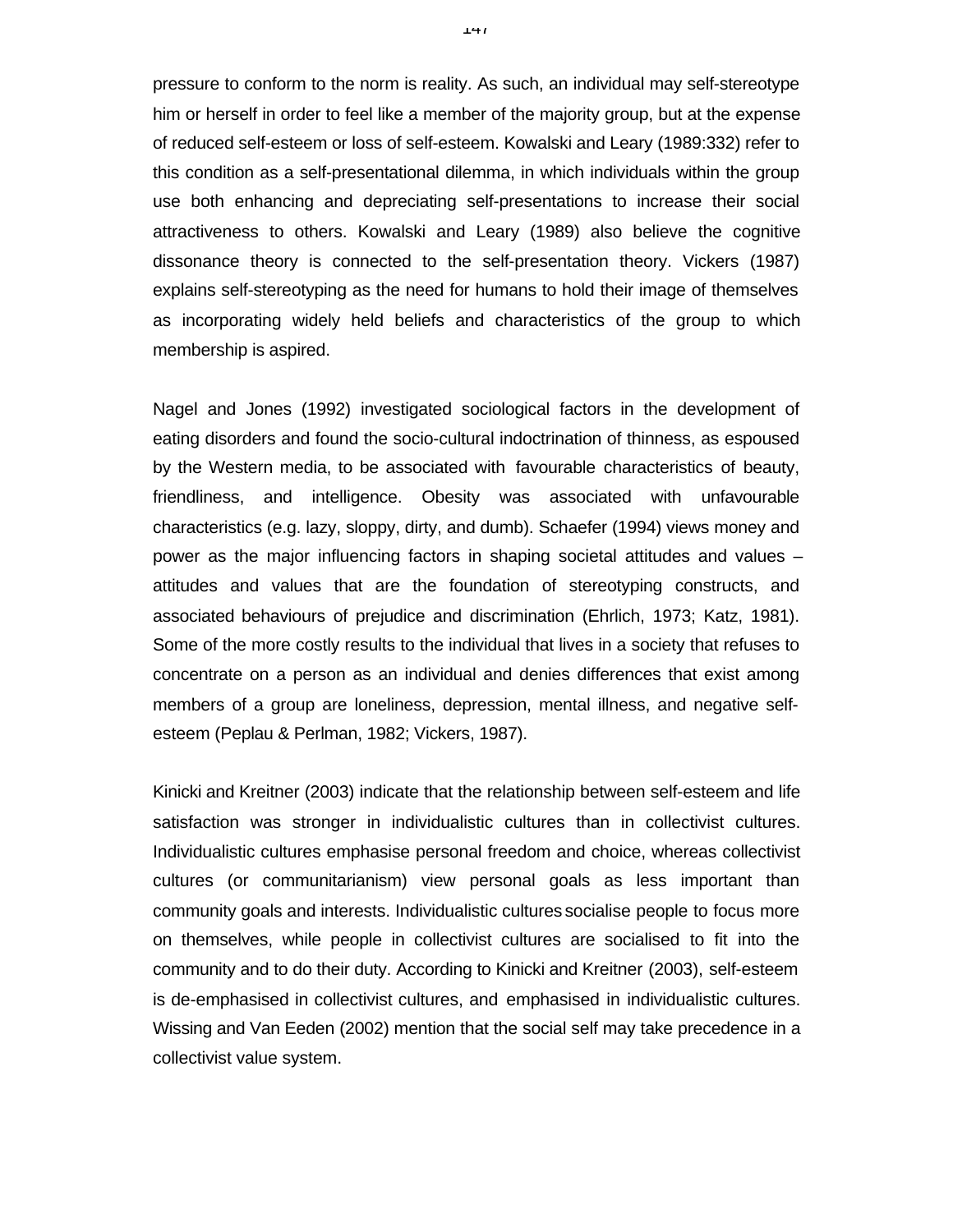pressure to conform to the norm is reality. As such, an individual may self-stereotype him or herself in order to feel like a member of the majority group, but at the expense of reduced self-esteem or loss of self-esteem. Kowalski and Leary (1989:332) refer to this condition as a self-presentational dilemma, in which individuals within the group use both enhancing and depreciating self-presentations to increase their social attractiveness to others. Kowalski and Leary (1989) also believe the cognitive dissonance theory is connected to the self-presentation theory. Vickers (1987) explains self-stereotyping as the need for humans to hold their image of themselves as incorporating widely held beliefs and characteristics of the group to which membership is aspired.

Nagel and Jones (1992) investigated sociological factors in the development of eating disorders and found the socio-cultural indoctrination of thinness, as espoused by the Western media, to be associated with favourable characteristics of beauty, friendliness, and intelligence. Obesity was associated with unfavourable characteristics (e.g. lazy, sloppy, dirty, and dumb). Schaefer (1994) views money and power as the major influencing factors in shaping societal attitudes and values – attitudes and values that are the foundation of stereotyping constructs, and associated behaviours of prejudice and discrimination (Ehrlich, 1973; Katz, 1981). Some of the more costly results to the individual that lives in a society that refuses to concentrate on a person as an individual and denies differences that exist among members of a group are loneliness, depression, mental illness, and negative self-esteem (Peplau & Perlman, 1982; Vickers, 1987).

Kinicki and Kreitner (2003) indicate that the relationship between self-esteem and life satisfaction was stronger in individualistic cultures than in collectivist cultures. Individualistic cultures emphasise personal freedom and choice, whereas collectivist cultures (or communitarianism) view personal goals as less important than community goals and interests. Individualistic cultures socialise people to focus more on themselves, while people in collectivist cultures are socialised to fit into the community and to do their duty. According to Kinicki and Kreitner (2003), self-esteem is de-emphasised in collectivist cultures, and emphasised in individualistic cultures. Wissing and Van Eeden (2002) mention that the social self may take precedence in a collectivist value system.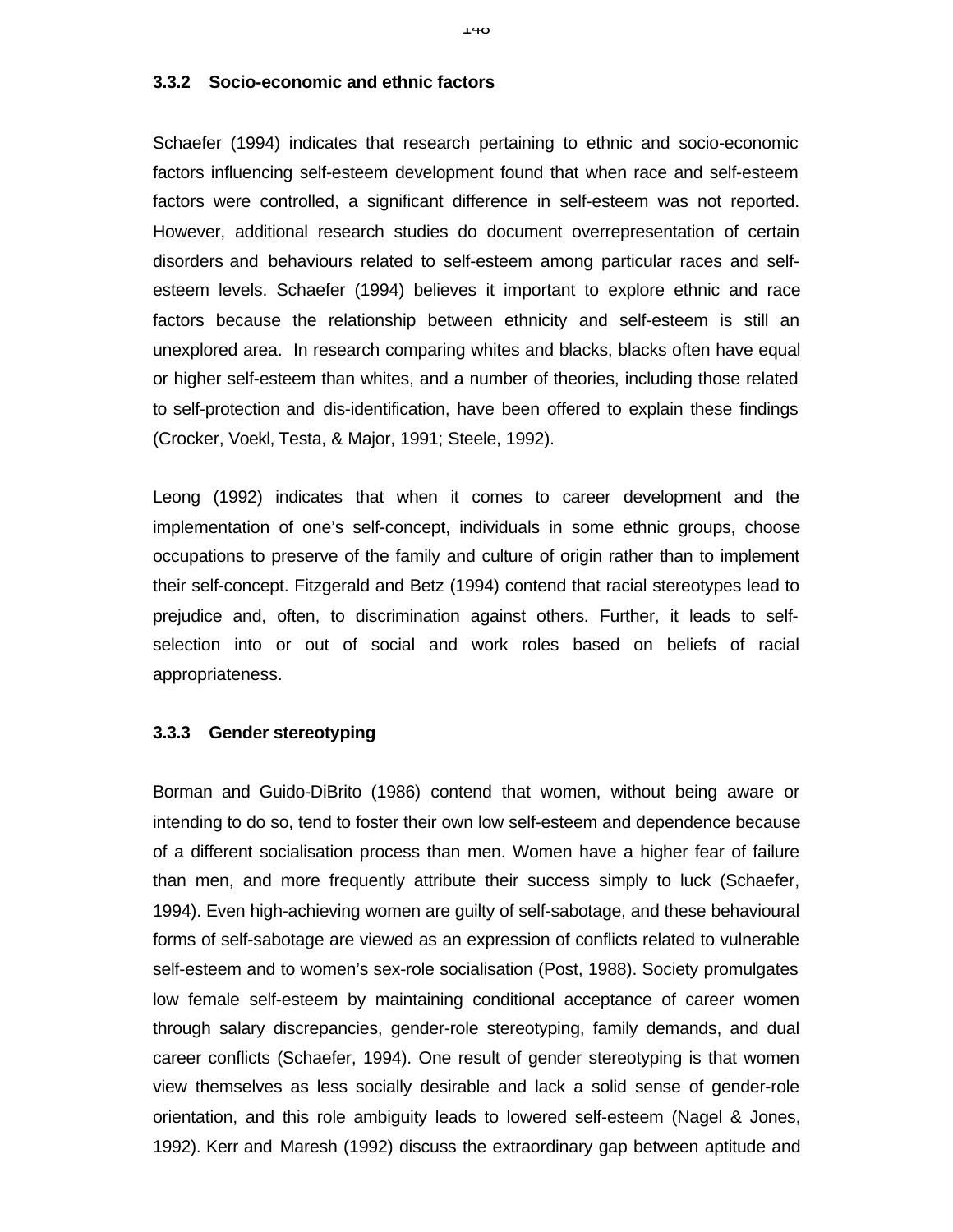### 3.3.2 Socio-economic and ethnic factors

Schaefer (1994) indicates that research pertaining to ethnic and socio-economic factors influencing self-esteem development found that when race and self-esteem factors were controlled, a significant difference in self-esteem was not reported. However, additional research studies do document overrepresentation of certain disorders and behaviours related to self-esteem among particular races and self-esteem levels. Schaefer (1994) believes it important to explore ethnic and race factors because the relationship between ethnicity and self-esteem is still an unexplored area. In research comparing whites and blacks, blacks often have equal or higher self-esteem than whites, and a number of theories, including those related to self-protection and dis-identification, have been offered to explain these findings (Crocker, Voekl, Testa, & Major, 1991; Steele, 1992).

Leong (1992) indicates that when it comes to career development and the implementation of one's self-concept, individuals in some ethnic groups, choose occupations to preserve of the family and culture of origin rather than to implement their self-concept. Fitzgerald and Betz (1994) contend that racial stereotypes lead to prejudice and, often, to discrimination against others. Further, it leads to self-selection into or out of social and work roles based on beliefs of racial appropriateness.

### 3.3.3 Gender stereotyping

Borman and Guido-DiBrito (1986) contend that women, without being aware or intending to do so, tend to foster their own low self-esteem and dependence because of a different socialisation process than men. Women have a higher fear of failure than men, and more frequently attribute their success simply to luck (Schaefer, 1994). Even high-achieving women are guilty of self-sabotage, and these behavioural forms of self-sabotage are viewed as an expression of conflicts related to vulnerable self-esteem and to women's sex-role socialisation (Post, 1988). Society promulgates low female self-esteem by maintaining conditional acceptance of career women through salary discrepancies, gender-role stereotyping, family demands, and dual career conflicts (Schaefer, 1994). One result of gender stereotyping is that women view themselves as less socially desirable and lack a solid sense of gender-role orientation, and this role ambiguity leads to lowered self-esteem (Nagel & Jones, 1992). Kerr and Maresh (1992) discuss the extraordinary gap between aptitude and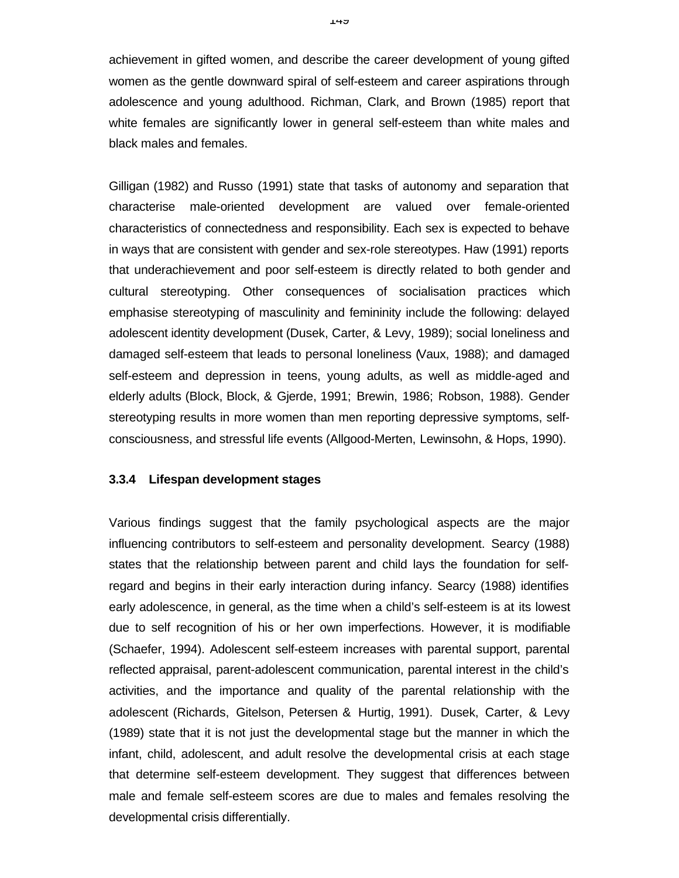achievement in gifted women, and describe the career development of young gifted women as the gentle downward spiral of self-esteem and career aspirations through adolescence and young adulthood. Richman, Clark, and Brown (1985) report that white females are significantly lower in general self-esteem than white males and black males and females.

Gilligan (1982) and Russo (1991) state that tasks of autonomy and separation that characterise male-oriented development are valued over female-oriented characteristics of connectedness and responsibility. Each sex is expected to behave in ways that are consistent with gender and sex-role stereotypes. Haw (1991) reports that underachievement and poor self-esteem is directly related to both gender and cultural stereotyping. Other consequences of socialisation practices which emphasise stereotyping of masculinity and femininity include the following: delayed adolescent identity development (Dusek, Carter, & Levy, 1989); social loneliness and damaged self-esteem that leads to personal loneliness (Vaux, 1988); and damaged self-esteem and depression in teens, young adults, as well as middle-aged and elderly adults (Block, Block, & Gjerde, 1991; Brewin, 1986; Robson, 1988). Gender stereotyping results in more women than men reporting depressive symptoms, self-consciousness, and stressful life events (Allgood-Merten, Lewinsohn, & Hops, 1990).

### 3.3.4 Lifespan development stages

Various findings suggest that the family psychological aspects are the major influencing contributors to self-esteem and personality development. Searcy (1988) states that the relationship between parent and child lays the foundation for self-regard and begins in their early interaction during infancy. Searcy (1988) identifies early adolescence, in general, as the time when a child's self-esteem is at its lowest due to self recognition of his or her own imperfections. However, it is modifiable (Schaefer, 1994). Adolescent self-esteem increases with parental support, parental reflected appraisal, parent-adolescent communication, parental interest in the child's activities, and the importance and quality of the parental relationship with the adolescent (Richards, Gitelson, Petersen & Hurtig, 1991). Dusek, Carter, & Levy (1989) state that it is not just the developmental stage but the manner in which the infant, child, adolescent, and adult resolve the developmental crisis at each stage that determine self-esteem development. They suggest that differences between male and female self-esteem scores are due to males and females resolving the developmental crisis differentially.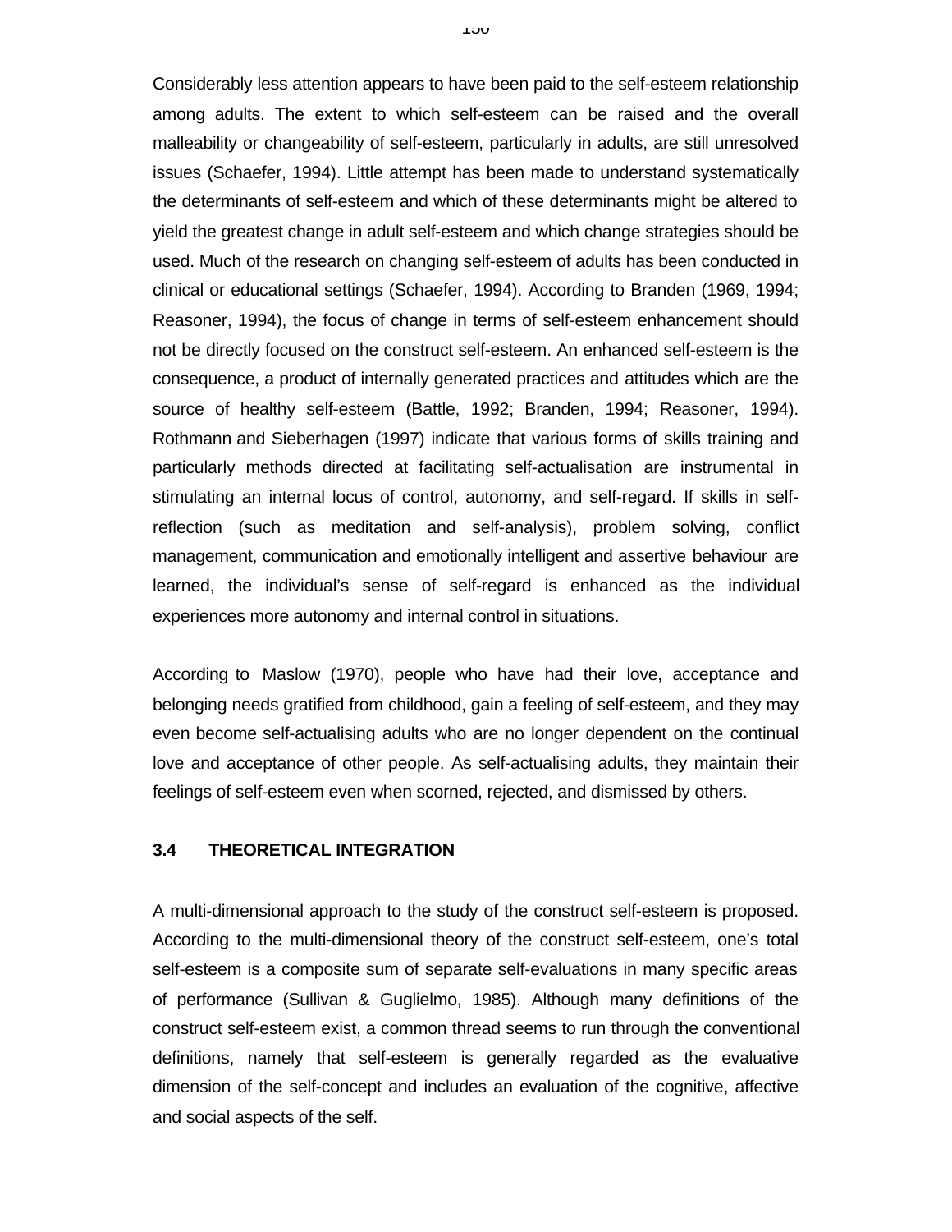Considerably less attention appears to have been paid to the self-esteem relationship among adults. The extent to which self-esteem can be raised and the overall malleability or changeability of self-esteem, particularly in adults, are still unresolved issues (Schaefer, 1994). Little attempt has been made to understand systematically the determinants of self-esteem and which of these determinants might be altered to yield the greatest change in adult self-esteem and which change strategies should be used. Much of the research on changing self-esteem of adults has been conducted in clinical or educational settings (Schaefer, 1994). According to Branden (1969, 1994; Reasoner, 1994), the focus of change in terms of self-esteem enhancement should not be directly focused on the construct self-esteem. An enhanced self-esteem is the consequence, a product of internally generated practices and attitudes which are the source of healthy self-esteem (Battle, 1992; Branden, 1994; Reasoner, 1994). Rothmann and Sieberhagen (1997) indicate that various forms of skills training and particularly methods directed at facilitating self-actualisation are instrumental in stimulating an internal locus of control, autonomy, and self-regard. If skills in self-reflection (such as meditation and self-analysis), problem solving, conflict management, communication and emotionally intelligent and assertive behaviour are learned, the individual's sense of self-regard is enhanced as the individual experiences more autonomy and internal control in situations.

According to Maslow (1970), people who have had their love, acceptance and belonging needs gratified from childhood, gain a feeling of self-esteem, and they may even become self-actualising adults who are no longer dependent on the continual love and acceptance of other people. As self-actualising adults, they maintain their feelings of self-esteem even when scorned, rejected, and dismissed by others.

## 3.4 THEORETICAL INTEGRATION

A multi-dimensional approach to the study of the construct self-esteem is proposed. According to the multi-dimensional theory of the construct self-esteem, one's total self-esteem is a composite sum of separate self-evaluations in many specific areas of performance (Sullivan & Guglielmo, 1985). Although many definitions of the construct self-esteem exist, a common thread seems to run through the conventional definitions, namely that self-esteem is generally regarded as the evaluative dimension of the self-concept and includes an evaluation of the cognitive, affective and social aspects of the self.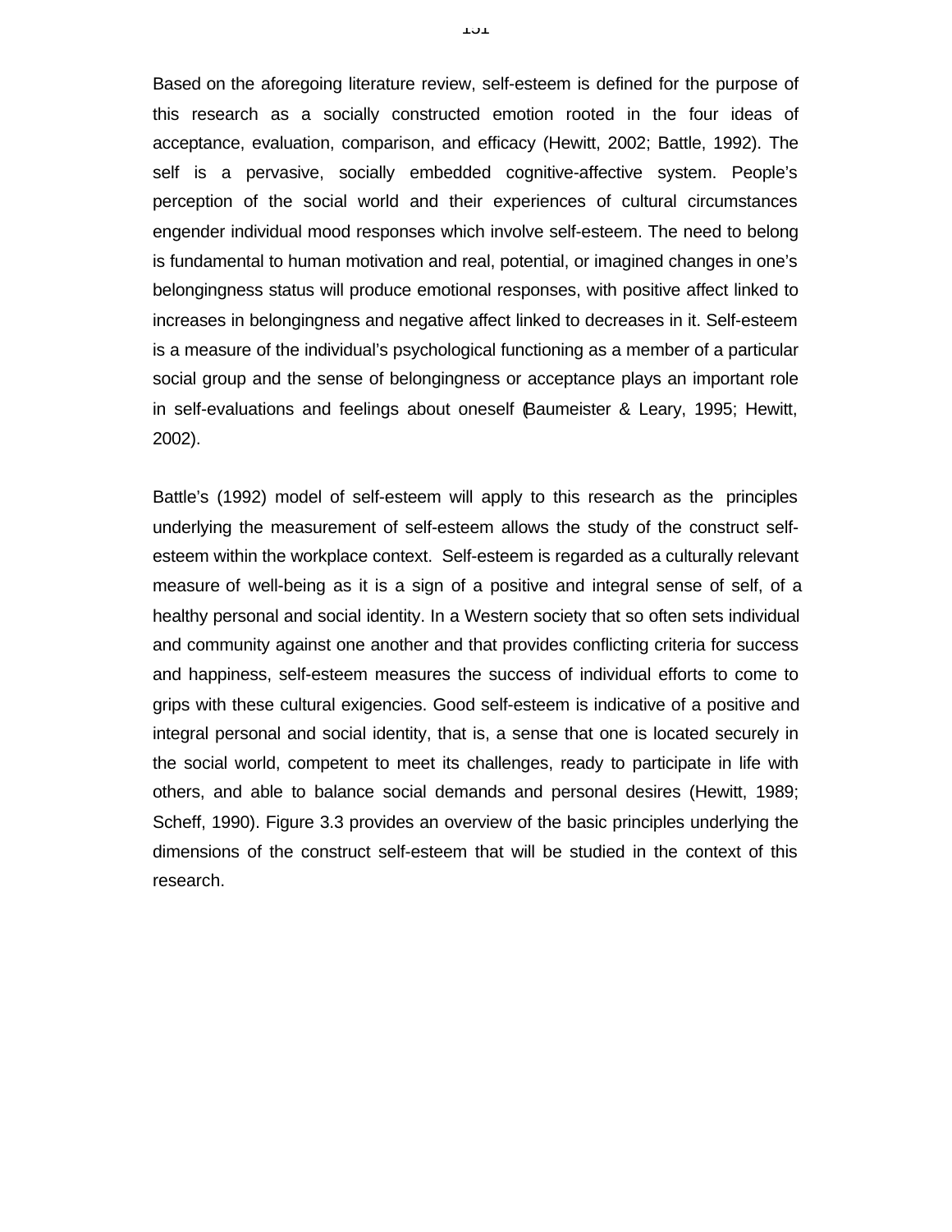Based on the aforegoing literature review, self-esteem is defined for the purpose of this research as a socially constructed emotion rooted in the four ideas of acceptance, evaluation, comparison, and efficacy (Hewitt, 2002; Battle, 1992). The self is a pervasive, socially embedded cognitive-affective system. People's perception of the social world and their experiences of cultural circumstances engender individual mood responses which involve self-esteem. The need to belong is fundamental to human motivation and real, potential, or imagined changes in one's belongingness status will produce emotional responses, with positive affect linked to increases in belongingness and negative affect linked to decreases in it. Self-esteem is a measure of the individual's psychological functioning as a member of a particular social group and the sense of belongingness or acceptance plays an important role in self-evaluations and feelings about oneself (Baumeister & Leary, 1995; Hewitt, 2002).

Battle's (1992) model of self-esteem will apply to this research as the principles underlying the measurement of self-esteem allows the study of the construct self-esteem within the workplace context. Self-esteem is regarded as a culturally relevant measure of well-being as it is a sign of a positive and integral sense of self, of a healthy personal and social identity. In a Western society that so often sets individual and community against one another and that provides conflicting criteria for success and happiness, self-esteem measures the success of individual efforts to come to grips with these cultural exigencies. Good self-esteem is indicative of a positive and integral personal and social identity, that is, a sense that one is located securely in the social world, competent to meet its challenges, ready to participate in life with others, and able to balance social demands and personal desires (Hewitt, 1989; Scheff, 1990). Figure 3.3 provides an overview of the basic principles underlying the dimensions of the construct self-esteem that will be studied in the context of this research.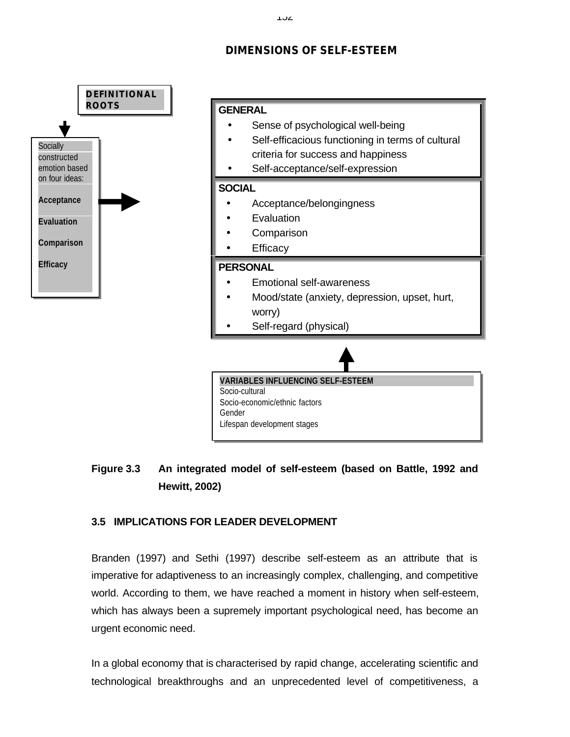## DIMENSIONS OF SELF-ESTEEM

**DEFINITIONAL ROOTS**

Socially constructed emotion based on four ideas:

**Acceptance**

**Evaluation**

**Comparison**

**Efficacy**

**GENERAL**

- Sense of psychological well-being
- Self-efficacious functioning in terms of cultural criteria for success and happiness
- Self-acceptance/self-expression

**SOCIAL**

- Acceptance/belongingness
- Evaluation
- Comparison
- Efficacy

**PERSONAL**

- Emotional self-awareness
- Mood/state (anxiety, depression, upset, hurt, worry)
- Self-regard (physical)

**VARIABLES INFLUENCING SELF-ESTEEM**

Socio-cultural
Socio-economic/ethnic factors
Gender
Lifespan development stages

**Figure 3.3 An integrated model of self-esteem (based on Battle, 1992 and Hewitt, 2002)**

### 3.5 IMPLICATIONS FOR LEADER DEVELOPMENT

Branden (1997) and Sethi (1997) describe self-esteem as an attribute that is imperative for adaptiveness to an increasingly complex, challenging, and competitive world. According to them, we have reached a moment in history when self-esteem, which has always been a supremely important psychological need, has become an urgent economic need.

In a global economy that is characterised by rapid change, accelerating scientific and technological breakthroughs and an unprecedented level of competitiveness, a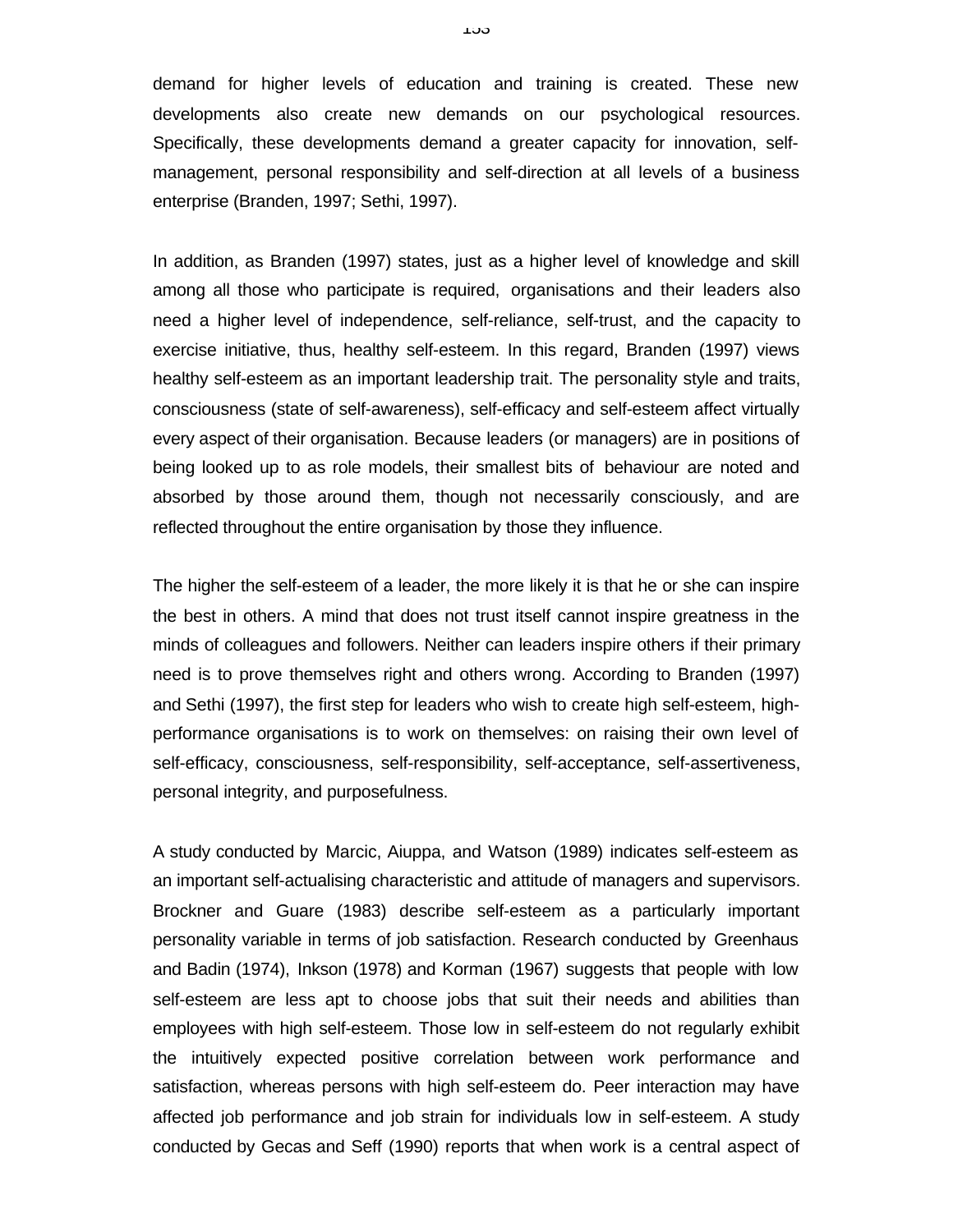demand for higher levels of education and training is created. These new developments also create new demands on our psychological resources. Specifically, these developments demand a greater capacity for innovation, self-management, personal responsibility and self-direction at all levels of a business enterprise (Branden, 1997; Sethi, 1997).

In addition, as Branden (1997) states, just as a higher level of knowledge and skill among all those who participate is required, organisations and their leaders also need a higher level of independence, self-reliance, self-trust, and the capacity to exercise initiative, thus, healthy self-esteem. In this regard, Branden (1997) views healthy self-esteem as an important leadership trait. The personality style and traits, consciousness (state of self-awareness), self-efficacy and self-esteem affect virtually every aspect of their organisation. Because leaders (or managers) are in positions of being looked up to as role models, their smallest bits of behaviour are noted and absorbed by those around them, though not necessarily consciously, and are reflected throughout the entire organisation by those they influence.

The higher the self-esteem of a leader, the more likely it is that he or she can inspire the best in others. A mind that does not trust itself cannot inspire greatness in the minds of colleagues and followers. Neither can leaders inspire others if their primary need is to prove themselves right and others wrong. According to Branden (1997) and Sethi (1997), the first step for leaders who wish to create high self-esteem, high-performance organisations is to work on themselves: on raising their own level of self-efficacy, consciousness, self-responsibility, self-acceptance, self-assertiveness, personal integrity, and purposefulness.

A study conducted by Marcic, Aiuppa, and Watson (1989) indicates self-esteem as an important self-actualising characteristic and attitude of managers and supervisors. Brockner and Guare (1983) describe self-esteem as a particularly important personality variable in terms of job satisfaction. Research conducted by Greenhaus and Badin (1974), Inkson (1978) and Korman (1967) suggests that people with low self-esteem are less apt to choose jobs that suit their needs and abilities than employees with high self-esteem. Those low in self-esteem do not regularly exhibit the intuitively expected positive correlation between work performance and satisfaction, whereas persons with high self-esteem do. Peer interaction may have affected job performance and job strain for individuals low in self-esteem. A study conducted by Gecas and Seff (1990) reports that when work is a central aspect of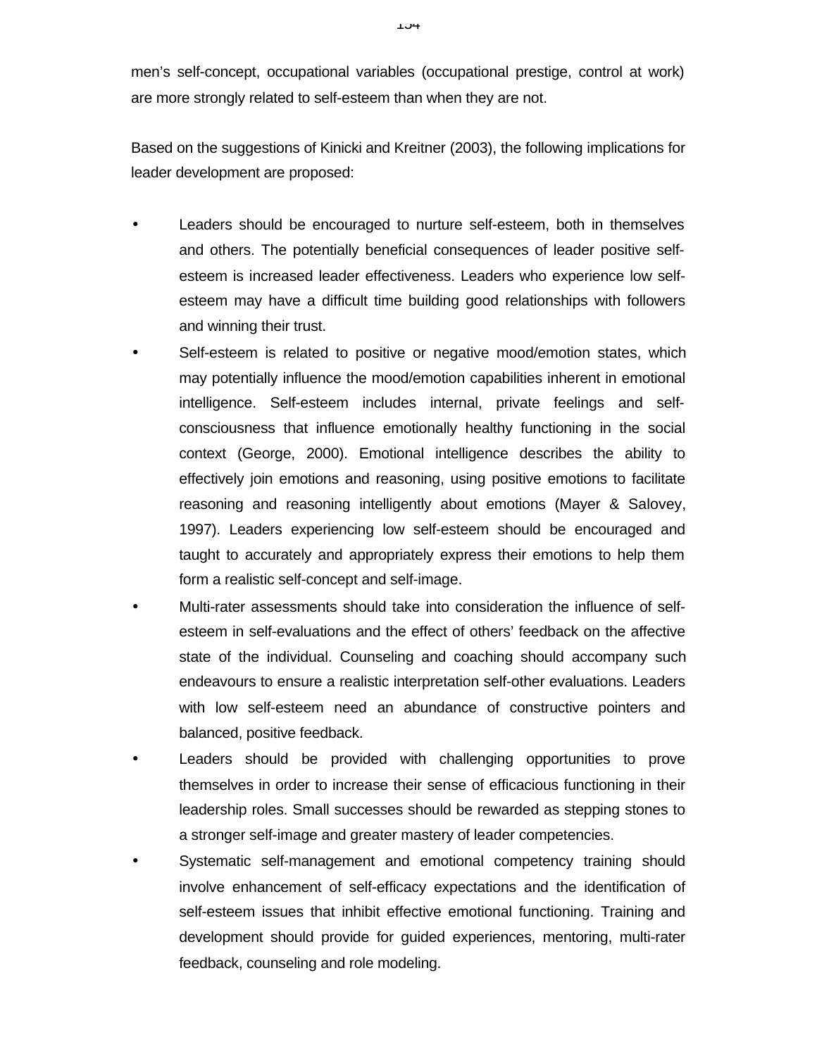men's self-concept, occupational variables (occupational prestige, control at work) are more strongly related to self-esteem than when they are not.

Based on the suggestions of Kinicki and Kreitner (2003), the following implications for leader development are proposed:

- Leaders should be encouraged to nurture self-esteem, both in themselves and others. The potentially beneficial consequences of leader positive self-esteem is increased leader effectiveness. Leaders who experience low self-esteem may have a difficult time building good relationships with followers and winning their trust.
- Self-esteem is related to positive or negative mood/emotion states, which may potentially influence the mood/emotion capabilities inherent in emotional intelligence. Self-esteem includes internal, private feelings and self-consciousness that influence emotionally healthy functioning in the social context (George, 2000). Emotional intelligence describes the ability to effectively join emotions and reasoning, using positive emotions to facilitate reasoning and reasoning intelligently about emotions (Mayer & Salovey, 1997). Leaders experiencing low self-esteem should be encouraged and taught to accurately and appropriately express their emotions to help them form a realistic self-concept and self-image.
- Multi-rater assessments should take into consideration the influence of self-esteem in self-evaluations and the effect of others' feedback on the affective state of the individual. Counseling and coaching should accompany such endeavours to ensure a realistic interpretation self-other evaluations. Leaders with low self-esteem need an abundance of constructive pointers and balanced, positive feedback.
- Leaders should be provided with challenging opportunities to prove themselves in order to increase their sense of efficacious functioning in their leadership roles. Small successes should be rewarded as stepping stones to a stronger self-image and greater mastery of leader competencies.
- Systematic self-management and emotional competency training should involve enhancement of self-efficacy expectations and the identification of self-esteem issues that inhibit effective emotional functioning. Training and development should provide for guided experiences, mentoring, multi-rater feedback, counseling and role modeling.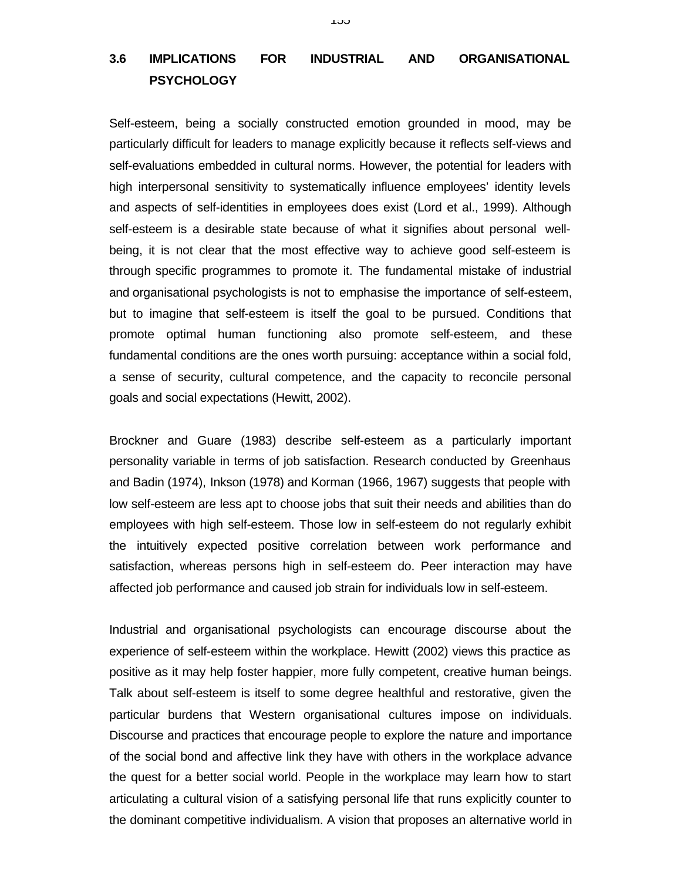## 3.6 IMPLICATIONS FOR INDUSTRIAL AND ORGANISATIONAL PSYCHOLOGY

Self-esteem, being a socially constructed emotion grounded in mood, may be particularly difficult for leaders to manage explicitly because it reflects self-views and self-evaluations embedded in cultural norms. However, the potential for leaders with high interpersonal sensitivity to systematically influence employees' identity levels and aspects of self-identities in employees does exist (Lord et al., 1999). Although self-esteem is a desirable state because of what it signifies about personal well-being, it is not clear that the most effective way to achieve good self-esteem is through specific programmes to promote it. The fundamental mistake of industrial and organisational psychologists is not to emphasise the importance of self-esteem, but to imagine that self-esteem is itself the goal to be pursued. Conditions that promote optimal human functioning also promote self-esteem, and these fundamental conditions are the ones worth pursuing: acceptance within a social fold, a sense of security, cultural competence, and the capacity to reconcile personal goals and social expectations (Hewitt, 2002).

Brockner and Guare (1983) describe self-esteem as a particularly important personality variable in terms of job satisfaction. Research conducted by Greenhaus and Badin (1974), Inkson (1978) and Korman (1966, 1967) suggests that people with low self-esteem are less apt to choose jobs that suit their needs and abilities than do employees with high self-esteem. Those low in self-esteem do not regularly exhibit the intuitively expected positive correlation between work performance and satisfaction, whereas persons high in self-esteem do. Peer interaction may have affected job performance and caused job strain for individuals low in self-esteem.

Industrial and organisational psychologists can encourage discourse about the experience of self-esteem within the workplace. Hewitt (2002) views this practice as positive as it may help foster happier, more fully competent, creative human beings. Talk about self-esteem is itself to some degree healthful and restorative, given the particular burdens that Western organisational cultures impose on individuals. Discourse and practices that encourage people to explore the nature and importance of the social bond and affective link they have with others in the workplace advance the quest for a better social world. People in the workplace may learn how to start articulating a cultural vision of a satisfying personal life that runs explicitly counter to the dominant competitive individualism. A vision that proposes an alternative world in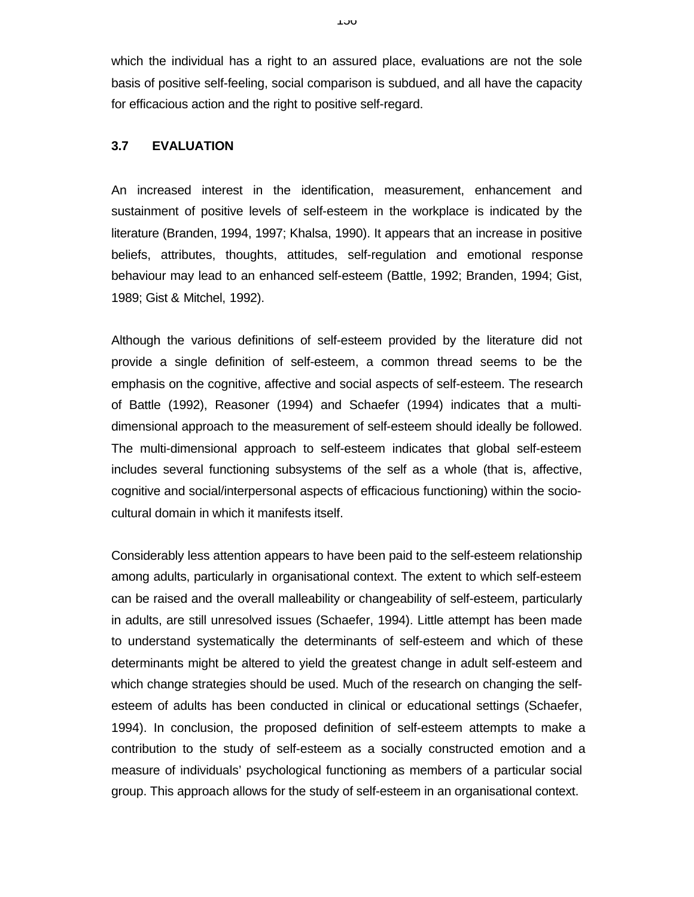which the individual has a right to an assured place, evaluations are not the sole basis of positive self-feeling, social comparison is subdued, and all have the capacity for efficacious action and the right to positive self-regard.

### 3.7 EVALUATION

An increased interest in the identification, measurement, enhancement and sustainment of positive levels of self-esteem in the workplace is indicated by the literature (Branden, 1994, 1997; Khalsa, 1990). It appears that an increase in positive beliefs, attributes, thoughts, attitudes, self-regulation and emotional response behaviour may lead to an enhanced self-esteem (Battle, 1992; Branden, 1994; Gist, 1989; Gist & Mitchel, 1992).

Although the various definitions of self-esteem provided by the literature did not provide a single definition of self-esteem, a common thread seems to be the emphasis on the cognitive, affective and social aspects of self-esteem. The research of Battle (1992), Reasoner (1994) and Schaefer (1994) indicates that a multi-dimensional approach to the measurement of self-esteem should ideally be followed. The multi-dimensional approach to self-esteem indicates that global self-esteem includes several functioning subsystems of the self as a whole (that is, affective, cognitive and social/interpersonal aspects of efficacious functioning) within the socio-cultural domain in which it manifests itself.

Considerably less attention appears to have been paid to the self-esteem relationship among adults, particularly in organisational context. The extent to which self-esteem can be raised and the overall malleability or changeability of self-esteem, particularly in adults, are still unresolved issues (Schaefer, 1994). Little attempt has been made to understand systematically the determinants of self-esteem and which of these determinants might be altered to yield the greatest change in adult self-esteem and which change strategies should be used. Much of the research on changing the self-esteem of adults has been conducted in clinical or educational settings (Schaefer, 1994). In conclusion, the proposed definition of self-esteem attempts to make a contribution to the study of self-esteem as a socially constructed emotion and a measure of individuals' psychological functioning as members of a particular social group. This approach allows for the study of self-esteem in an organisational context.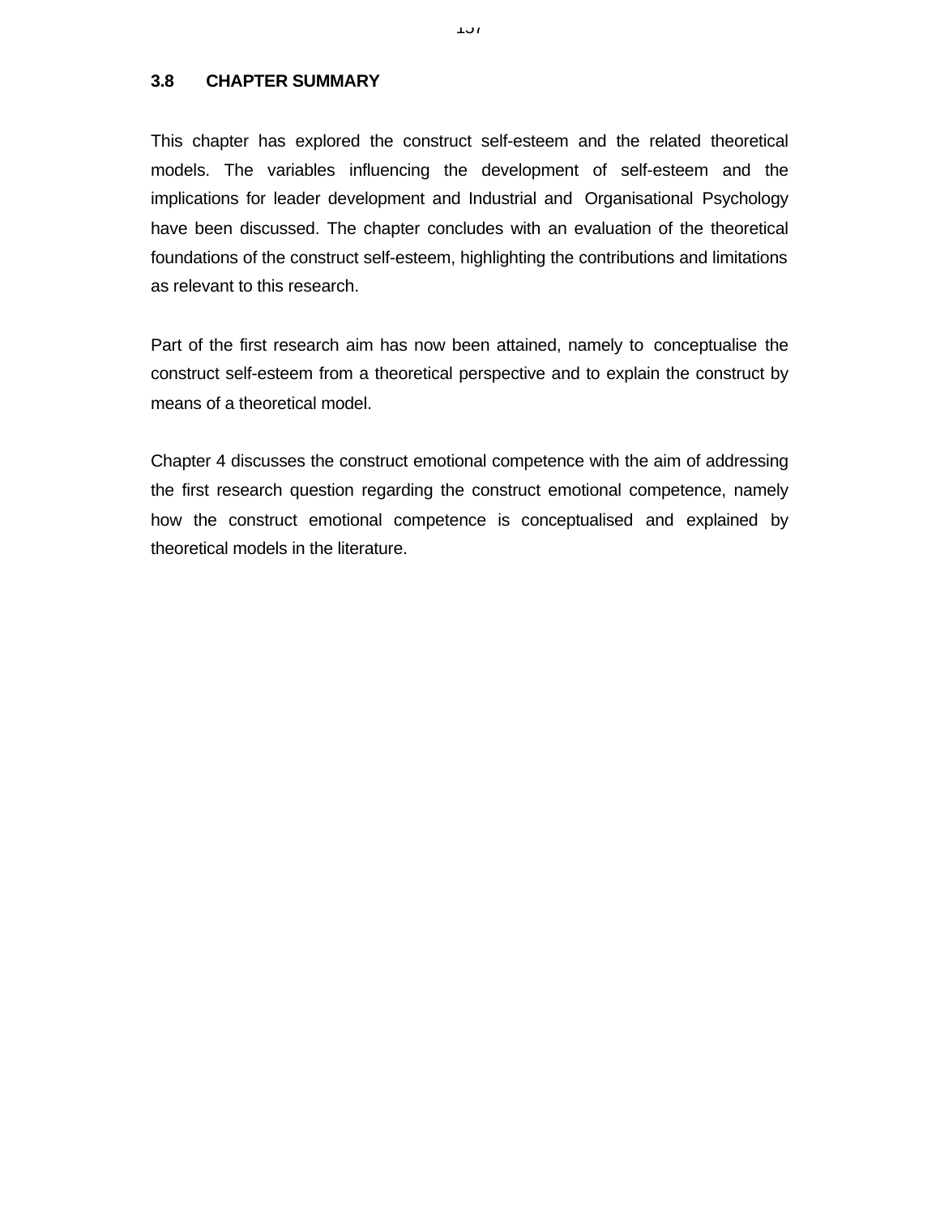## 3.8 CHAPTER SUMMARY

This chapter has explored the construct self-esteem and the related theoretical models. The variables influencing the development of self-esteem and the implications for leader development and Industrial and Organisational Psychology have been discussed. The chapter concludes with an evaluation of the theoretical foundations of the construct self-esteem, highlighting the contributions and limitations as relevant to this research.

Part of the first research aim has now been attained, namely to conceptualise the construct self-esteem from a theoretical perspective and to explain the construct by means of a theoretical model.

Chapter 4 discusses the construct emotional competence with the aim of addressing the first research question regarding the construct emotional competence, namely how the construct emotional competence is conceptualised and explained by theoretical models in the literature.